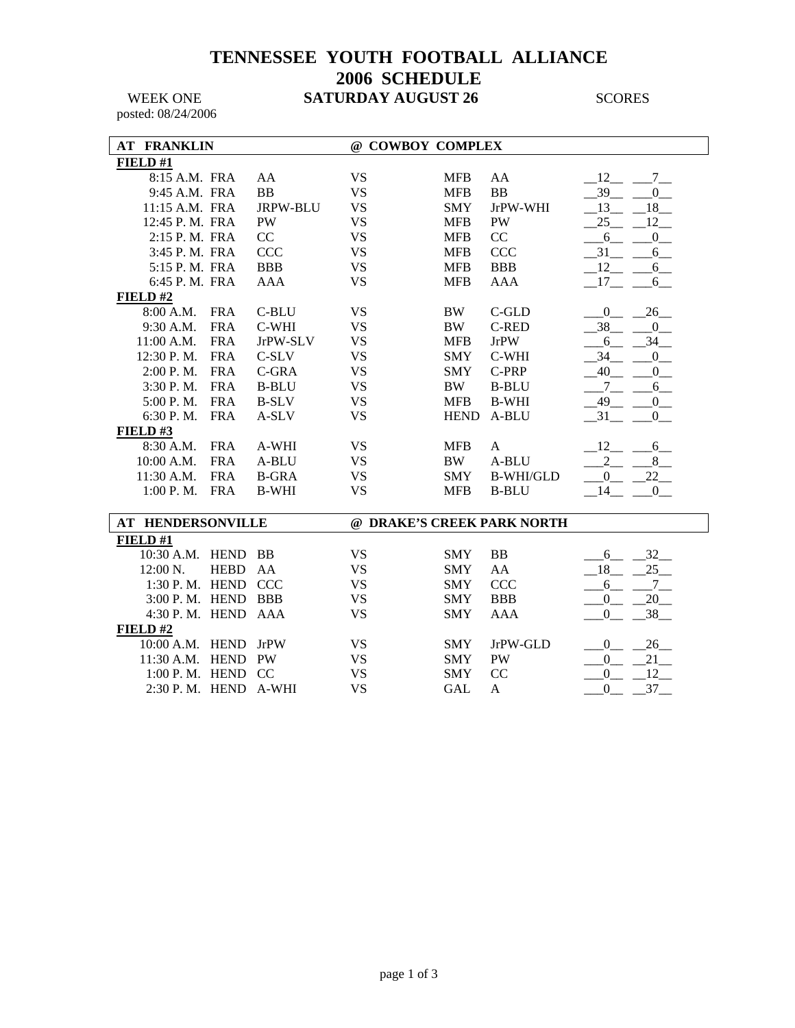# TENNESSEE YOUTH FOOTBALL ALLIANCE
# 2006 SCHEDULE

WEEK ONE **SATURDAY AUGUST 26** SCORES

posted: 08/24/2006

## AT FRANKLIN @ COWBOY COMPLEX

**FIELD #1**

| Time | Team | Division | | Team | Division | Score | Score |
|---|---|---|---|---|---|---|---|
| 8:15 A.M. | FRA | AA | VS | MFB | AA | 12 | 7 |
| 9:45 A.M. | FRA | BB | VS | MFB | BB | 39 | 0 |
| 11:15 A.M. | FRA | JRPW-BLU | VS | SMY | JrPW-WHI | 13 | 18 |
| 12:45 P. M. | FRA | PW | VS | MFB | PW | 25 | 12 |
| 2:15 P. M. | FRA | CC | VS | MFB | CC | 6 | 0 |
| 3:45 P. M. | FRA | CCC | VS | MFB | CCC | 31 | 6 |
| 5:15 P. M. | FRA | BBB | VS | MFB | BBB | 12 | 6 |
| 6:45 P. M. | FRA | AAA | VS | MFB | AAA | 17 | 6 |

**FIELD #2**

| Time | Team | Division | | Team | Division | Score | Score |
|---|---|---|---|---|---|---|---|
| 8:00 A.M. | FRA | C-BLU | VS | BW | C-GLD | 0 | 26 |
| 9:30 A.M. | FRA | C-WHI | VS | BW | C-RED | 38 | 0 |
| 11:00 A.M. | FRA | JrPW-SLV | VS | MFB | JrPW | 6 | 34 |
| 12:30 P. M. | FRA | C-SLV | VS | SMY | C-WHI | 34 | 0 |
| 2:00 P. M. | FRA | C-GRA | VS | SMY | C-PRP | 40 | 0 |
| 3:30 P. M. | FRA | B-BLU | VS | BW | B-BLU | 7 | 6 |
| 5:00 P. M. | FRA | B-SLV | VS | MFB | B-WHI | 49 | 0 |
| 6:30 P. M. | FRA | A-SLV | VS | HEND | A-BLU | 31 | 0 |

**FIELD #3**

| Time | Team | Division | | Team | Division | Score | Score |
|---|---|---|---|---|---|---|---|
| 8:30 A.M. | FRA | A-WHI | VS | MFB | A | 12 | 6 |
| 10:00 A.M. | FRA | A-BLU | VS | BW | A-BLU | 2 | 8 |
| 11:30 A.M. | FRA | B-GRA | VS | SMY | B-WHI/GLD | 0 | 22 |
| 1:00 P. M. | FRA | B-WHI | VS | MFB | B-BLU | 14 | 0 |

## AT HENDERSONVILLE @ DRAKE'S CREEK PARK NORTH

**FIELD #1**

| Time | Team | Division | | Team | Division | Score | Score |
|---|---|---|---|---|---|---|---|
| 10:30 A.M. | HEND | BB | VS | SMY | BB | 6 | 32 |
| 12:00 N. | HEBD | AA | VS | SMY | AA | 18 | 25 |
| 1:30 P. M. | HEND | CCC | VS | SMY | CCC | 6 | 7 |
| 3:00 P. M. | HEND | BBB | VS | SMY | BBB | 0 | 20 |
| 4:30 P. M. | HEND | AAA | VS | SMY | AAA | 0 | 38 |

**FIELD #2**

| Time | Team | Division | | Team | Division | Score | Score |
|---|---|---|---|---|---|---|---|
| 10:00 A.M. | HEND | JrPW | VS | SMY | JrPW-GLD | 0 | 26 |
| 11:30 A.M. | HEND | PW | VS | SMY | PW | 0 | 21 |
| 1:00 P. M. | HEND | CC | VS | SMY | CC | 0 | 12 |
| 2:30 P. M. | HEND | A-WHI | VS | GAL | A | 0 | 37 |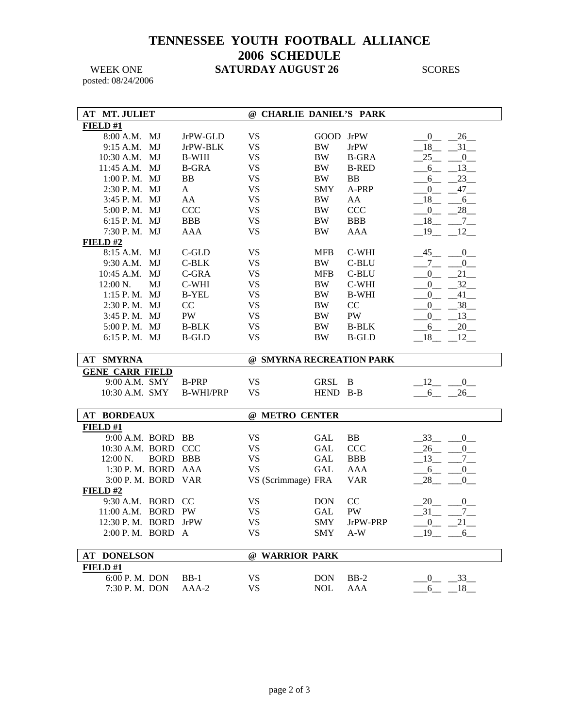# TENNESSEE YOUTH FOOTBALL ALLIANCE
## 2006 SCHEDULE

WEEK ONE **SATURDAY AUGUST 26** SCORES

posted: 08/24/2006

### AT MT. JULIET @ CHARLIE DANIEL'S PARK

**FIELD #1**

| Time | Home | Team | | Visitor | Team | Home Score | Visitor Score |
|---|---|---|---|---|---|---|---|
| 8:00 A.M. | MJ | JrPW-GLD | VS | GOOD | JrPW | 0 | 26 |
| 9:15 A.M. | MJ | JrPW-BLK | VS | BW | JrPW | 18 | 31 |
| 10:30 A.M. | MJ | B-WHI | VS | BW | B-GRA | 25 | 0 |
| 11:45 A.M. | MJ | B-GRA | VS | BW | B-RED | 6 | 13 |
| 1:00 P. M. | MJ | BB | VS | BW | BB | 6 | 23 |
| 2:30 P. M. | MJ | A | VS | SMY | A-PRP | 0 | 47 |
| 3:45 P. M. | MJ | AA | VS | BW | AA | 18 | 6 |
| 5:00 P. M. | MJ | CCC | VS | BW | CCC | 0 | 28 |
| 6:15 P. M. | MJ | BBB | VS | BW | BBB | 18 | 7 |
| 7:30 P. M. | MJ | AAA | VS | BW | AAA | 19 | 12 |

**FIELD #2**

| Time | Home | Team | | Visitor | Team | Home Score | Visitor Score |
|---|---|---|---|---|---|---|---|
| 8:15 A.M. | MJ | C-GLD | VS | MFB | C-WHI | 45 | 0 |
| 9:30 A.M. | MJ | C-BLK | VS | BW | C-BLU | 7 | 0 |
| 10:45 A.M. | MJ | C-GRA | VS | MFB | C-BLU | 0 | 21 |
| 12:00 N. | MJ | C-WHI | VS | BW | C-WHI | 0 | 32 |
| 1:15 P. M. | MJ | B-YEL | VS | BW | B-WHI | 0 | 41 |
| 2:30 P. M. | MJ | CC | VS | BW | CC | 0 | 38 |
| 3:45 P. M. | MJ | PW | VS | BW | PW | 0 | 13 |
| 5:00 P. M. | MJ | B-BLK | VS | BW | B-BLK | 6 | 20 |
| 6:15 P. M. | MJ | B-GLD | VS | BW | B-GLD | 18 | 12 |

### AT SMYRNA @ SMYRNA RECREATION PARK

**GENE CARR FIELD**

| Time | Home | Team | | Visitor | Team | Home Score | Visitor Score |
|---|---|---|---|---|---|---|---|
| 9:00 A.M. | SMY | B-PRP | VS | GRSL | B | 12 | 0 |
| 10:30 A.M. | SMY | B-WHI/PRP | VS | HEND | B-B | 6 | 26 |

### AT BORDEAUX @ METRO CENTER

**FIELD #1**

| Time | Home | Team | | Visitor | Team | Home Score | Visitor Score |
|---|---|---|---|---|---|---|---|
| 9:00 A.M. | BORD | BB | VS | GAL | BB | 33 | 0 |
| 10:30 A.M. | BORD | CCC | VS | GAL | CCC | 26 | 0 |
| 12:00 N. | BORD | BBB | VS | GAL | BBB | 13 | 7 |
| 1:30 P. M. | BORD | AAA | VS | GAL | AAA | 6 | 0 |
| 3:00 P. M. | BORD | VAR | VS (Scrimmage) | FRA | VAR | 28 | 0 |

**FIELD #2**

| Time | Home | Team | | Visitor | Team | Home Score | Visitor Score |
|---|---|---|---|---|---|---|---|
| 9:30 A.M. | BORD | CC | VS | DON | CC | 20 | 0 |
| 11:00 A.M. | BORD | PW | VS | GAL | PW | 31 | 7 |
| 12:30 P. M. | BORD | JrPW | VS | SMY | JrPW-PRP | 0 | 21 |
| 2:00 P. M. | BORD | A | VS | SMY | A-W | 19 | 6 |

### AT DONELSON @ WARRIOR PARK

**FIELD #1**

| Time | Home | Team | | Visitor | Team | Home Score | Visitor Score |
|---|---|---|---|---|---|---|---|
| 6:00 P. M. | DON | BB-1 | VS | DON | BB-2 | 0 | 33 |
| 7:30 P. M. | DON | AAA-2 | VS | NOL | AAA | 6 | 18 |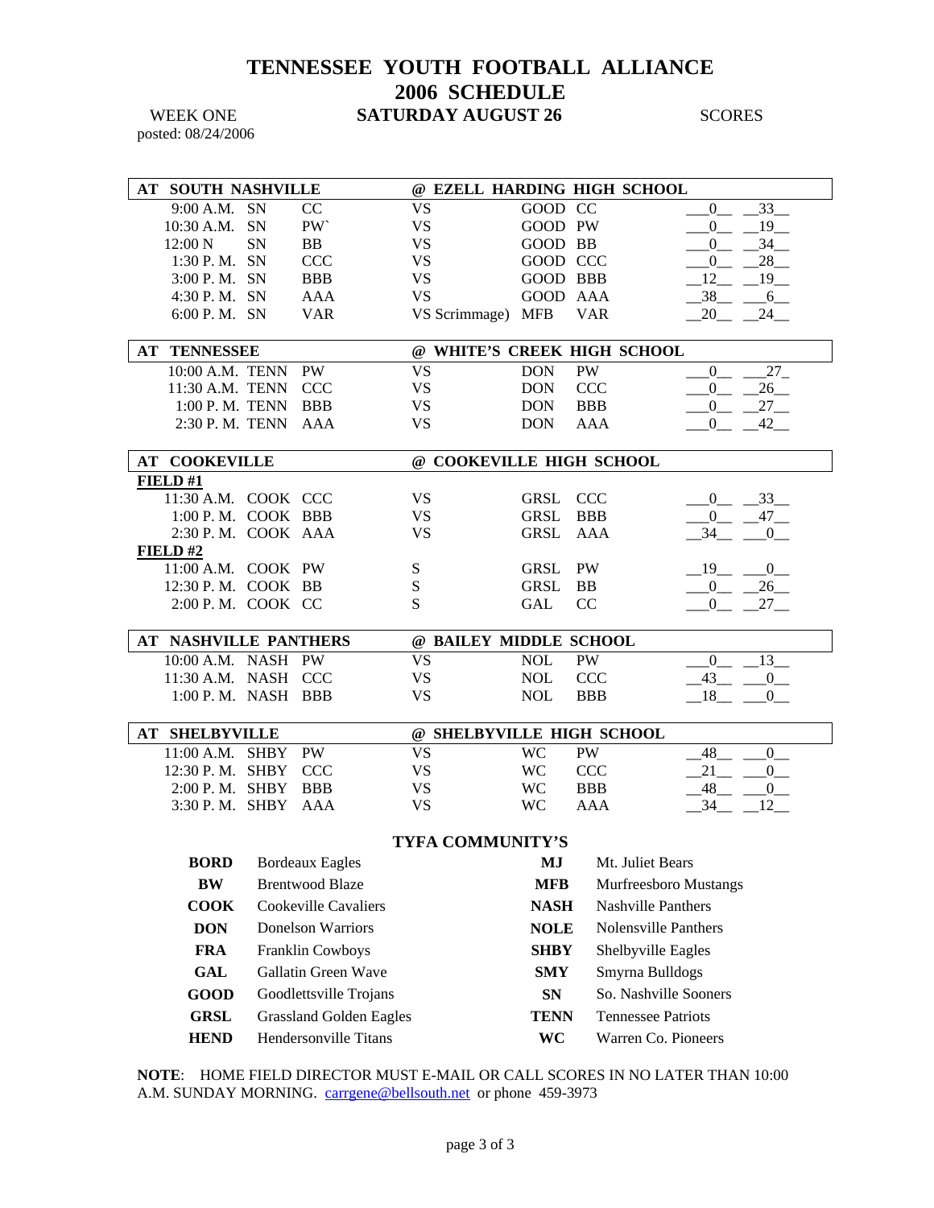# TENNESSEE YOUTH FOOTBALL ALLIANCE

## 2006 SCHEDULE

WEEK ONE **SATURDAY AUGUST 26** SCORES

posted: 08/24/2006

| AT SOUTH NASHVILLE | | | @ EZELL HARDING HIGH SCHOOL | | | | |
|---|---|---|---|---|---|---|---|
| 9:00 A.M. | SN | CC | VS | GOOD | CC | 0 | 33 |
| 10:30 A.M. | SN | PW` | VS | GOOD | PW | 0 | 19 |
| 12:00 N | SN | BB | VS | GOOD | BB | 0 | 34 |
| 1:30 P. M. | SN | CCC | VS | GOOD | CCC | 0 | 28 |
| 3:00 P. M. | SN | BBB | VS | GOOD | BBB | 12 | 19 |
| 4:30 P. M. | SN | AAA | VS | GOOD | AAA | 38 | 6 |
| 6:00 P. M. | SN | VAR | VS Scrimmage) | MFB | VAR | 20 | 24 |

| AT TENNESSEE | | | @ WHITE'S CREEK HIGH SCHOOL | | | | |
|---|---|---|---|---|---|---|---|
| 10:00 A.M. | TENN | PW | VS | DON | PW | 0 | 27 |
| 11:30 A.M. | TENN | CCC | VS | DON | CCC | 0 | 26 |
| 1:00 P. M. | TENN | BBB | VS | DON | BBB | 0 | 27 |
| 2:30 P. M. | TENN | AAA | VS | DON | AAA | 0 | 42 |

| AT COOKEVILLE | | | @ COOKEVILLE HIGH SCHOOL | | | | |
|---|---|---|---|---|---|---|---|
| **FIELD #1** | | | | | | | |
| 11:30 A.M. | COOK | CCC | VS | GRSL | CCC | 0 | 33 |
| 1:00 P. M. | COOK | BBB | VS | GRSL | BBB | 0 | 47 |
| 2:30 P. M. | COOK | AAA | VS | GRSL | AAA | 34 | 0 |
| **FIELD #2** | | | | | | | |
| 11:00 A.M. | COOK | PW | S | GRSL | PW | 19 | 0 |
| 12:30 P. M. | COOK | BB | S | GRSL | BB | 0 | 26 |
| 2:00 P. M. | COOK | CC | S | GAL | CC | 0 | 27 |

| AT NASHVILLE PANTHERS | | | @ BAILEY MIDDLE SCHOOL | | | | |
|---|---|---|---|---|---|---|---|
| 10:00 A.M. | NASH | PW | VS | NOL | PW | 0 | 13 |
| 11:30 A.M. | NASH | CCC | VS | NOL | CCC | 43 | 0 |
| 1:00 P. M. | NASH | BBB | VS | NOL | BBB | 18 | 0 |

| AT SHELBYVILLE | | | @ SHELBYVILLE HIGH SCHOOL | | | | |
|---|---|---|---|---|---|---|---|
| 11:00 A.M. | SHBY | PW | VS | WC | PW | 48 | 0 |
| 12:30 P. M. | SHBY | CCC | VS | WC | CCC | 21 | 0 |
| 2:00 P. M. | SHBY | BBB | VS | WC | BBB | 48 | 0 |
| 3:30 P. M. | SHBY | AAA | VS | WC | AAA | 34 | 12 |

### TYFA COMMUNITY'S

| | | | |
|---|---|---|---|
| **BORD** | Bordeaux Eagles | **MJ** | Mt. Juliet Bears |
| **BW** | Brentwood Blaze | **MFB** | Murfreesboro Mustangs |
| **COOK** | Cookeville Cavaliers | **NASH** | Nashville Panthers |
| **DON** | Donelson Warriors | **NOLE** | Nolensville Panthers |
| **FRA** | Franklin Cowboys | **SHBY** | Shelbyville Eagles |
| **GAL** | Gallatin Green Wave | **SMY** | Smyrna Bulldogs |
| **GOOD** | Goodlettsville Trojans | **SN** | So. Nashville Sooners |
| **GRSL** | Grassland Golden Eagles | **TENN** | Tennessee Patriots |
| **HEND** | Hendersonville Titans | **WC** | Warren Co. Pioneers |

**NOTE**: HOME FIELD DIRECTOR MUST E-MAIL OR CALL SCORES IN NO LATER THAN 10:00 A.M. SUNDAY MORNING. carrgene@bellsouth.net or phone 459-3973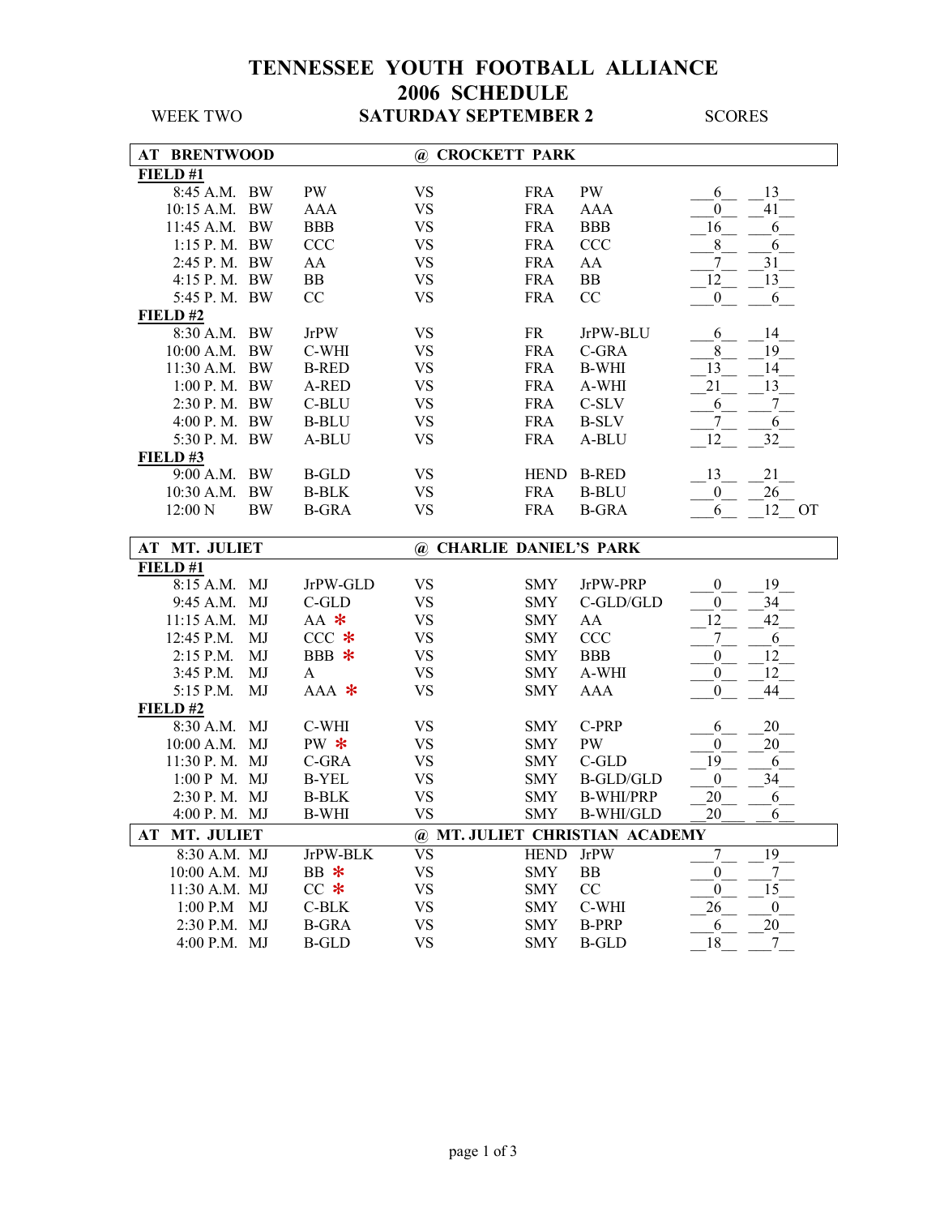# TENNESSEE YOUTH FOOTBALL ALLIANCE
## 2006 SCHEDULE

WEEK TWO — **SATURDAY SEPTEMBER 2** — SCORES

| **AT BRENTWOOD** | | | | **@ CROCKETT PARK** | | | |
|---|---|---|---|---|---|---|---|
| **FIELD #1** | | | | | | | |
| 8:45 A.M. | BW | PW | VS | FRA | PW | 6 | 13 |
| 10:15 A.M. | BW | AAA | VS | FRA | AAA | 0 | 41 |
| 11:45 A.M. | BW | BBB | VS | FRA | BBB | 16 | 6 |
| 1:15 P. M. | BW | CCC | VS | FRA | CCC | 8 | 6 |
| 2:45 P. M. | BW | AA | VS | FRA | AA | 7 | 31 |
| 4:15 P. M. | BW | BB | VS | FRA | BB | 12 | 13 |
| 5:45 P. M. | BW | CC | VS | FRA | CC | 0 | 6 |
| **FIELD #2** | | | | | | | |
| 8:30 A.M. | BW | JrPW | VS | FR | JrPW-BLU | 6 | 14 |
| 10:00 A.M. | BW | C-WHI | VS | FRA | C-GRA | 8 | 19 |
| 11:30 A.M. | BW | B-RED | VS | FRA | B-WHI | 13 | 14 |
| 1:00 P. M. | BW | A-RED | VS | FRA | A-WHI | 21 | 13 |
| 2:30 P. M. | BW | C-BLU | VS | FRA | C-SLV | 6 | 7 |
| 4:00 P. M. | BW | B-BLU | VS | FRA | B-SLV | 7 | 6 |
| 5:30 P. M. | BW | A-BLU | VS | FRA | A-BLU | 12 | 32 |
| **FIELD #3** | | | | | | | |
| 9:00 A.M. | BW | B-GLD | VS | HEND | B-RED | 13 | 21 |
| 10:30 A.M. | BW | B-BLK | VS | FRA | B-BLU | 0 | 26 |
| 12:00 N | BW | B-GRA | VS | FRA | B-GRA | 6 | 12 OT |

| **AT MT. JULIET** | | | | **@ CHARLIE DANIEL'S PARK** | | | |
|---|---|---|---|---|---|---|---|
| **FIELD #1** | | | | | | | |
| 8:15 A.M. | MJ | JrPW-GLD | VS | SMY | JrPW-PRP | 0 | 19 |
| 9:45 A.M. | MJ | C-GLD | VS | SMY | C-GLD/GLD | 0 | 34 |
| 11:15 A.M. | MJ | AA * | VS | SMY | AA | 12 | 42 |
| 12:45 P.M. | MJ | CCC * | VS | SMY | CCC | 7 | 6 |
| 2:15 P.M. | MJ | BBB * | VS | SMY | BBB | 0 | 12 |
| 3:45 P.M. | MJ | A | VS | SMY | A-WHI | 0 | 12 |
| 5:15 P.M. | MJ | AAA * | VS | SMY | AAA | 0 | 44 |
| **FIELD #2** | | | | | | | |
| 8:30 A.M. | MJ | C-WHI | VS | SMY | C-PRP | 6 | 20 |
| 10:00 A.M. | MJ | PW * | VS | SMY | PW | 0 | 20 |
| 11:30 P. M. | MJ | C-GRA | VS | SMY | C-GLD | 19 | 6 |
| 1:00 P M. | MJ | B-YEL | VS | SMY | B-GLD/GLD | 0 | 34 |
| 2:30 P. M. | MJ | B-BLK | VS | SMY | B-WHI/PRP | 20 | 6 |
| 4:00 P. M. | MJ | B-WHI | VS | SMY | B-WHI/GLD | 20 | 6 |

| **AT MT. JULIET** | | | | **@ MT. JULIET CHRISTIAN ACADEMY** | | | |
|---|---|---|---|---|---|---|---|
| 8:30 A.M. | MJ | JrPW-BLK | VS | HEND | JrPW | 7 | 19 |
| 10:00 A.M. | MJ | BB * | VS | SMY | BB | 0 | 7 |
| 11:30 A.M. | MJ | CC * | VS | SMY | CC | 0 | 15 |
| 1:00 P.M | MJ | C-BLK | VS | SMY | C-WHI | 26 | 0 |
| 2:30 P.M. | MJ | B-GRA | VS | SMY | B-PRP | 6 | 20 |
| 4:00 P.M. | MJ | B-GLD | VS | SMY | B-GLD | 18 | 7 |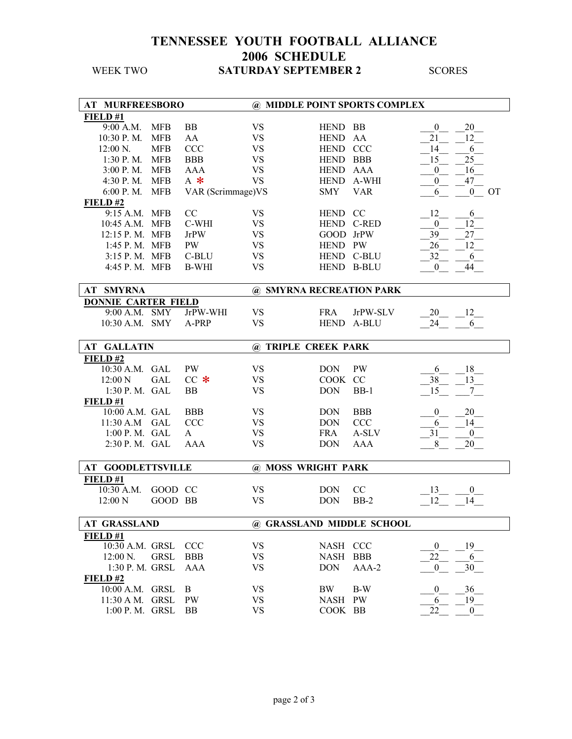# TENNESSEE YOUTH FOOTBALL ALLIANCE
# 2006 SCHEDULE

WEEK TWO — **SATURDAY SEPTEMBER 2** — SCORES

## AT MURFREESBORO — @ MIDDLE POINT SPORTS COMPLEX

**FIELD #1**

| Time | Team | Division | | Opponent | Division | Score | Score | |
|---|---|---|---|---|---|---|---|---|
| 9:00 A.M. | MFB | BB | VS | HEND | BB | 0 | 20 | |
| 10:30 P. M. | MFB | AA | VS | HEND | AA | 21 | 12 | |
| 12:00 N. | MFB | CCC | VS | HEND | CCC | 14 | 6 | |
| 1:30 P. M. | MFB | BBB | VS | HEND | BBB | 15 | 25 | |
| 3:00 P. M. | MFB | AAA | VS | HEND | AAA | 0 | 16 | |
| 4:30 P. M. | MFB | A * | VS | HEND | A-WHI | 0 | 47 | |
| 6:00 P. M. | MFB | VAR (Scrimmage) | VS | SMY | VAR | 6 | 0 | OT |

**FIELD #2**

| Time | Team | Division | | Opponent | Division | Score | Score |
|---|---|---|---|---|---|---|---|
| 9:15 A.M. | MFB | CC | VS | HEND | CC | 12 | 6 |
| 10:45 A.M. | MFB | C-WHI | VS | HEND | C-RED | 0 | 12 |
| 12:15 P. M. | MFB | JrPW | VS | GOOD | JrPW | 39 | 27 |
| 1:45 P. M. | MFB | PW | VS | HEND | PW | 26 | 12 |
| 3:15 P. M. | MFB | C-BLU | VS | HEND | C-BLU | 32 | 6 |
| 4:45 P. M. | MFB | B-WHI | VS | HEND | B-BLU | 0 | 44 |

## AT SMYRNA — @ SMYRNA RECREATION PARK

**DONNIE CARTER FIELD**

| Time | Team | Division | | Opponent | Division | Score | Score |
|---|---|---|---|---|---|---|---|
| 9:00 A.M. | SMY | JrPW-WHI | VS | FRA | JrPW-SLV | 20 | 12 |
| 10:30 A.M. | SMY | A-PRP | VS | HEND | A-BLU | 24 | 6 |

## AT GALLATIN — @ TRIPLE CREEK PARK

**FIELD #2**

| Time | Team | Division | | Opponent | Division | Score | Score |
|---|---|---|---|---|---|---|---|
| 10:30 A.M. | GAL | PW | VS | DON | PW | 6 | 18 |
| 12:00 N | GAL | CC * | VS | COOK | CC | 38 | 13 |
| 1:30 P. M. | GAL | BB | VS | DON | BB-1 | 15 | 7 |

**FIELD #1**

| Time | Team | Division | | Opponent | Division | Score | Score |
|---|---|---|---|---|---|---|---|
| 10:00 A.M. | GAL | BBB | VS | DON | BBB | 0 | 20 |
| 11:30 A.M | GAL | CCC | VS | DON | CCC | 6 | 14 |
| 1:00 P. M. | GAL | A | VS | FRA | A-SLV | 31 | 0 |
| 2:30 P. M. | GAL | AAA | VS | DON | AAA | 8 | 20 |

## AT GOODLETTSVILLE — @ MOSS WRIGHT PARK

**FIELD #1**

| Time | Team | Division | | Opponent | Division | Score | Score |
|---|---|---|---|---|---|---|---|
| 10:30 A.M. | GOOD | CC | VS | DON | CC | 13 | 0 |
| 12:00 N | GOOD | BB | VS | DON | BB-2 | 12 | 14 |

## AT GRASSLAND — @ GRASSLAND MIDDLE SCHOOL

**FIELD #1**

| Time | Team | Division | | Opponent | Division | Score | Score |
|---|---|---|---|---|---|---|---|
| 10:30 A.M. | GRSL | CCC | VS | NASH | CCC | 0 | 19 |
| 12:00 N. | GRSL | BBB | VS | NASH | BBB | 22 | 6 |
| 1:30 P. M. | GRSL | AAA | VS | DON | AAA-2 | 0 | 30 |

**FIELD #2**

| Time | Team | Division | | Opponent | Division | Score | Score |
|---|---|---|---|---|---|---|---|
| 10:00 A.M. | GRSL | B | VS | BW | B-W | 0 | 36 |
| 11:30 A M. | GRSL | PW | VS | NASH | PW | 6 | 19 |
| 1:00 P. M. | GRSL | BB | VS | COOK | BB | 22 | 0 |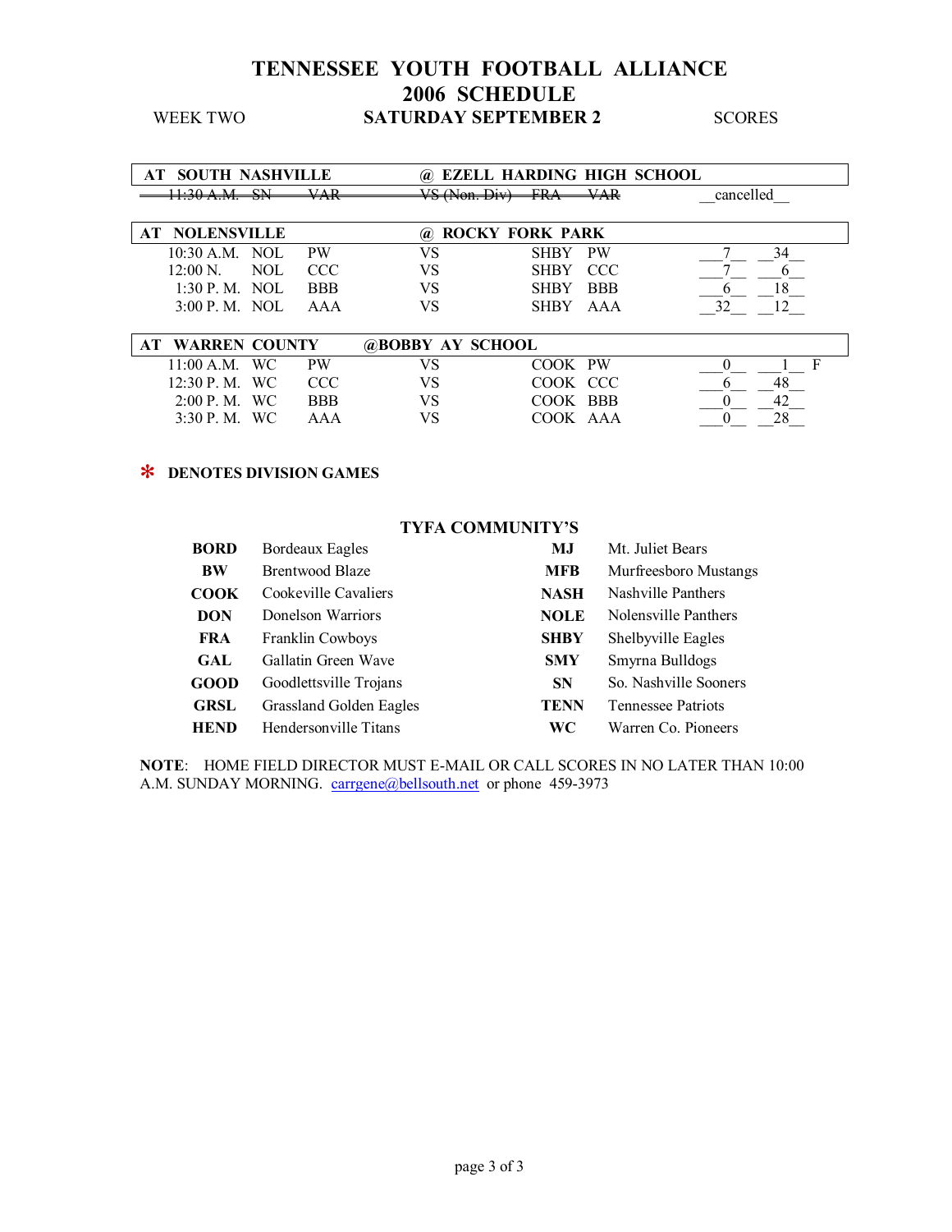# TENNESSEE YOUTH FOOTBALL ALLIANCE
## 2006 SCHEDULE

WEEK TWO **SATURDAY SEPTEMBER 2** SCORES

| **AT SOUTH NASHVILLE** | | | **@ EZELL HARDING HIGH SCHOOL** | | | |
|---|---|---|---|---|---|---|
| ~~11:30 A.M.~~ | ~~SN~~ | ~~VAR~~ | ~~VS (Non. Div)~~ | ~~FRA~~ | ~~VAR~~ | cancelled |
| **AT NOLENSVILLE** | | | **@ ROCKY FORK PARK** | | | |
| 10:30 A.M. | NOL | PW | VS | SHBY | PW | 7 34 |
| 12:00 N. | NOL | CCC | VS | SHBY | CCC | 7 6 |
| 1:30 P. M. | NOL | BBB | VS | SHBY | BBB | 6 18 |
| 3:00 P. M. | NOL | AAA | VS | SHBY | AAA | 32 12 |
| **AT WARREN COUNTY** | | | **@BOBBY AY SCHOOL** | | | |
| 11:00 A.M. | WC | PW | VS | COOK | PW | 0 1 F |
| 12:30 P. M. | WC | CCC | VS | COOK | CCC | 6 48 |
| 2:00 P. M. | WC | BBB | VS | COOK | BBB | 0 42 |
| 3:30 P. M. | WC | AAA | VS | COOK | AAA | 0 28 |

\* **DENOTES DIVISION GAMES**

### TYFA COMMUNITY'S

| | | | |
|---|---|---|---|
| **BORD** | Bordeaux Eagles | **MJ** | Mt. Juliet Bears |
| **BW** | Brentwood Blaze | **MFB** | Murfreesboro Mustangs |
| **COOK** | Cookeville Cavaliers | **NASH** | Nashville Panthers |
| **DON** | Donelson Warriors | **NOLE** | Nolensville Panthers |
| **FRA** | Franklin Cowboys | **SHBY** | Shelbyville Eagles |
| **GAL** | Gallatin Green Wave | **SMY** | Smyrna Bulldogs |
| **GOOD** | Goodlettsville Trojans | **SN** | So. Nashville Sooners |
| **GRSL** | Grassland Golden Eagles | **TENN** | Tennessee Patriots |
| **HEND** | Hendersonville Titans | **WC** | Warren Co. Pioneers |

**NOTE**: HOME FIELD DIRECTOR MUST E-MAIL OR CALL SCORES IN NO LATER THAN 10:00 A.M. SUNDAY MORNING. carrgene@bellsouth.net or phone 459-3973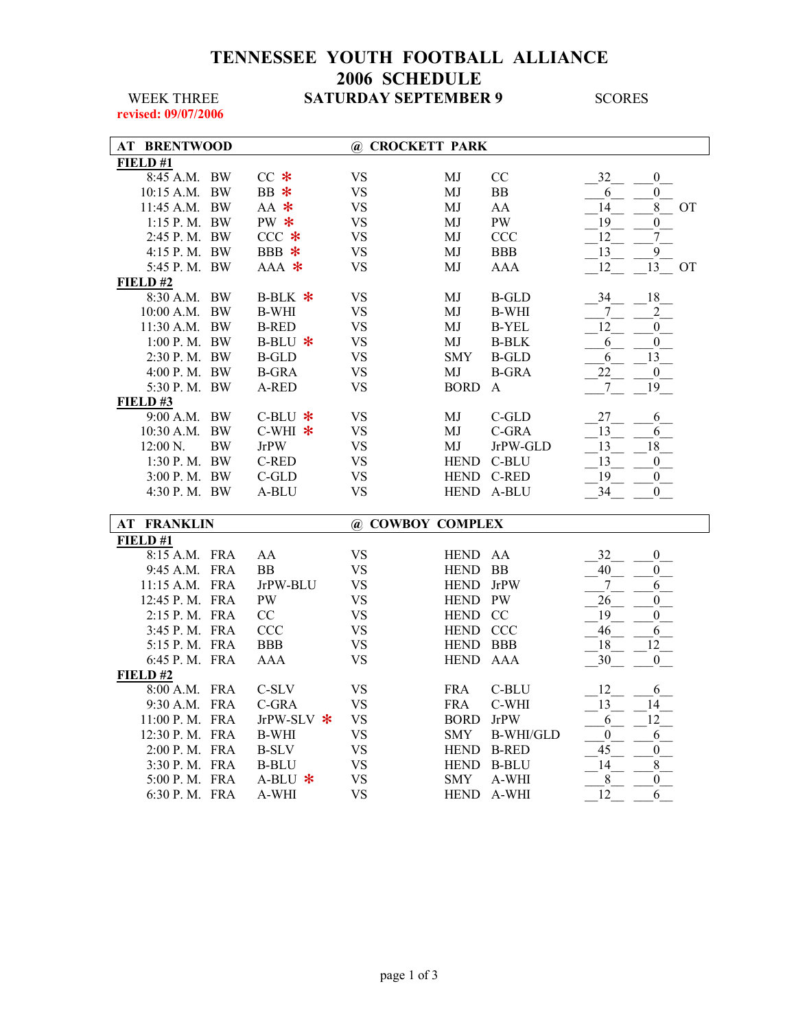# TENNESSEE YOUTH FOOTBALL ALLIANCE
# 2006 SCHEDULE

WEEK THREE — **SATURDAY SEPTEMBER 9** — SCORES

**revised: 09/07/2006**

## AT BRENTWOOD @ CROCKETT PARK

**FIELD #1**

| Time | Team | Division | | Team | Division | Score | Score | |
|---|---|---|---|---|---|---|---|---|
| 8:45 A.M. | BW | CC * | VS | MJ | CC | 32 | 0 | |
| 10:15 A.M. | BW | BB * | VS | MJ | BB | 6 | 0 | |
| 11:45 A.M. | BW | AA * | VS | MJ | AA | 14 | 8 | OT |
| 1:15 P. M. | BW | PW * | VS | MJ | PW | 19 | 0 | |
| 2:45 P. M. | BW | CCC * | VS | MJ | CCC | 12 | 7 | |
| 4:15 P. M. | BW | BBB * | VS | MJ | BBB | 13 | 9 | |
| 5:45 P. M. | BW | AAA * | VS | MJ | AAA | 12 | 13 | OT |

**FIELD #2**

| Time | Team | Division | | Team | Division | Score | Score |
|---|---|---|---|---|---|---|---|
| 8:30 A.M. | BW | B-BLK * | VS | MJ | B-GLD | 34 | 18 |
| 10:00 A.M. | BW | B-WHI | VS | MJ | B-WHI | 7 | 2 |
| 11:30 A.M. | BW | B-RED | VS | MJ | B-YEL | 12 | 0 |
| 1:00 P. M. | BW | B-BLU * | VS | MJ | B-BLK | 6 | 0 |
| 2:30 P. M. | BW | B-GLD | VS | SMY | B-GLD | 6 | 13 |
| 4:00 P. M. | BW | B-GRA | VS | MJ | B-GRA | 22 | 0 |
| 5:30 P. M. | BW | A-RED | VS | BORD | A | 7 | 19 |

**FIELD #3**

| Time | Team | Division | | Team | Division | Score | Score |
|---|---|---|---|---|---|---|---|
| 9:00 A.M. | BW | C-BLU * | VS | MJ | C-GLD | 27 | 6 |
| 10:30 A.M. | BW | C-WHI * | VS | MJ | C-GRA | 13 | 6 |
| 12:00 N. | BW | JrPW | VS | MJ | JrPW-GLD | 13 | 18 |
| 1:30 P. M. | BW | C-RED | VS | HEND | C-BLU | 13 | 0 |
| 3:00 P. M. | BW | C-GLD | VS | HEND | C-RED | 19 | 0 |
| 4:30 P. M. | BW | A-BLU | VS | HEND | A-BLU | 34 | 0 |

## AT FRANKLIN @ COWBOY COMPLEX

**FIELD #1**

| Time | Team | Division | | Team | Division | Score | Score |
|---|---|---|---|---|---|---|---|
| 8:15 A.M. | FRA | AA | VS | HEND | AA | 32 | 0 |
| 9:45 A.M. | FRA | BB | VS | HEND | BB | 40 | 0 |
| 11:15 A.M. | FRA | JrPW-BLU | VS | HEND | JrPW | 7 | 6 |
| 12:45 P. M. | FRA | PW | VS | HEND | PW | 26 | 0 |
| 2:15 P. M. | FRA | CC | VS | HEND | CC | 19 | 0 |
| 3:45 P. M. | FRA | CCC | VS | HEND | CCC | 46 | 6 |
| 5:15 P. M. | FRA | BBB | VS | HEND | BBB | 18 | 12 |
| 6:45 P. M. | FRA | AAA | VS | HEND | AAA | 30 | 0 |

**FIELD #2**

| Time | Team | Division | | Team | Division | Score | Score |
|---|---|---|---|---|---|---|---|
| 8:00 A.M. | FRA | C-SLV | VS | FRA | C-BLU | 12 | 6 |
| 9:30 A.M. | FRA | C-GRA | VS | FRA | C-WHI | 13 | 14 |
| 11:00 P. M. | FRA | JrPW-SLV * | VS | BORD | JrPW | 6 | 12 |
| 12:30 P. M. | FRA | B-WHI | VS | SMY | B-WHI/GLD | 0 | 6 |
| 2:00 P. M. | FRA | B-SLV | VS | HEND | B-RED | 45 | 0 |
| 3:30 P. M. | FRA | B-BLU | VS | HEND | B-BLU | 14 | 8 |
| 5:00 P. M. | FRA | A-BLU * | VS | SMY | A-WHI | 8 | 0 |
| 6:30 P. M. | FRA | A-WHI | VS | HEND | A-WHI | 12 | 6 |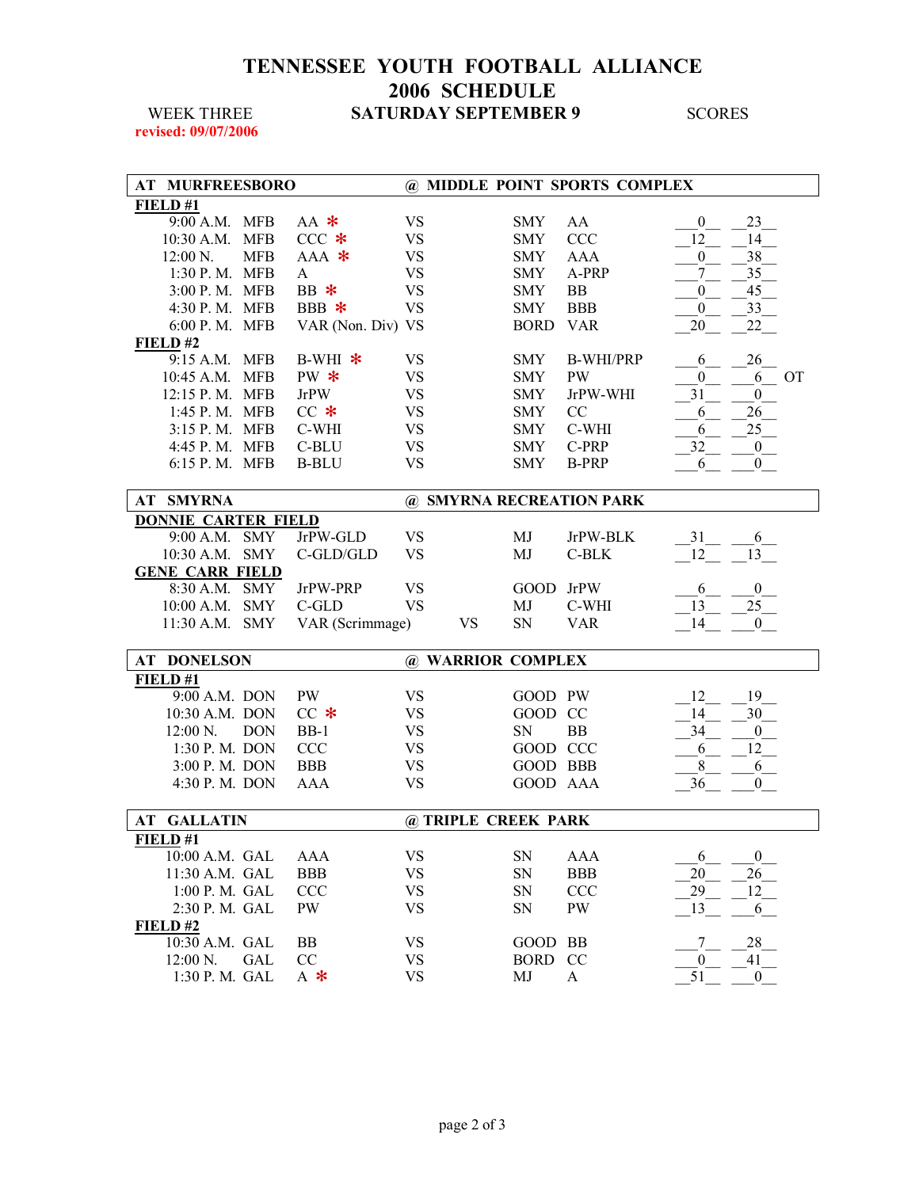# TENNESSEE YOUTH FOOTBALL ALLIANCE
# 2006 SCHEDULE

WEEK THREE — **SATURDAY SEPTEMBER 9** — SCORES

**revised: 09/07/2006**

## AT MURFREESBORO @ MIDDLE POINT SPORTS COMPLEX

**FIELD #1**

| Time | Home | Team | | Visitor | Team | Score | Score | |
|---|---|---|---|---|---|---|---|---|
| 9:00 A.M. | MFB | AA * | VS | SMY | AA | 0 | 23 | |
| 10:30 A.M. | MFB | CCC * | VS | SMY | CCC | 12 | 14 | |
| 12:00 N. | MFB | AAA * | VS | SMY | AAA | 0 | 38 | |
| 1:30 P. M. | MFB | A | VS | SMY | A-PRP | 7 | 35 | |
| 3:00 P. M. | MFB | BB * | VS | SMY | BB | 0 | 45 | |
| 4:30 P. M. | MFB | BBB * | VS | SMY | BBB | 0 | 33 | |
| 6:00 P. M. | MFB | VAR (Non. Div) | VS | BORD | VAR | 20 | 22 | |

**FIELD #2**

| Time | Home | Team | | Visitor | Team | Score | Score | |
|---|---|---|---|---|---|---|---|---|
| 9:15 A.M. | MFB | B-WHI * | VS | SMY | B-WHI/PRP | 6 | 26 | |
| 10:45 A.M. | MFB | PW * | VS | SMY | PW | 0 | 6 | OT |
| 12:15 P. M. | MFB | JrPW | VS | SMY | JrPW-WHI | 31 | 0 | |
| 1:45 P. M. | MFB | CC * | VS | SMY | CC | 6 | 26 | |
| 3:15 P. M. | MFB | C-WHI | VS | SMY | C-WHI | 6 | 25 | |
| 4:45 P. M. | MFB | C-BLU | VS | SMY | C-PRP | 32 | 0 | |
| 6:15 P. M. | MFB | B-BLU | VS | SMY | B-PRP | 6 | 0 | |

## AT SMYRNA @ SMYRNA RECREATION PARK

**DONNIE CARTER FIELD**

| Time | Home | Team | | Visitor | Team | Score | Score |
|---|---|---|---|---|---|---|---|
| 9:00 A.M. | SMY | JrPW-GLD | VS | MJ | JrPW-BLK | 31 | 6 |
| 10:30 A.M. | SMY | C-GLD/GLD | VS | MJ | C-BLK | 12 | 13 |

**GENE CARR FIELD**

| Time | Home | Team | | Visitor | Team | Score | Score |
|---|---|---|---|---|---|---|---|
| 8:30 A.M. | SMY | JrPW-PRP | VS | GOOD | JrPW | 6 | 0 |
| 10:00 A.M. | SMY | C-GLD | VS | MJ | C-WHI | 13 | 25 |
| 11:30 A.M. | SMY | VAR (Scrimmage) | VS | SN | VAR | 14 | 0 |

## AT DONELSON @ WARRIOR COMPLEX

**FIELD #1**

| Time | Home | Team | | Visitor | Team | Score | Score |
|---|---|---|---|---|---|---|---|
| 9:00 A.M. | DON | PW | VS | GOOD | PW | 12 | 19 |
| 10:30 A.M. | DON | CC * | VS | GOOD | CC | 14 | 30 |
| 12:00 N. | DON | BB-1 | VS | SN | BB | 34 | 0 |
| 1:30 P. M. | DON | CCC | VS | GOOD | CCC | 6 | 12 |
| 3:00 P. M. | DON | BBB | VS | GOOD | BBB | 8 | 6 |
| 4:30 P. M. | DON | AAA | VS | GOOD | AAA | 36 | 0 |

## AT GALLATIN @ TRIPLE CREEK PARK

**FIELD #1**

| Time | Home | Team | | Visitor | Team | Score | Score |
|---|---|---|---|---|---|---|---|
| 10:00 A.M. | GAL | AAA | VS | SN | AAA | 6 | 0 |
| 11:30 A.M. | GAL | BBB | VS | SN | BBB | 20 | 26 |
| 1:00 P. M. | GAL | CCC | VS | SN | CCC | 29 | 12 |
| 2:30 P. M. | GAL | PW | VS | SN | PW | 13 | 6 |

**FIELD #2**

| Time | Home | Team | | Visitor | Team | Score | Score |
|---|---|---|---|---|---|---|---|
| 10:30 A.M. | GAL | BB | VS | GOOD | BB | 7 | 28 |
| 12:00 N. | GAL | CC | VS | BORD | CC | 0 | 41 |
| 1:30 P. M. | GAL | A * | VS | MJ | A | 51 | 0 |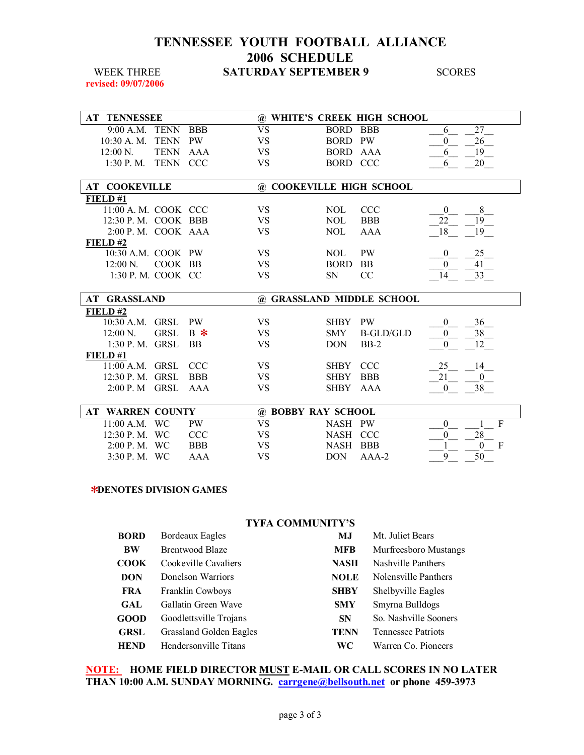# TENNESSEE YOUTH FOOTBALL ALLIANCE
# 2006 SCHEDULE

WEEK THREE — **SATURDAY SEPTEMBER 9** — SCORES

revised: 09/07/2006

| AT TENNESSEE | | | @ WHITE'S CREEK HIGH SCHOOL | | | | |
|---|---|---|---|---|---|---|---|
| 9:00 A.M. | TENN | BBB | VS | BORD | BBB | 6 | 27 |
| 10:30 A. M. | TENN | PW | VS | BORD | PW | 0 | 26 |
| 12:00 N. | TENN | AAA | VS | BORD | AAA | 6 | 19 |
| 1:30 P. M. | TENN | CCC | VS | BORD | CCC | 6 | 20 |

| AT COOKEVILLE | | | @ COOKEVILLE HIGH SCHOOL | | | | |
|---|---|---|---|---|---|---|---|
| **FIELD #1** | | | | | | | |
| 11:00 A. M. | COOK | CCC | VS | NOL | CCC | 0 | 8 |
| 12:30 P. M. | COOK | BBB | VS | NOL | BBB | 22 | 19 |
| 2:00 P. M. | COOK | AAA | VS | NOL | AAA | 18 | 19 |
| **FIELD #2** | | | | | | | |
| 10:30 A.M. | COOK | PW | VS | NOL | PW | 0 | 25 |
| 12:00 N. | COOK | BB | VS | BORD | BB | 0 | 41 |
| 1:30 P. M. | COOK | CC | VS | SN | CC | 14 | 33 |

| AT GRASSLAND | | | @ GRASSLAND MIDDLE SCHOOL | | | | |
|---|---|---|---|---|---|---|---|
| **FIELD #2** | | | | | | | |
| 10:30 A.M. | GRSL | PW | VS | SHBY | PW | 0 | 36 |
| 12:00 N. | GRSL | B * | VS | SMY | B-GLD/GLD | 0 | 38 |
| 1:30 P. M. | GRSL | BB | VS | DON | BB-2 | 0 | 12 |
| **FIELD #1** | | | | | | | |
| 11:00 A.M. | GRSL | CCC | VS | SHBY | CCC | 25 | 14 |
| 12:30 P. M. | GRSL | BBB | VS | SHBY | BBB | 21 | 0 |
| 2:00 P. M | GRSL | AAA | VS | SHBY | AAA | 0 | 38 |

| AT WARREN COUNTY | | | @ BOBBY RAY SCHOOL | | | | |
|---|---|---|---|---|---|---|---|
| 11:00 A.M. | WC | PW | VS | NASH | PW | 0 | 1 F |
| 12:30 P. M. | WC | CCC | VS | NASH | CCC | 0 | 28 |
| 2:00 P. M. | WC | BBB | VS | NASH | BBB | 1 | 0 F |
| 3:30 P. M. | WC | AAA | VS | DON | AAA-2 | 9 | 50 |

***DENOTES DIVISION GAMES**

## TYFA COMMUNITY'S

| | | | |
|---|---|---|---|
| **BORD** | Bordeaux Eagles | **MJ** | Mt. Juliet Bears |
| **BW** | Brentwood Blaze | **MFB** | Murfreesboro Mustangs |
| **COOK** | Cookeville Cavaliers | **NASH** | Nashville Panthers |
| **DON** | Donelson Warriors | **NOLE** | Nolensville Panthers |
| **FRA** | Franklin Cowboys | **SHBY** | Shelbyville Eagles |
| **GAL** | Gallatin Green Wave | **SMY** | Smyrna Bulldogs |
| **GOOD** | Goodlettsville Trojans | **SN** | So. Nashville Sooners |
| **GRSL** | Grassland Golden Eagles | **TENN** | Tennessee Patriots |
| **HEND** | Hendersonville Titans | **WC** | Warren Co. Pioneers |

**NOTE: HOME FIELD DIRECTOR MUST E-MAIL OR CALL SCORES IN NO LATER THAN 10:00 A.M. SUNDAY MORNING. carrgene@bellsouth.net or phone 459-3973**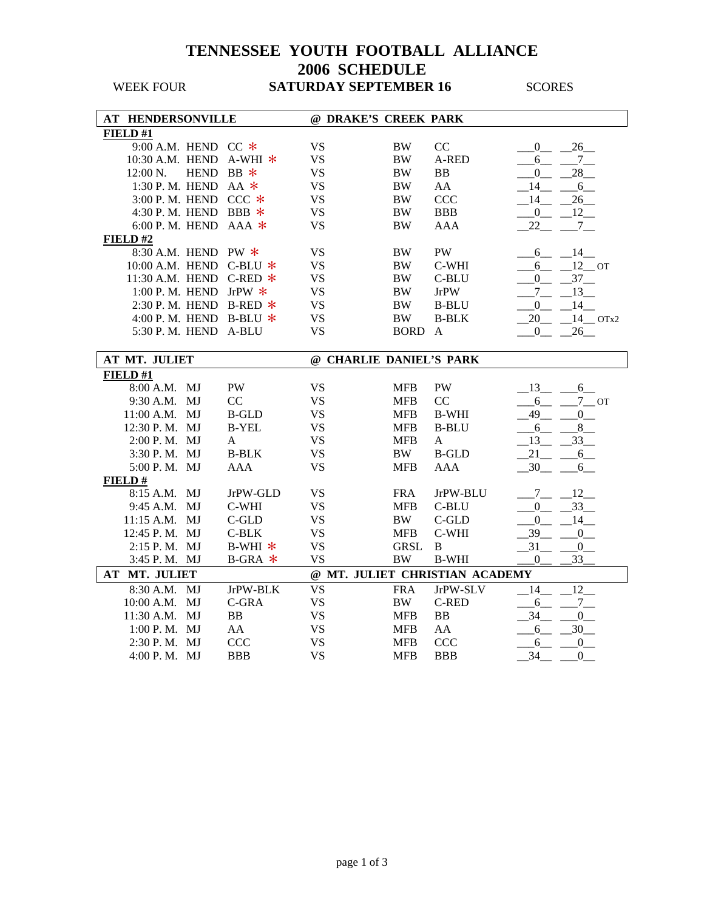# TENNESSEE YOUTH FOOTBALL ALLIANCE
## 2006 SCHEDULE

WEEK FOUR — **SATURDAY SEPTEMBER 16** — SCORES

**AT HENDERSONVILLE** — **@ DRAKE'S CREEK PARK**

**FIELD #1**

| Time | Team | Division | | Team | Division | Score | Score |
|---|---|---|---|---|---|---|---|
| 9:00 A.M. | HEND | CC * | VS | BW | CC | 0 | 26 |
| 10:30 A.M. | HEND | A-WHI * | VS | BW | A-RED | 6 | 7 |
| 12:00 N. | HEND | BB * | VS | BW | BB | 0 | 28 |
| 1:30 P. M. | HEND | AA * | VS | BW | AA | 14 | 6 |
| 3:00 P. M. | HEND | CCC * | VS | BW | CCC | 14 | 26 |
| 4:30 P. M. | HEND | BBB * | VS | BW | BBB | 0 | 12 |
| 6:00 P. M. | HEND | AAA * | VS | BW | AAA | 22 | 7 |

**FIELD #2**

| Time | Team | Division | | Team | Division | Score | Score |
|---|---|---|---|---|---|---|---|
| 8:30 A.M. | HEND | PW * | VS | BW | PW | 6 | 14 |
| 10:00 A.M. | HEND | C-BLU * | VS | BW | C-WHI | 6 | 12 OT |
| 11:30 A.M. | HEND | C-RED * | VS | BW | C-BLU | 0 | 37 |
| 1:00 P. M. | HEND | JrPW * | VS | BW | JrPW | 7 | 13 |
| 2:30 P. M. | HEND | B-RED * | VS | BW | B-BLU | 0 | 14 |
| 4:00 P. M. | HEND | B-BLU * | VS | BW | B-BLK | 20 | 14 OTx2 |
| 5:30 P. M. | HEND | A-BLU | VS | BORD | A | 0 | 26 |

**AT MT. JULIET** — **@ CHARLIE DANIEL'S PARK**

**FIELD #1**

| Time | Team | Division | | Team | Division | Score | Score |
|---|---|---|---|---|---|---|---|
| 8:00 A.M. | MJ | PW | VS | MFB | PW | 13 | 6 |
| 9:30 A.M. | MJ | CC | VS | MFB | CC | 6 | 7 OT |
| 11:00 A.M. | MJ | B-GLD | VS | MFB | B-WHI | 49 | 0 |
| 12:30 P. M. | MJ | B-YEL | VS | MFB | B-BLU | 6 | 8 |
| 2:00 P. M. | MJ | A | VS | MFB | A | 13 | 33 |
| 3:30 P. M. | MJ | B-BLK | VS | BW | B-GLD | 21 | 6 |
| 5:00 P. M. | MJ | AAA | VS | MFB | AAA | 30 | 6 |

**FIELD #**

| Time | Team | Division | | Team | Division | Score | Score |
|---|---|---|---|---|---|---|---|
| 8:15 A.M. | MJ | JrPW-GLD | VS | FRA | JrPW-BLU | 7 | 12 |
| 9:45 A.M. | MJ | C-WHI | VS | MFB | C-BLU | 0 | 33 |
| 11:15 A.M. | MJ | C-GLD | VS | BW | C-GLD | 0 | 14 |
| 12:45 P. M. | MJ | C-BLK | VS | MFB | C-WHI | 39 | 0 |
| 2:15 P. M. | MJ | B-WHI * | VS | GRSL | B | 31 | 0 |
| 3:45 P. M. | MJ | B-GRA * | VS | BW | B-WHI | 0 | 33 |

**AT MT. JULIET** — **@ MT. JULIET CHRISTIAN ACADEMY**

| Time | Team | Division | | Team | Division | Score | Score |
|---|---|---|---|---|---|---|---|
| 8:30 A.M. | MJ | JrPW-BLK | VS | FRA | JrPW-SLV | 14 | 12 |
| 10:00 A.M. | MJ | C-GRA | VS | BW | C-RED | 6 | 7 |
| 11:30 A.M. | MJ | BB | VS | MFB | BB | 34 | 0 |
| 1:00 P. M. | MJ | AA | VS | MFB | AA | 6 | 30 |
| 2:30 P. M. | MJ | CCC | VS | MFB | CCC | 6 | 0 |
| 4:00 P. M. | MJ | BBB | VS | MFB | BBB | 34 | 0 |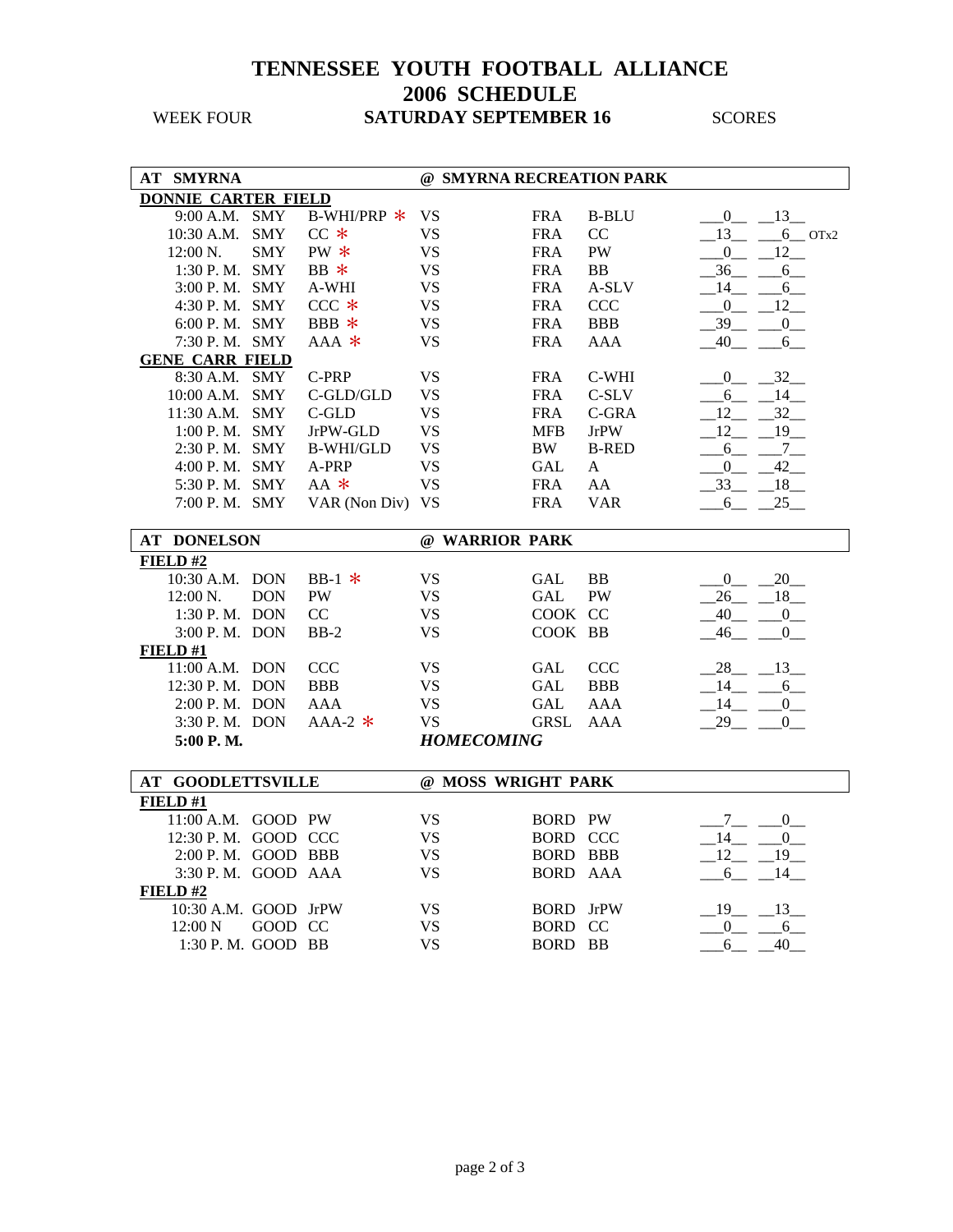# TENNESSEE YOUTH FOOTBALL ALLIANCE
# 2006 SCHEDULE

WEEK FOUR **SATURDAY SEPTEMBER 16** SCORES

## AT SMYRNA — @ SMYRNA RECREATION PARK

**DONNIE CARTER FIELD**

| Time | Home | Team | | Visitor | Team | Home Score | Visitor Score |
|---|---|---|---|---|---|---|---|
| 9:00 A.M. | SMY | B-WHI/PRP * | VS | FRA | B-BLU | 0 | 13 |
| 10:30 A.M. | SMY | CC * | VS | FRA | CC | 13 | 6 OTx2 |
| 12:00 N. | SMY | PW * | VS | FRA | PW | 0 | 12 |
| 1:30 P. M. | SMY | BB * | VS | FRA | BB | 36 | 6 |
| 3:00 P. M. | SMY | A-WHI | VS | FRA | A-SLV | 14 | 6 |
| 4:30 P. M. | SMY | CCC * | VS | FRA | CCC | 0 | 12 |
| 6:00 P. M. | SMY | BBB * | VS | FRA | BBB | 39 | 0 |
| 7:30 P. M. | SMY | AAA * | VS | FRA | AAA | 40 | 6 |

**GENE CARR FIELD**

| Time | Home | Team | | Visitor | Team | Home Score | Visitor Score |
|---|---|---|---|---|---|---|---|
| 8:30 A.M. | SMY | C-PRP | VS | FRA | C-WHI | 0 | 32 |
| 10:00 A.M. | SMY | C-GLD/GLD | VS | FRA | C-SLV | 6 | 14 |
| 11:30 A.M. | SMY | C-GLD | VS | FRA | C-GRA | 12 | 32 |
| 1:00 P. M. | SMY | JrPW-GLD | VS | MFB | JrPW | 12 | 19 |
| 2:30 P. M. | SMY | B-WHI/GLD | VS | BW | B-RED | 6 | 7 |
| 4:00 P. M. | SMY | A-PRP | VS | GAL | A | 0 | 42 |
| 5:30 P. M. | SMY | AA * | VS | FRA | AA | 33 | 18 |
| 7:00 P. M. | SMY | VAR (Non Div) | VS | FRA | VAR | 6 | 25 |

## AT DONELSON — @ WARRIOR PARK

**FIELD #2**

| Time | Home | Team | | Visitor | Team | Home Score | Visitor Score |
|---|---|---|---|---|---|---|---|
| 10:30 A.M. | DON | BB-1 * | VS | GAL | BB | 0 | 20 |
| 12:00 N. | DON | PW | VS | GAL | PW | 26 | 18 |
| 1:30 P. M. | DON | CC | VS | COOK | CC | 40 | 0 |
| 3:00 P. M. | DON | BB-2 | VS | COOK | BB | 46 | 0 |

**FIELD #1**

| Time | Home | Team | | Visitor | Team | Home Score | Visitor Score |
|---|---|---|---|---|---|---|---|
| 11:00 A.M. | DON | CCC | VS | GAL | CCC | 28 | 13 |
| 12:30 P. M. | DON | BBB | VS | GAL | BBB | 14 | 6 |
| 2:00 P. M. | DON | AAA | VS | GAL | AAA | 14 | 0 |
| 3:30 P. M. | DON | AAA-2 * | VS | GRSL | AAA | 29 | 0 |
| **5:00 P. M.** | | | ***HOMECOMING*** | | | | |

## AT GOODLETTSVILLE — @ MOSS WRIGHT PARK

**FIELD #1**

| Time | Home | Team | | Visitor | Team | Home Score | Visitor Score |
|---|---|---|---|---|---|---|---|
| 11:00 A.M. | GOOD | PW | VS | BORD | PW | 7 | 0 |
| 12:30 P. M. | GOOD | CCC | VS | BORD | CCC | 14 | 0 |
| 2:00 P. M. | GOOD | BBB | VS | BORD | BBB | 12 | 19 |
| 3:30 P. M. | GOOD | AAA | VS | BORD | AAA | 6 | 14 |

**FIELD #2**

| Time | Home | Team | | Visitor | Team | Home Score | Visitor Score |
|---|---|---|---|---|---|---|---|
| 10:30 A.M. | GOOD | JrPW | VS | BORD | JrPW | 19 | 13 |
| 12:00 N | GOOD | CC | VS | BORD | CC | 0 | 6 |
| 1:30 P. M. | GOOD | BB | VS | BORD | BB | 6 | 40 |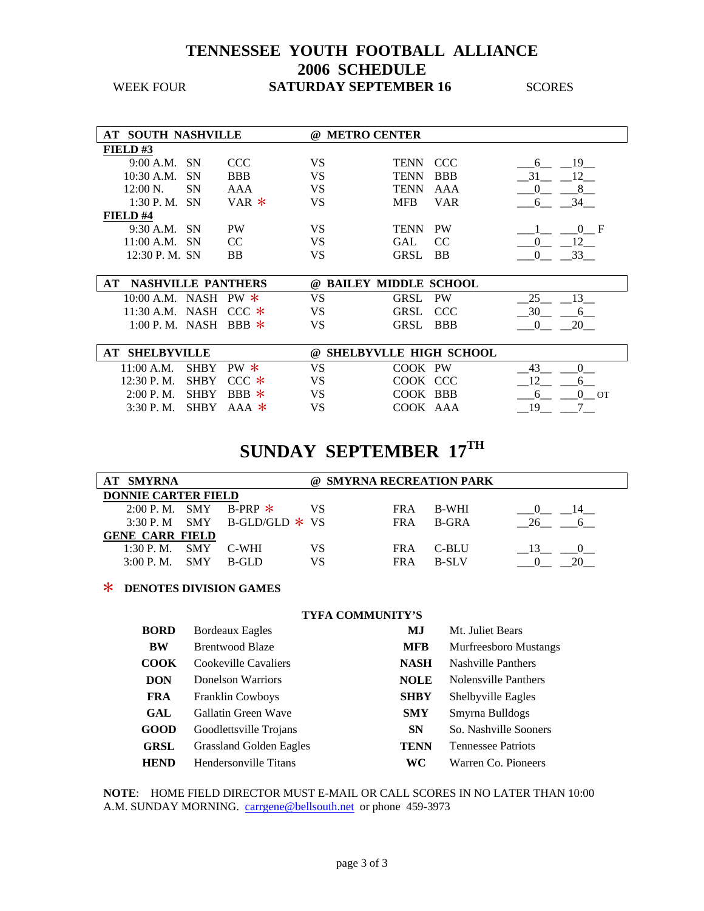# TENNESSEE YOUTH FOOTBALL ALLIANCE
## 2006 SCHEDULE

WEEK FOUR — **SATURDAY SEPTEMBER 16** — SCORES

| AT SOUTH NASHVILLE | | | | @ METRO CENTER | | |
|---|---|---|---|---|---|---|
| **FIELD #3** | | | | | | |
| 9:00 A.M. | SN | CCC | VS | TENN | CCC | 6 — 19 |
| 10:30 A.M. | SN | BBB | VS | TENN | BBB | 31 — 12 |
| 12:00 N. | SN | AAA | VS | TENN | AAA | 0 — 8 |
| 1:30 P. M. | SN | VAR * | VS | MFB | VAR | 6 — 34 |
| **FIELD #4** | | | | | | |
| 9:30 A.M. | SN | PW | VS | TENN | PW | 1 — 0 F |
| 11:00 A.M. | SN | CC | VS | GAL | CC | 0 — 12 |
| 12:30 P. M. | SN | BB | VS | GRSL | BB | 0 — 33 |

| AT NASHVILLE PANTHERS | | | | @ BAILEY MIDDLE SCHOOL | | |
|---|---|---|---|---|---|---|
| 10:00 A.M. | NASH | PW * | VS | GRSL | PW | 25 — 13 |
| 11:30 A.M. | NASH | CCC * | VS | GRSL | CCC | 30 — 6 |
| 1:00 P. M. | NASH | BBB * | VS | GRSL | BBB | 0 — 20 |

| AT SHELBYVILLE | | | | @ SHELBYVLLE HIGH SCHOOL | | |
|---|---|---|---|---|---|---|
| 11:00 A.M. | SHBY | PW * | VS | COOK | PW | 43 — 0 |
| 12:30 P. M. | SHBY | CCC * | VS | COOK | CCC | 12 — 6 |
| 2:00 P. M. | SHBY | BBB * | VS | COOK | BBB | 6 — 0 OT |
| 3:30 P. M. | SHBY | AAA * | VS | COOK | AAA | 19 — 7 |

## SUNDAY SEPTEMBER 17TH

| AT SMYRNA | | | | @ SMYRNA RECREATION PARK | | |
|---|---|---|---|---|---|---|
| **DONNIE CARTER FIELD** | | | | | | |
| 2:00 P. M. | SMY | B-PRP * | VS | FRA | B-WHI | 0 — 14 |
| 3:30 P. M | SMY | B-GLD/GLD * | VS | FRA | B-GRA | 26 — 6 |
| **GENE CARR FIELD** | | | | | | |
| 1:30 P. M. | SMY | C-WHI | VS | FRA | C-BLU | 13 — 0 |
| 3:00 P. M. | SMY | B-GLD | VS | FRA | B-SLV | 0 — 20 |

\* **DENOTES DIVISION GAMES**

**TYFA COMMUNITY'S**

| | | | |
|---|---|---|---|
| **BORD** | Bordeaux Eagles | **MJ** | Mt. Juliet Bears |
| **BW** | Brentwood Blaze | **MFB** | Murfreesboro Mustangs |
| **COOK** | Cookeville Cavaliers | **NASH** | Nashville Panthers |
| **DON** | Donelson Warriors | **NOLE** | Nolensville Panthers |
| **FRA** | Franklin Cowboys | **SHBY** | Shelbyville Eagles |
| **GAL** | Gallatin Green Wave | **SMY** | Smyrna Bulldogs |
| **GOOD** | Goodlettsville Trojans | **SN** | So. Nashville Sooners |
| **GRSL** | Grassland Golden Eagles | **TENN** | Tennessee Patriots |
| **HEND** | Hendersonville Titans | **WC** | Warren Co. Pioneers |

**NOTE**: HOME FIELD DIRECTOR MUST E-MAIL OR CALL SCORES IN NO LATER THAN 10:00 A.M. SUNDAY MORNING. carrgene@bellsouth.net or phone 459-3973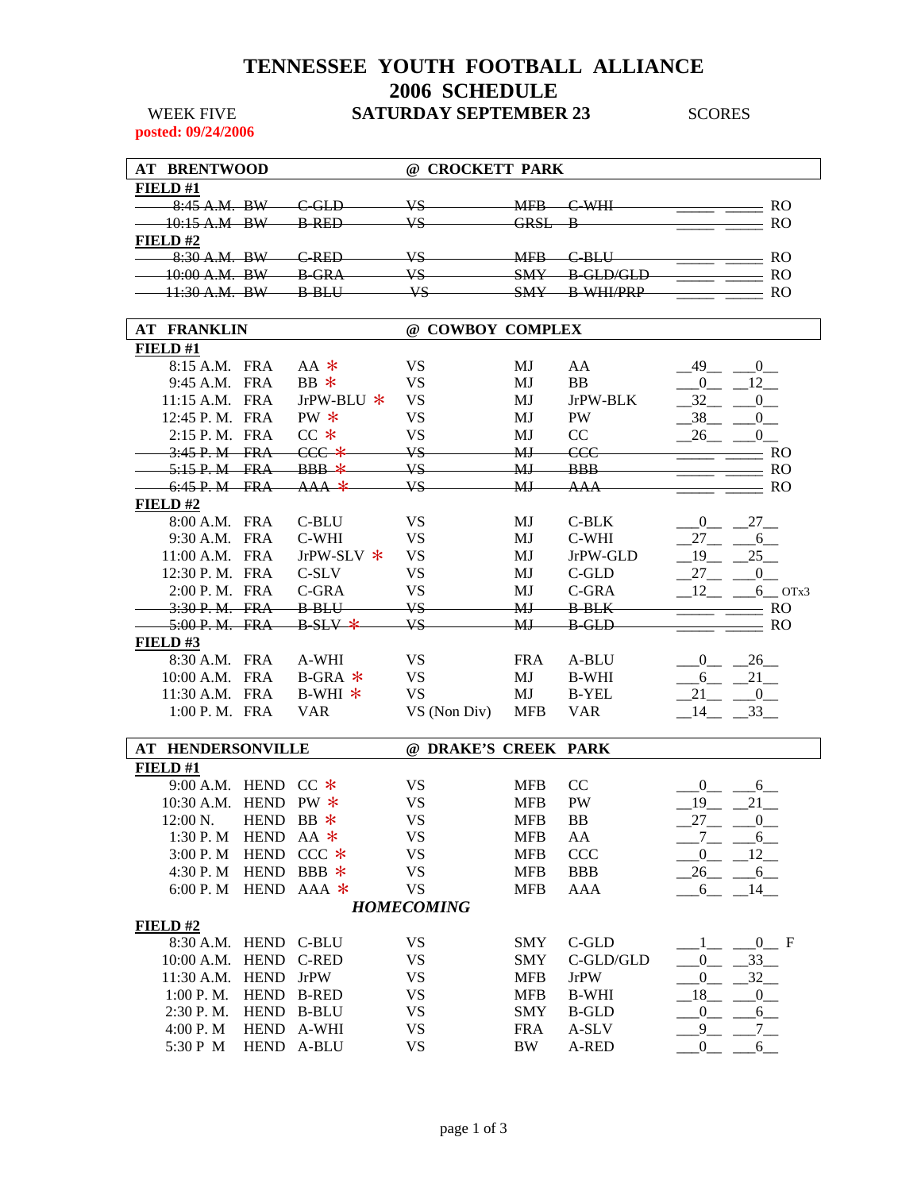# TENNESSEE YOUTH FOOTBALL ALLIANCE
## 2006 SCHEDULE

WEEK FIVE **SATURDAY SEPTEMBER 23** SCORES

**posted: 09/24/2006**

### AT BRENTWOOD @ CROCKETT PARK

**FIELD #1**

| Time | Home | Team | | Away | Team | Score | Score | Note |
|---|---|---|---|---|---|---|---|---|
| ~~8:45 A.M.~~ | ~~BW~~ | ~~C-GLD~~ | ~~VS~~ | ~~MFB~~ | ~~C-WHI~~ | | | RO |
| ~~10:15 A.M~~ | ~~BW~~ | ~~B-RED~~ | ~~VS~~ | ~~GRSL~~ | ~~B~~ | | | RO |

**FIELD #2**

| Time | Home | Team | | Away | Team | Score | Score | Note |
|---|---|---|---|---|---|---|---|---|
| ~~8:30 A.M.~~ | ~~BW~~ | ~~C-RED~~ | ~~VS~~ | ~~MFB~~ | ~~C-BLU~~ | | | RO |
| ~~10:00 A.M.~~ | ~~BW~~ | ~~B-GRA~~ | ~~VS~~ | ~~SMY~~ | ~~B-GLD/GLD~~ | | | RO |
| ~~11:30 A.M.~~ | ~~BW~~ | ~~B-BLU~~ | ~~VS~~ | ~~SMY~~ | ~~B-WHI/PRP~~ | | | RO |

### AT FRANKLIN @ COWBOY COMPLEX

**FIELD #1**

| Time | Home | Team | | Away | Team | Score | Score | Note |
|---|---|---|---|---|---|---|---|---|
| 8:15 A.M. | FRA | AA * | VS | MJ | AA | 49 | 0 | |
| 9:45 A.M. | FRA | BB * | VS | MJ | BB | 0 | 12 | |
| 11:15 A.M. | FRA | JrPW-BLU * | VS | MJ | JrPW-BLK | 32 | 0 | |
| 12:45 P. M. | FRA | PW * | VS | MJ | PW | 38 | 0 | |
| 2:15 P. M. | FRA | CC * | VS | MJ | CC | 26 | 0 | |
| ~~3:45 P. M~~ | ~~FRA~~ | ~~CCC *~~ | ~~VS~~ | ~~MJ~~ | ~~CCC~~ | | | RO |
| ~~5:15 P. M~~ | ~~FRA~~ | ~~BBB *~~ | ~~VS~~ | ~~MJ~~ | ~~BBB~~ | | | RO |
| ~~6:45 P. M~~ | ~~FRA~~ | ~~AAA *~~ | ~~VS~~ | ~~MJ~~ | ~~AAA~~ | | | RO |

**FIELD #2**

| Time | Home | Team | | Away | Team | Score | Score | Note |
|---|---|---|---|---|---|---|---|---|
| 8:00 A.M. | FRA | C-BLU | VS | MJ | C-BLK | 0 | 27 | |
| 9:30 A.M. | FRA | C-WHI | VS | MJ | C-WHI | 27 | 6 | |
| 11:00 A.M. | FRA | JrPW-SLV * | VS | MJ | JrPW-GLD | 19 | 25 | |
| 12:30 P. M. | FRA | C-SLV | VS | MJ | C-GLD | 27 | 0 | |
| 2:00 P. M. | FRA | C-GRA | VS | MJ | C-GRA | 12 | 6 | OTx3 |
| ~~3:30 P. M.~~ | ~~FRA~~ | ~~B-BLU~~ | ~~VS~~ | ~~MJ~~ | ~~B-BLK~~ | | | RO |
| ~~5:00 P. M.~~ | ~~FRA~~ | ~~B-SLV *~~ | ~~VS~~ | ~~MJ~~ | ~~B-GLD~~ | | | RO |

**FIELD #3**

| Time | Home | Team | | Away | Team | Score | Score | Note |
|---|---|---|---|---|---|---|---|---|
| 8:30 A.M. | FRA | A-WHI | VS | FRA | A-BLU | 0 | 26 | |
| 10:00 A.M. | FRA | B-GRA * | VS | MJ | B-WHI | 6 | 21 | |
| 11:30 A.M. | FRA | B-WHI * | VS | MJ | B-YEL | 21 | 0 | |
| 1:00 P. M. | FRA | VAR | VS (Non Div) | MFB | VAR | 14 | 33 | |

### AT HENDERSONVILLE @ DRAKE'S CREEK PARK

**FIELD #1**

| Time | Home | Team | | Away | Team | Score | Score | Note |
|---|---|---|---|---|---|---|---|---|
| 9:00 A.M. | HEND | CC * | VS | MFB | CC | 0 | 6 | |
| 10:30 A.M. | HEND | PW * | VS | MFB | PW | 19 | 21 | |
| 12:00 N. | HEND | BB * | VS | MFB | BB | 27 | 0 | |
| 1:30 P. M | HEND | AA * | VS | MFB | AA | 7 | 6 | |
| 3:00 P. M | HEND | CCC * | VS | MFB | CCC | 0 | 12 | |
| 4:30 P. M | HEND | BBB * | VS | MFB | BBB | 26 | 6 | |
| 6:00 P. M | HEND | AAA * | VS | MFB | AAA | 6 | 14 | |

***HOMECOMING***

**FIELD #2**

| Time | Home | Team | | Away | Team | Score | Score | Note |
|---|---|---|---|---|---|---|---|---|
| 8:30 A.M. | HEND | C-BLU | VS | SMY | C-GLD | 1 | 0 | F |
| 10:00 A.M. | HEND | C-RED | VS | SMY | C-GLD/GLD | 0 | 33 | |
| 11:30 A.M. | HEND | JrPW | VS | MFB | JrPW | 0 | 32 | |
| 1:00 P. M. | HEND | B-RED | VS | MFB | B-WHI | 18 | 0 | |
| 2:30 P. M. | HEND | B-BLU | VS | SMY | B-GLD | 0 | 6 | |
| 4:00 P. M | HEND | A-WHI | VS | FRA | A-SLV | 9 | 7 | |
| 5:30 P M | HEND | A-BLU | VS | BW | A-RED | 0 | 6 | |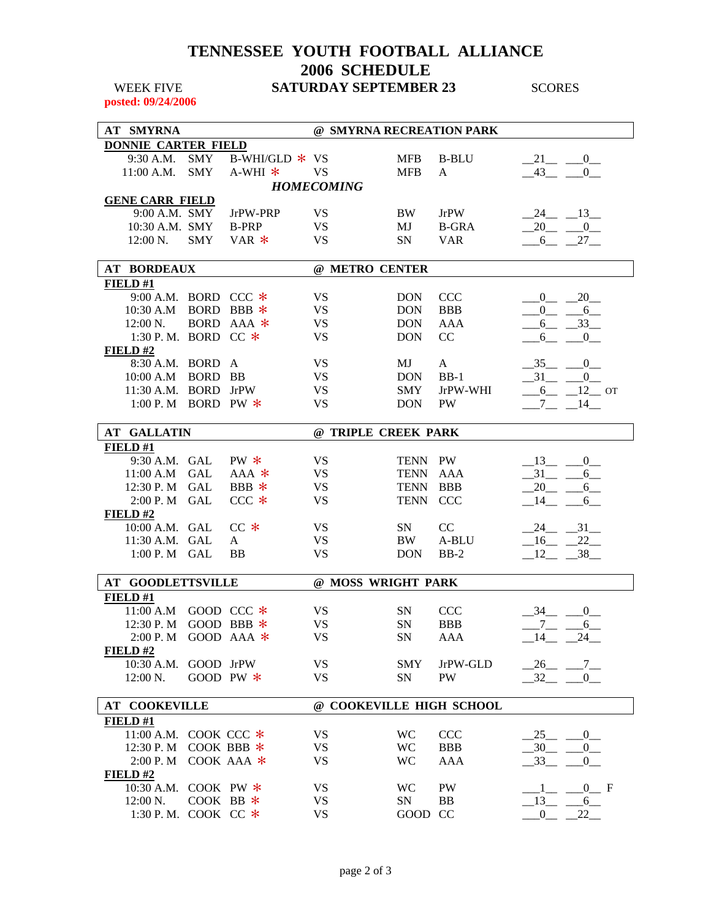# TENNESSEE YOUTH FOOTBALL ALLIANCE
# 2006 SCHEDULE

WEEK FIVE — **SATURDAY SEPTEMBER 23** — SCORES

**posted: 09/24/2006**

## AT SMYRNA — @ SMYRNA RECREATION PARK

**DONNIE CARTER FIELD**

| Time | Home | Team | | Visitor | Team | Score | Score |
|---|---|---|---|---|---|---|---|
| 9:30 A.M. | SMY | B-WHI/GLD * | VS | MFB | B-BLU | 21 | 0 |
| 11:00 A.M. | SMY | A-WHI * | VS | MFB | A | 43 | 0 |

***HOMECOMING***

**GENE CARR FIELD**

| Time | Home | Team | | Visitor | Team | Score | Score |
|---|---|---|---|---|---|---|---|
| 9:00 A.M. | SMY | JrPW-PRP | VS | BW | JrPW | 24 | 13 |
| 10:30 A.M. | SMY | B-PRP | VS | MJ | B-GRA | 20 | 0 |
| 12:00 N. | SMY | VAR * | VS | SN | VAR | 6 | 27 |

## AT BORDEAUX — @ METRO CENTER

**FIELD #1**

| Time | Home | Team | | Visitor | Team | Score | Score |
|---|---|---|---|---|---|---|---|
| 9:00 A.M. | BORD | CCC * | VS | DON | CCC | 0 | 20 |
| 10:30 A.M | BORD | BBB * | VS | DON | BBB | 0 | 6 |
| 12:00 N. | BORD | AAA * | VS | DON | AAA | 6 | 33 |
| 1:30 P. M. | BORD | CC * | VS | DON | CC | 6 | 0 |

**FIELD #2**

| Time | Home | Team | | Visitor | Team | Score | Score |
|---|---|---|---|---|---|---|---|
| 8:30 A.M. | BORD | A | VS | MJ | A | 35 | 0 |
| 10:00 A.M | BORD | BB | VS | DON | BB-1 | 31 | 0 |
| 11:30 A.M. | BORD | JrPW | VS | SMY | JrPW-WHI | 6 | 12 OT |
| 1:00 P. M | BORD | PW * | VS | DON | PW | 7 | 14 |

## AT GALLATIN — @ TRIPLE CREEK PARK

**FIELD #1**

| Time | Home | Team | | Visitor | Team | Score | Score |
|---|---|---|---|---|---|---|---|
| 9:30 A.M. | GAL | PW * | VS | TENN | PW | 13 | 0 |
| 11:00 A.M | GAL | AAA * | VS | TENN | AAA | 31 | 6 |
| 12:30 P. M | GAL | BBB * | VS | TENN | BBB | 20 | 6 |
| 2:00 P. M | GAL | CCC * | VS | TENN | CCC | 14 | 6 |

**FIELD #2**

| Time | Home | Team | | Visitor | Team | Score | Score |
|---|---|---|---|---|---|---|---|
| 10:00 A.M. | GAL | CC * | VS | SN | CC | 24 | 31 |
| 11:30 A.M. | GAL | A | VS | BW | A-BLU | 16 | 22 |
| 1:00 P. M | GAL | BB | VS | DON | BB-2 | 12 | 38 |

## AT GOODLETTSVILLE — @ MOSS WRIGHT PARK

**FIELD #1**

| Time | Home | Team | | Visitor | Team | Score | Score |
|---|---|---|---|---|---|---|---|
| 11:00 A.M | GOOD | CCC * | VS | SN | CCC | 34 | 0 |
| 12:30 P. M | GOOD | BBB * | VS | SN | BBB | 7 | 6 |
| 2:00 P. M | GOOD | AAA * | VS | SN | AAA | 14 | 24 |

**FIELD #2**

| Time | Home | Team | | Visitor | Team | Score | Score |
|---|---|---|---|---|---|---|---|
| 10:30 A.M. | GOOD | JrPW | VS | SMY | JrPW-GLD | 26 | 7 |
| 12:00 N. | GOOD | PW * | VS | SN | PW | 32 | 0 |

## AT COOKEVILLE — @ COOKEVILLE HIGH SCHOOL

**FIELD #1**

| Time | Home | Team | | Visitor | Team | Score | Score |
|---|---|---|---|---|---|---|---|
| 11:00 A.M. | COOK | CCC * | VS | WC | CCC | 25 | 0 |
| 12:30 P. M | COOK | BBB * | VS | WC | BBB | 30 | 0 |
| 2:00 P. M | COOK | AAA * | VS | WC | AAA | 33 | 0 |

**FIELD #2**

| Time | Home | Team | | Visitor | Team | Score | Score |
|---|---|---|---|---|---|---|---|
| 10:30 A.M. | COOK | PW * | VS | WC | PW | 1 | 0 F |
| 12:00 N. | COOK | BB * | VS | SN | BB | 13 | 6 |
| 1:30 P. M. | COOK | CC * | VS | GOOD | CC | 0 | 22 |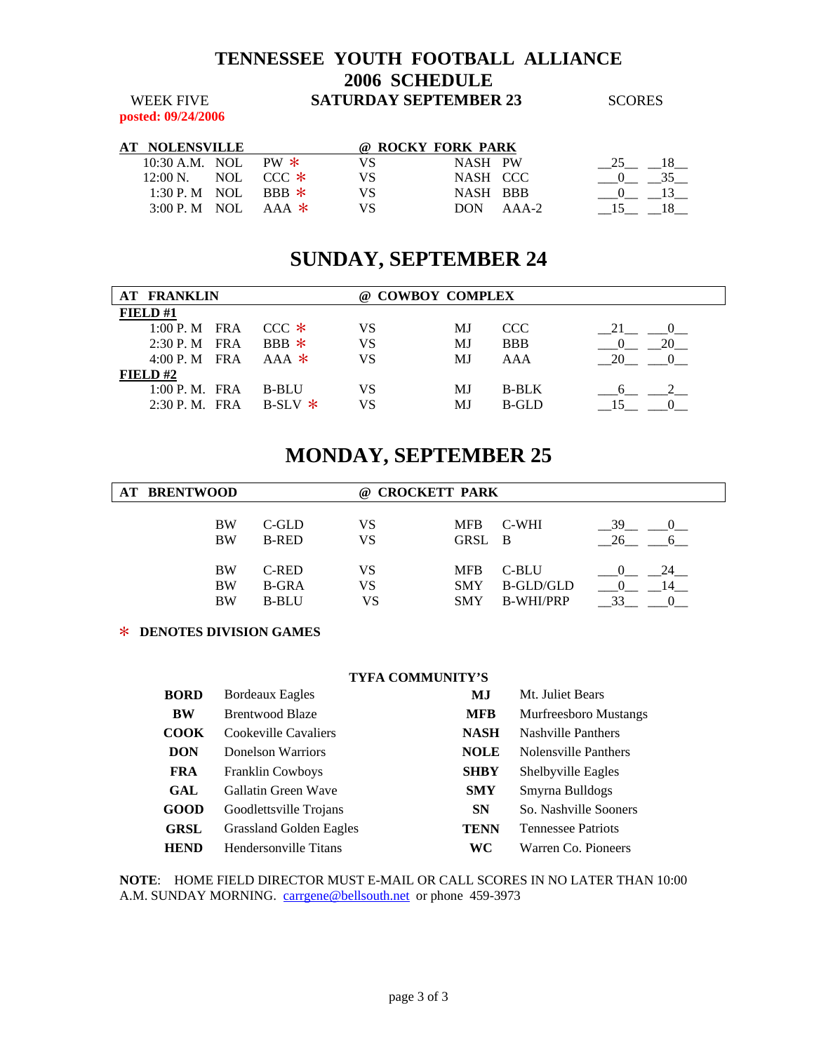# TENNESSEE YOUTH FOOTBALL ALLIANCE
# 2006 SCHEDULE

WEEK FIVE — **SATURDAY SEPTEMBER 23** — SCORES

**posted: 09/24/2006**

| AT NOLENSVILLE | | | | @ ROCKY FORK PARK | | | |
|---|---|---|---|---|---|---|---|
| 10:30 A.M. | NOL | PW * | VS | NASH | PW | 25 | 18 |
| 12:00 N. | NOL | CCC * | VS | NASH | CCC | 0 | 35 |
| 1:30 P. M | NOL | BBB * | VS | NASH | BBB | 0 | 13 |
| 3:00 P. M | NOL | AAA * | VS | DON | AAA-2 | 15 | 18 |

## SUNDAY, SEPTEMBER 24

| AT FRANKLIN | | | | @ COWBOY COMPLEX | | | |
|---|---|---|---|---|---|---|---|
| **FIELD #1** | | | | | | | |
| 1:00 P. M | FRA | CCC * | VS | MJ | CCC | 21 | 0 |
| 2:30 P. M | FRA | BBB * | VS | MJ | BBB | 0 | 20 |
| 4:00 P. M | FRA | AAA * | VS | MJ | AAA | 20 | 0 |
| **FIELD #2** | | | | | | | |
| 1:00 P. M. | FRA | B-BLU | VS | MJ | B-BLK | 6 | 2 |
| 2:30 P. M. | FRA | B-SLV * | VS | MJ | B-GLD | 15 | 0 |

## MONDAY, SEPTEMBER 25

| AT BRENTWOOD | | | | @ CROCKETT PARK | | | |
|---|---|---|---|---|---|---|---|
| | BW | C-GLD | VS | MFB | C-WHI | 39 | 0 |
| | BW | B-RED | VS | GRSL | B | 26 | 6 |
| | BW | C-RED | VS | MFB | C-BLU | 0 | 24 |
| | BW | B-GRA | VS | SMY | B-GLD/GLD | 0 | 14 |
| | BW | B-BLU | VS | SMY | B-WHI/PRP | 33 | 0 |

\* **DENOTES DIVISION GAMES**

**TYFA COMMUNITY'S**

| | | | |
|---|---|---|---|
| **BORD** | Bordeaux Eagles | **MJ** | Mt. Juliet Bears |
| **BW** | Brentwood Blaze | **MFB** | Murfreesboro Mustangs |
| **COOK** | Cookeville Cavaliers | **NASH** | Nashville Panthers |
| **DON** | Donelson Warriors | **NOLE** | Nolensville Panthers |
| **FRA** | Franklin Cowboys | **SHBY** | Shelbyville Eagles |
| **GAL** | Gallatin Green Wave | **SMY** | Smyrna Bulldogs |
| **GOOD** | Goodlettsville Trojans | **SN** | So. Nashville Sooners |
| **GRSL** | Grassland Golden Eagles | **TENN** | Tennessee Patriots |
| **HEND** | Hendersonville Titans | **WC** | Warren Co. Pioneers |

**NOTE**: HOME FIELD DIRECTOR MUST E-MAIL OR CALL SCORES IN NO LATER THAN 10:00 A.M. SUNDAY MORNING. carrgene@bellsouth.net or phone 459-3973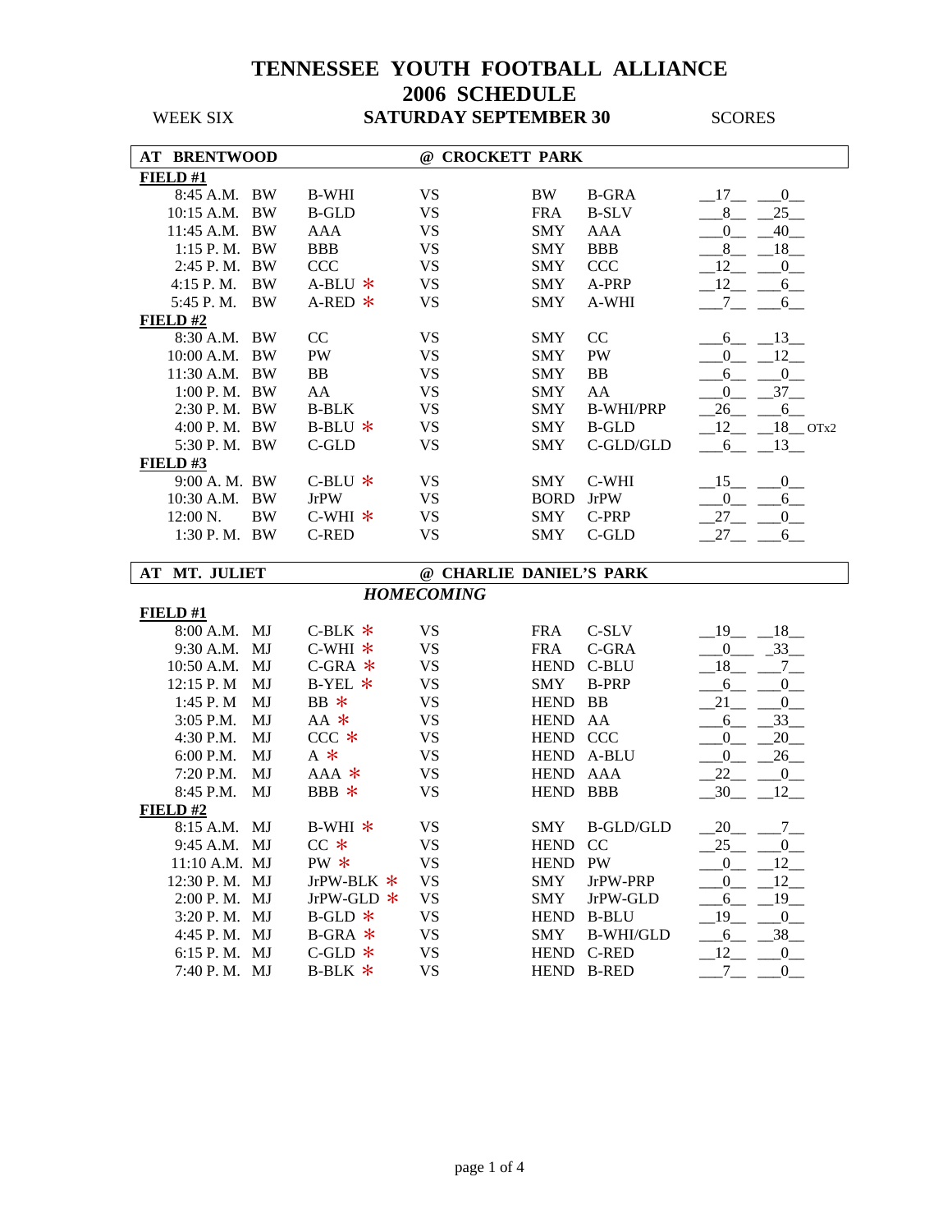# TENNESSEE YOUTH FOOTBALL ALLIANCE
## 2006 SCHEDULE

WEEK SIX **SATURDAY SEPTEMBER 30** SCORES

| **AT BRENTWOOD** | | | | **@ CROCKETT PARK** | | | |
|---|---|---|---|---|---|---|---|
| **FIELD #1** | | | | | | | |
| 8:45 A.M. | BW | B-WHI | VS | BW | B-GRA | 17 | 0 |
| 10:15 A.M. | BW | B-GLD | VS | FRA | B-SLV | 8 | 25 |
| 11:45 A.M. | BW | AAA | VS | SMY | AAA | 0 | 40 |
| 1:15 P. M. | BW | BBB | VS | SMY | BBB | 8 | 18 |
| 2:45 P. M. | BW | CCC | VS | SMY | CCC | 12 | 0 |
| 4:15 P. M. | BW | A-BLU * | VS | SMY | A-PRP | 12 | 6 |
| 5:45 P. M. | BW | A-RED * | VS | SMY | A-WHI | 7 | 6 |
| **FIELD #2** | | | | | | | |
| 8:30 A.M. | BW | CC | VS | SMY | CC | 6 | 13 |
| 10:00 A.M. | BW | PW | VS | SMY | PW | 0 | 12 |
| 11:30 A.M. | BW | BB | VS | SMY | BB | 6 | 0 |
| 1:00 P. M. | BW | AA | VS | SMY | AA | 0 | 37 |
| 2:30 P. M. | BW | B-BLK | VS | SMY | B-WHI/PRP | 26 | 6 |
| 4:00 P. M. | BW | B-BLU * | VS | SMY | B-GLD | 12 | 18 OTx2 |
| 5:30 P. M. | BW | C-GLD | VS | SMY | C-GLD/GLD | 6 | 13 |
| **FIELD #3** | | | | | | | |
| 9:00 A. M. | BW | C-BLU * | VS | SMY | C-WHI | 15 | 0 |
| 10:30 A.M. | BW | JrPW | VS | BORD | JrPW | 0 | 6 |
| 12:00 N. | BW | C-WHI * | VS | SMY | C-PRP | 27 | 0 |
| 1:30 P. M. | BW | C-RED | VS | SMY | C-GLD | 27 | 6 |

| **AT MT. JULIET** | | | | **@ CHARLIE DANIEL'S PARK** | | | |
|---|---|---|---|---|---|---|---|
| | | | ***HOMECOMING*** | | | | |
| **FIELD #1** | | | | | | | |
| 8:00 A.M. | MJ | C-BLK * | VS | FRA | C-SLV | 19 | 18 |
| 9:30 A.M. | MJ | C-WHI * | VS | FRA | C-GRA | 0 | 33 |
| 10:50 A.M. | MJ | C-GRA * | VS | HEND | C-BLU | 18 | 7 |
| 12:15 P. M | MJ | B-YEL * | VS | SMY | B-PRP | 6 | 0 |
| 1:45 P. M | MJ | BB * | VS | HEND | BB | 21 | 0 |
| 3:05 P.M. | MJ | AA * | VS | HEND | AA | 6 | 33 |
| 4:30 P.M. | MJ | CCC * | VS | HEND | CCC | 0 | 20 |
| 6:00 P.M. | MJ | A * | VS | HEND | A-BLU | 0 | 26 |
| 7:20 P.M. | MJ | AAA * | VS | HEND | AAA | 22 | 0 |
| 8:45 P.M. | MJ | BBB * | VS | HEND | BBB | 30 | 12 |
| **FIELD #2** | | | | | | | |
| 8:15 A.M. | MJ | B-WHI * | VS | SMY | B-GLD/GLD | 20 | 7 |
| 9:45 A.M. | MJ | CC * | VS | HEND | CC | 25 | 0 |
| 11:10 A.M. | MJ | PW * | VS | HEND | PW | 0 | 12 |
| 12:30 P. M. | MJ | JrPW-BLK * | VS | SMY | JrPW-PRP | 0 | 12 |
| 2:00 P. M. | MJ | JrPW-GLD * | VS | SMY | JrPW-GLD | 6 | 19 |
| 3:20 P. M. | MJ | B-GLD * | VS | HEND | B-BLU | 19 | 0 |
| 4:45 P. M. | MJ | B-GRA * | VS | SMY | B-WHI/GLD | 6 | 38 |
| 6:15 P. M. | MJ | C-GLD * | VS | HEND | C-RED | 12 | 0 |
| 7:40 P. M. | MJ | B-BLK * | VS | HEND | B-RED | 7 | 0 |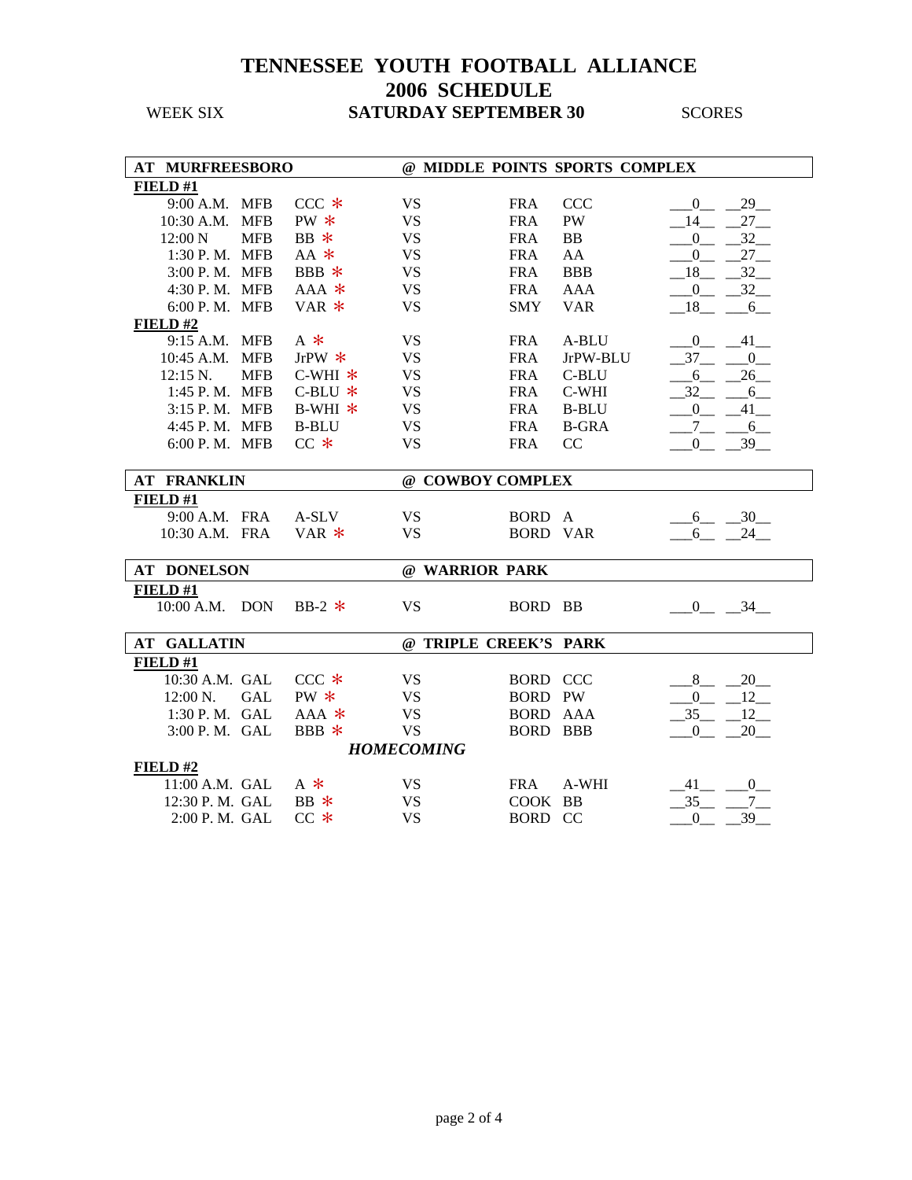# TENNESSEE YOUTH FOOTBALL ALLIANCE
# 2006 SCHEDULE

WEEK SIX **SATURDAY SEPTEMBER 30** SCORES

| **AT MURFREESBORO** | | | | **@ MIDDLE POINTS SPORTS COMPLEX** | | | |
|---|---|---|---|---|---|---|---|
| **FIELD #1** | | | | | | | |
| 9:00 A.M. | MFB | CCC * | VS | FRA | CCC | 0 | 29 |
| 10:30 A.M. | MFB | PW * | VS | FRA | PW | 14 | 27 |
| 12:00 N | MFB | BB * | VS | FRA | BB | 0 | 32 |
| 1:30 P. M. | MFB | AA * | VS | FRA | AA | 0 | 27 |
| 3:00 P. M. | MFB | BBB * | VS | FRA | BBB | 18 | 32 |
| 4:30 P. M. | MFB | AAA * | VS | FRA | AAA | 0 | 32 |
| 6:00 P. M. | MFB | VAR * | VS | SMY | VAR | 18 | 6 |
| **FIELD #2** | | | | | | | |
| 9:15 A.M. | MFB | A * | VS | FRA | A-BLU | 0 | 41 |
| 10:45 A.M. | MFB | JrPW * | VS | FRA | JrPW-BLU | 37 | 0 |
| 12:15 N. | MFB | C-WHI * | VS | FRA | C-BLU | 6 | 26 |
| 1:45 P. M. | MFB | C-BLU * | VS | FRA | C-WHI | 32 | 6 |
| 3:15 P. M. | MFB | B-WHI * | VS | FRA | B-BLU | 0 | 41 |
| 4:45 P. M. | MFB | B-BLU | VS | FRA | B-GRA | 7 | 6 |
| 6:00 P. M. | MFB | CC * | VS | FRA | CC | 0 | 39 |

| **AT FRANKLIN** | | | | **@ COWBOY COMPLEX** | | | |
|---|---|---|---|---|---|---|---|
| **FIELD #1** | | | | | | | |
| 9:00 A.M. | FRA | A-SLV | VS | BORD | A | 6 | 30 |
| 10:30 A.M. | FRA | VAR * | VS | BORD | VAR | 6 | 24 |

| **AT DONELSON** | | | | **@ WARRIOR PARK** | | | |
|---|---|---|---|---|---|---|---|
| **FIELD #1** | | | | | | | |
| 10:00 A.M. | DON | BB-2 * | VS | BORD | BB | 0 | 34 |

| **AT GALLATIN** | | | | **@ TRIPLE CREEK'S PARK** | | | |
|---|---|---|---|---|---|---|---|
| **FIELD #1** | | | | | | | |
| 10:30 A.M. | GAL | CCC * | VS | BORD | CCC | 8 | 20 |
| 12:00 N. | GAL | PW * | VS | BORD | PW | 0 | 12 |
| 1:30 P. M. | GAL | AAA * | VS | BORD | AAA | 35 | 12 |
| 3:00 P. M. | GAL | BBB * | VS | BORD | BBB | 0 | 20 |
| | | | ***HOMECOMING*** | | | | |
| **FIELD #2** | | | | | | | |
| 11:00 A.M. | GAL | A * | VS | FRA | A-WHI | 41 | 0 |
| 12:30 P. M. | GAL | BB * | VS | COOK | BB | 35 | 7 |
| 2:00 P. M. | GAL | CC * | VS | BORD | CC | 0 | 39 |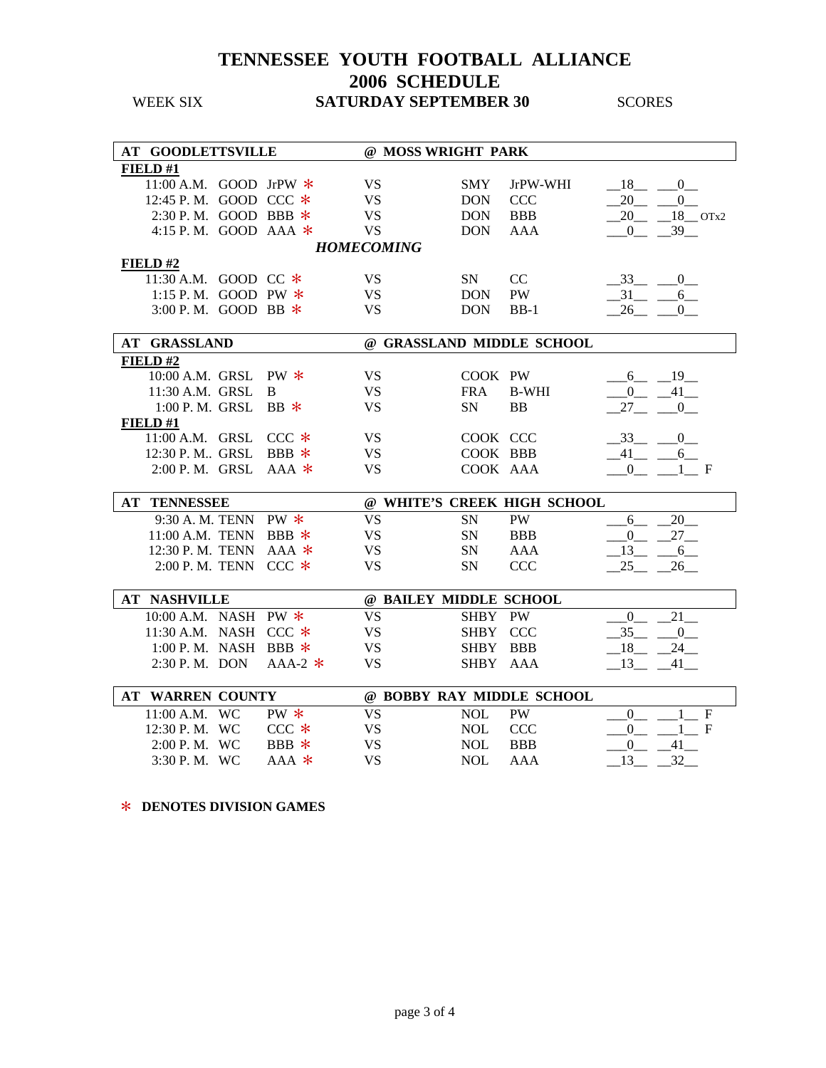# TENNESSEE YOUTH FOOTBALL ALLIANCE
## 2006 SCHEDULE

WEEK SIX **SATURDAY SEPTEMBER 30** SCORES

| **AT GOODLETTSVILLE** | | | **@ MOSS WRIGHT PARK** | | | |
|---|---|---|---|---|---|---|
| **FIELD #1** | | | | | | |
| 11:00 A.M. | GOOD | JrPW * | VS | SMY | JrPW-WHI | 18 / 0 |
| 12:45 P. M. | GOOD | CCC * | VS | DON | CCC | 20 / 0 |
| 2:30 P. M. | GOOD | BBB * | VS | DON | BBB | 20 / 18 OTx2 |
| 4:15 P. M. | GOOD | AAA * | VS | DON | AAA | 0 / 39 |
| | | | ***HOMECOMING*** | | | |
| **FIELD #2** | | | | | | |
| 11:30 A.M. | GOOD | CC * | VS | SN | CC | 33 / 0 |
| 1:15 P. M. | GOOD | PW * | VS | DON | PW | 31 / 6 |
| 3:00 P. M. | GOOD | BB * | VS | DON | BB-1 | 26 / 0 |

| **AT GRASSLAND** | | | **@ GRASSLAND MIDDLE SCHOOL** | | | |
|---|---|---|---|---|---|---|
| **FIELD #2** | | | | | | |
| 10:00 A.M. | GRSL | PW * | VS | COOK | PW | 6 / 19 |
| 11:30 A.M. | GRSL | B | VS | FRA | B-WHI | 0 / 41 |
| 1:00 P. M. | GRSL | BB * | VS | SN | BB | 27 / 0 |
| **FIELD #1** | | | | | | |
| 11:00 A.M. | GRSL | CCC * | VS | COOK | CCC | 33 / 0 |
| 12:30 P. M.. | GRSL | BBB * | VS | COOK | BBB | 41 / 6 |
| 2:00 P. M. | GRSL | AAA * | VS | COOK | AAA | 0 / 1 F |

| **AT TENNESSEE** | | | **@ WHITE'S CREEK HIGH SCHOOL** | | | |
|---|---|---|---|---|---|---|
| 9:30 A. M. | TENN | PW * | VS | SN | PW | 6 / 20 |
| 11:00 A.M. | TENN | BBB * | VS | SN | BBB | 0 / 27 |
| 12:30 P. M. | TENN | AAA * | VS | SN | AAA | 13 / 6 |
| 2:00 P. M. | TENN | CCC * | VS | SN | CCC | 25 / 26 |

| **AT NASHVILLE** | | | **@ BAILEY MIDDLE SCHOOL** | | | |
|---|---|---|---|---|---|---|
| 10:00 A.M. | NASH | PW * | VS | SHBY | PW | 0 / 21 |
| 11:30 A.M. | NASH | CCC * | VS | SHBY | CCC | 35 / 0 |
| 1:00 P. M. | NASH | BBB * | VS | SHBY | BBB | 18 / 24 |
| 2:30 P. M. | DON | AAA-2 * | VS | SHBY | AAA | 13 / 41 |

| **AT WARREN COUNTY** | | | **@ BOBBY RAY MIDDLE SCHOOL** | | | |
|---|---|---|---|---|---|---|
| 11:00 A.M. | WC | PW * | VS | NOL | PW | 0 / 1 F |
| 12:30 P. M. | WC | CCC * | VS | NOL | CCC | 0 / 1 F |
| 2:00 P. M. | WC | BBB * | VS | NOL | BBB | 0 / 41 |
| 3:30 P. M. | WC | AAA * | VS | NOL | AAA | 13 / 32 |

\* **DENOTES DIVISION GAMES**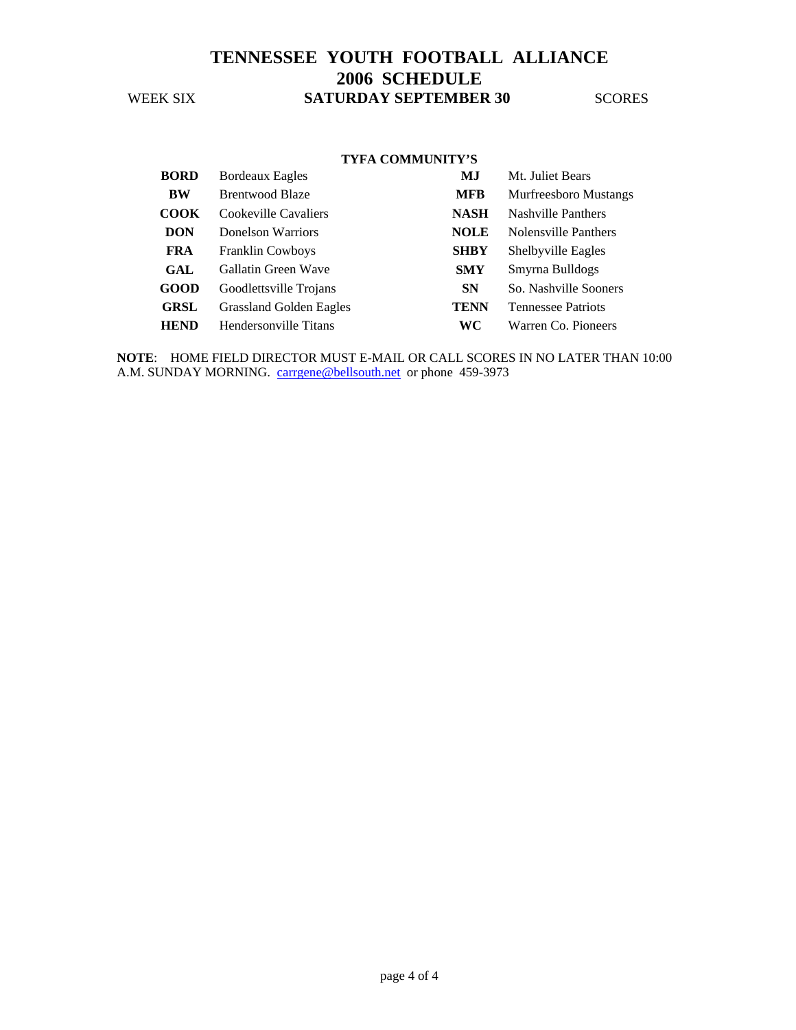# TENNESSEE YOUTH FOOTBALL ALLIANCE
## 2006 SCHEDULE

WEEK SIX **SATURDAY SEPTEMBER 30** SCORES

**TYFA COMMUNITY'S**

| | | | |
|---|---|---|---|
| **BORD** | Bordeaux Eagles | **MJ** | Mt. Juliet Bears |
| **BW** | Brentwood Blaze | **MFB** | Murfreesboro Mustangs |
| **COOK** | Cookeville Cavaliers | **NASH** | Nashville Panthers |
| **DON** | Donelson Warriors | **NOLE** | Nolensville Panthers |
| **FRA** | Franklin Cowboys | **SHBY** | Shelbyville Eagles |
| **GAL** | Gallatin Green Wave | **SMY** | Smyrna Bulldogs |
| **GOOD** | Goodlettsville Trojans | **SN** | So. Nashville Sooners |
| **GRSL** | Grassland Golden Eagles | **TENN** | Tennessee Patriots |
| **HEND** | Hendersonville Titans | **WC** | Warren Co. Pioneers |

**NOTE**: HOME FIELD DIRECTOR MUST E-MAIL OR CALL SCORES IN NO LATER THAN 10:00 A.M. SUNDAY MORNING. carrgene@bellsouth.net or phone 459-3973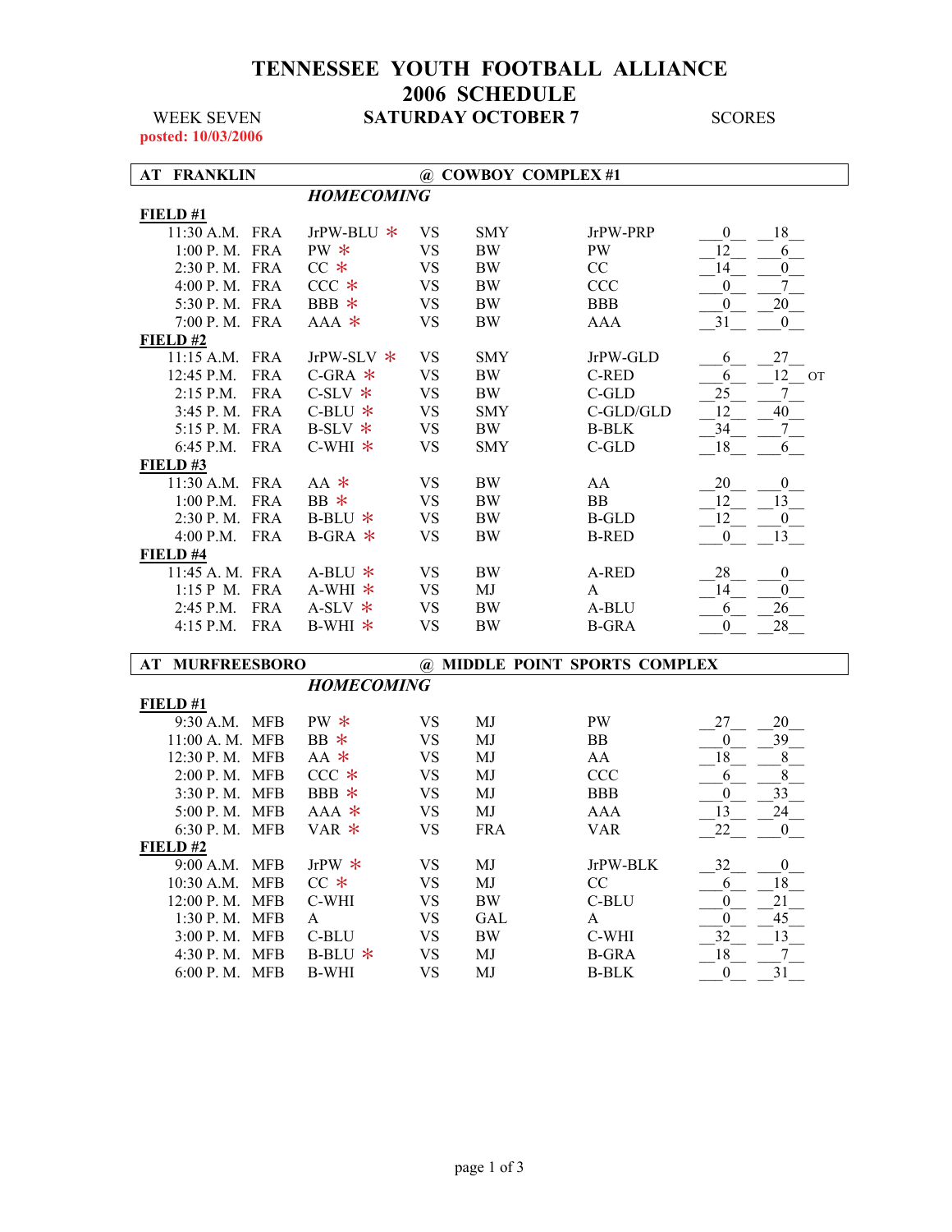# TENNESSEE YOUTH FOOTBALL ALLIANCE
# 2006 SCHEDULE

WEEK SEVEN **SATURDAY OCTOBER 7** SCORES

**posted: 10/03/2006**

## AT FRANKLIN @ COWBOY COMPLEX #1

***HOMECOMING***

**FIELD #1**

| Time | Site | Team | | Opponent | Division | Score | Score |
|---|---|---|---|---|---|---|---|
| 11:30 A.M. | FRA | JrPW-BLU * | VS | SMY | JrPW-PRP | 0 | 18 |
| 1:00 P. M. | FRA | PW * | VS | BW | PW | 12 | 6 |
| 2:30 P. M. | FRA | CC * | VS | BW | CC | 14 | 0 |
| 4:00 P. M. | FRA | CCC * | VS | BW | CCC | 0 | 7 |
| 5:30 P. M. | FRA | BBB * | VS | BW | BBB | 0 | 20 |
| 7:00 P. M. | FRA | AAA * | VS | BW | AAA | 31 | 0 |

**FIELD #2**

| Time | Site | Team | | Opponent | Division | Score | Score |
|---|---|---|---|---|---|---|---|
| 11:15 A.M. | FRA | JrPW-SLV * | VS | SMY | JrPW-GLD | 6 | 27 |
| 12:45 P.M. | FRA | C-GRA * | VS | BW | C-RED | 6 | 12 OT |
| 2:15 P.M. | FRA | C-SLV * | VS | BW | C-GLD | 25 | 7 |
| 3:45 P. M. | FRA | C-BLU * | VS | SMY | C-GLD/GLD | 12 | 40 |
| 5:15 P. M. | FRA | B-SLV * | VS | BW | B-BLK | 34 | 7 |
| 6:45 P.M. | FRA | C-WHI * | VS | SMY | C-GLD | 18 | 6 |

**FIELD #3**

| Time | Site | Team | | Opponent | Division | Score | Score |
|---|---|---|---|---|---|---|---|
| 11:30 A.M. | FRA | AA * | VS | BW | AA | 20 | 0 |
| 1:00 P.M. | FRA | BB * | VS | BW | BB | 12 | 13 |
| 2:30 P. M. | FRA | B-BLU * | VS | BW | B-GLD | 12 | 0 |
| 4:00 P.M. | FRA | B-GRA * | VS | BW | B-RED | 0 | 13 |

**FIELD #4**

| Time | Site | Team | | Opponent | Division | Score | Score |
|---|---|---|---|---|---|---|---|
| 11:45 A. M. | FRA | A-BLU * | VS | BW | A-RED | 28 | 0 |
| 1:15 P M. | FRA | A-WHI * | VS | MJ | A | 14 | 0 |
| 2:45 P.M. | FRA | A-SLV * | VS | BW | A-BLU | 6 | 26 |
| 4:15 P.M. | FRA | B-WHI * | VS | BW | B-GRA | 0 | 28 |

## AT MURFREESBORO @ MIDDLE POINT SPORTS COMPLEX

***HOMECOMING***

**FIELD #1**

| Time | Site | Team | | Opponent | Division | Score | Score |
|---|---|---|---|---|---|---|---|
| 9:30 A.M. | MFB | PW * | VS | MJ | PW | 27 | 20 |
| 11:00 A. M. | MFB | BB * | VS | MJ | BB | 0 | 39 |
| 12:30 P. M. | MFB | AA * | VS | MJ | AA | 18 | 8 |
| 2:00 P. M. | MFB | CCC * | VS | MJ | CCC | 6 | 8 |
| 3:30 P. M. | MFB | BBB * | VS | MJ | BBB | 0 | 33 |
| 5:00 P. M. | MFB | AAA * | VS | MJ | AAA | 13 | 24 |
| 6:30 P. M. | MFB | VAR * | VS | FRA | VAR | 22 | 0 |

**FIELD #2**

| Time | Site | Team | | Opponent | Division | Score | Score |
|---|---|---|---|---|---|---|---|
| 9:00 A.M. | MFB | JrPW * | VS | MJ | JrPW-BLK | 32 | 0 |
| 10:30 A.M. | MFB | CC * | VS | MJ | CC | 6 | 18 |
| 12:00 P. M. | MFB | C-WHI | VS | BW | C-BLU | 0 | 21 |
| 1:30 P. M. | MFB | A | VS | GAL | A | 0 | 45 |
| 3:00 P. M. | MFB | C-BLU | VS | BW | C-WHI | 32 | 13 |
| 4:30 P. M. | MFB | B-BLU * | VS | MJ | B-GRA | 18 | 7 |
| 6:00 P. M. | MFB | B-WHI | VS | MJ | B-BLK | 0 | 31 |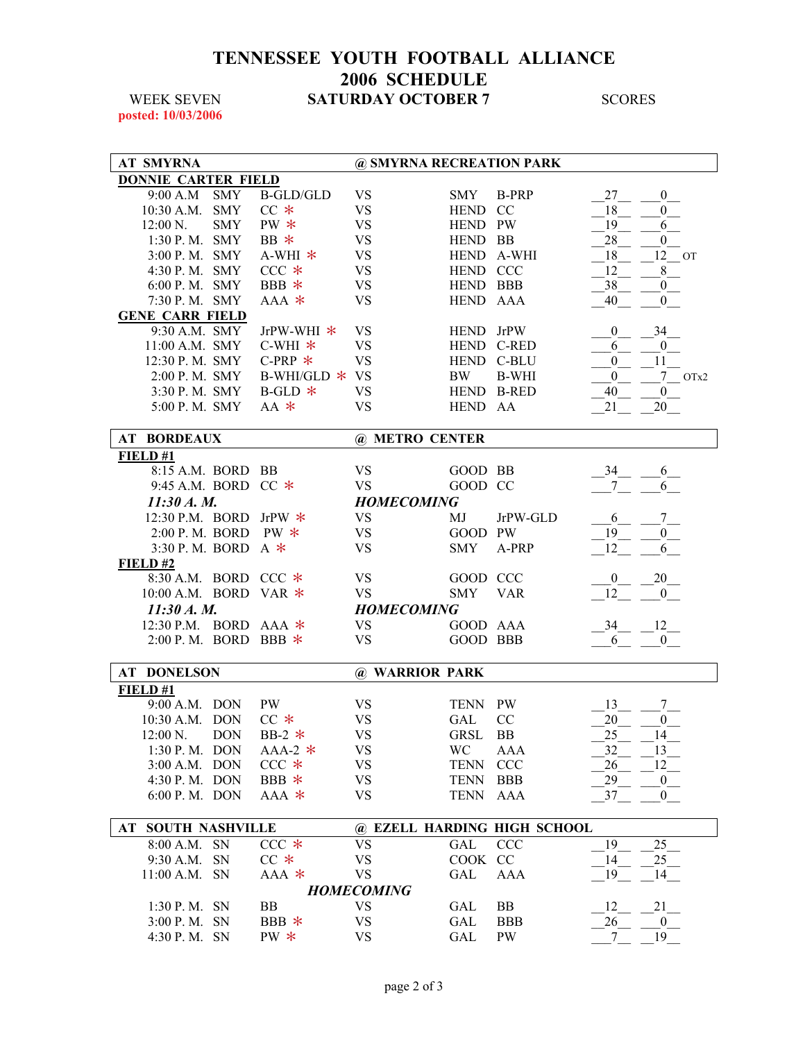# TENNESSEE YOUTH FOOTBALL ALLIANCE
# 2006 SCHEDULE

WEEK SEVEN — **SATURDAY OCTOBER 7** — SCORES

posted: 10/03/2006

## AT SMYRNA — @ SMYRNA RECREATION PARK

**DONNIE CARTER FIELD**

| Time | Team | Division | | Opponent | Division | Score | Score | |
|---|---|---|---|---|---|---|---|---|
| 9:00 A.M | SMY | B-GLD/GLD | VS | SMY | B-PRP | 27 | 0 | |
| 10:30 A.M. | SMY | CC * | VS | HEND | CC | 18 | 0 | |
| 12:00 N. | SMY | PW * | VS | HEND | PW | 19 | 6 | |
| 1:30 P. M. | SMY | BB * | VS | HEND | BB | 28 | 0 | |
| 3:00 P. M. | SMY | A-WHI * | VS | HEND | A-WHI | 18 | 12 | OT |
| 4:30 P. M. | SMY | CCC * | VS | HEND | CCC | 12 | 8 | |
| 6:00 P. M. | SMY | BBB * | VS | HEND | BBB | 38 | 0 | |
| 7:30 P. M. | SMY | AAA * | VS | HEND | AAA | 40 | 0 | |

**GENE CARR FIELD**

| Time | Team | Division | | Opponent | Division | Score | Score | |
|---|---|---|---|---|---|---|---|---|
| 9:30 A.M. | SMY | JrPW-WHI * | VS | HEND | JrPW | 0 | 34 | |
| 11:00 A.M. | SMY | C-WHI * | VS | HEND | C-RED | 6 | 0 | |
| 12:30 P. M. | SMY | C-PRP * | VS | HEND | C-BLU | 0 | 11 | |
| 2:00 P. M. | SMY | B-WHI/GLD * | VS | BW | B-WHI | 0 | 7 | OTx2 |
| 3:30 P. M. | SMY | B-GLD * | VS | HEND | B-RED | 40 | 0 | |
| 5:00 P. M. | SMY | AA * | VS | HEND | AA | 21 | 20 | |

## AT BORDEAUX — @ METRO CENTER

**FIELD #1**

| Time | Team | Division | | Opponent | Division | Score | Score |
|---|---|---|---|---|---|---|---|
| 8:15 A.M. | BORD | BB | VS | GOOD | BB | 34 | 6 |
| 9:45 A.M. | BORD | CC * | VS | GOOD | CC | 7 | 6 |
| *11:30 A. M.* | | | *HOMECOMING* | | | | |
| 12:30 P.M. | BORD | JrPW * | VS | MJ | JrPW-GLD | 6 | 7 |
| 2:00 P. M. | BORD | PW * | VS | GOOD | PW | 19 | 0 |
| 3:30 P. M. | BORD | A * | VS | SMY | A-PRP | 12 | 6 |

**FIELD #2**

| Time | Team | Division | | Opponent | Division | Score | Score |
|---|---|---|---|---|---|---|---|
| 8:30 A.M. | BORD | CCC * | VS | GOOD | CCC | 0 | 20 |
| 10:00 A.M. | BORD | VAR * | VS | SMY | VAR | 12 | 0 |
| *11:30 A. M.* | | | *HOMECOMING* | | | | |
| 12:30 P.M. | BORD | AAA * | VS | GOOD | AAA | 34 | 12 |
| 2:00 P. M. | BORD | BBB * | VS | GOOD | BBB | 6 | 0 |

## AT DONELSON — @ WARRIOR PARK

**FIELD #1**

| Time | Team | Division | | Opponent | Division | Score | Score |
|---|---|---|---|---|---|---|---|
| 9:00 A.M. | DON | PW | VS | TENN | PW | 13 | 7 |
| 10:30 A.M. | DON | CC * | VS | GAL | CC | 20 | 0 |
| 12:00 N. | DON | BB-2 * | VS | GRSL | BB | 25 | 14 |
| 1:30 P. M. | DON | AAA-2 * | VS | WC | AAA | 32 | 13 |
| 3:00 A.M. | DON | CCC * | VS | TENN | CCC | 26 | 12 |
| 4:30 P. M. | DON | BBB * | VS | TENN | BBB | 29 | 0 |
| 6:00 P. M. | DON | AAA * | VS | TENN | AAA | 37 | 0 |

## AT SOUTH NASHVILLE — @ EZELL HARDING HIGH SCHOOL

| Time | Team | Division | | Opponent | Division | Score | Score |
|---|---|---|---|---|---|---|---|
| 8:00 A.M. | SN | CCC * | VS | GAL | CCC | 19 | 25 |
| 9:30 A.M. | SN | CC * | VS | COOK | CC | 14 | 25 |
| 11:00 A.M. | SN | AAA * | VS | GAL | AAA | 19 | 14 |
| | | | *HOMECOMING* | | | | |
| 1:30 P. M. | SN | BB | VS | GAL | BB | 12 | 21 |
| 3:00 P. M. | SN | BBB * | VS | GAL | BBB | 26 | 0 |
| 4:30 P. M. | SN | PW * | VS | GAL | PW | 7 | 19 |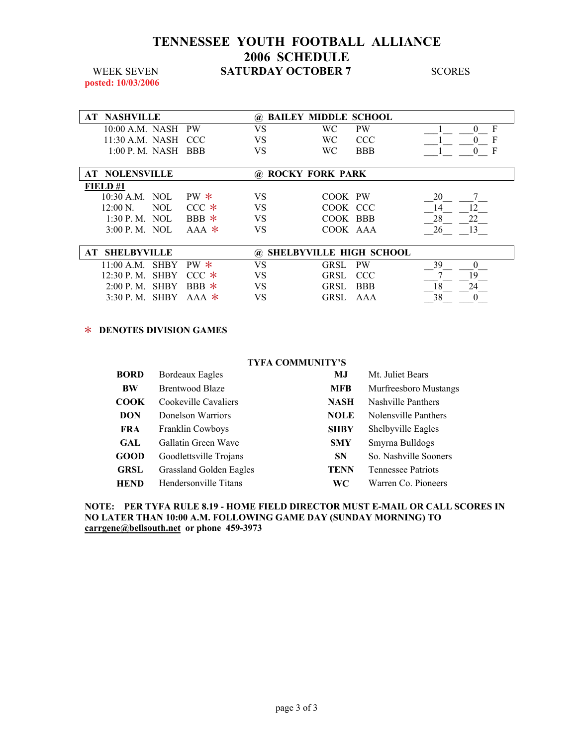# TENNESSEE YOUTH FOOTBALL ALLIANCE
## 2006 SCHEDULE

WEEK SEVEN **SATURDAY OCTOBER 7** SCORES

posted: 10/03/2006

| AT NASHVILLE | | | @ BAILEY MIDDLE SCHOOL | | | | |
|---|---|---|---|---|---|---|---|
| 10:00 A.M. | NASH | PW | VS | WC | PW | 1 | 0 F |
| 11:30 A.M. | NASH | CCC | VS | WC | CCC | 1 | 0 F |
| 1:00 P. M. | NASH | BBB | VS | WC | BBB | 1 | 0 F |

| AT NOLENSVILLE | | | @ ROCKY FORK PARK | | | | |
|---|---|---|---|---|---|---|---|
| **FIELD #1** | | | | | | | |
| 10:30 A.M. | NOL | PW * | VS | COOK | PW | 20 | 7 |
| 12:00 N. | NOL | CCC * | VS | COOK | CCC | 14 | 12 |
| 1:30 P. M. | NOL | BBB * | VS | COOK | BBB | 28 | 22 |
| 3:00 P. M. | NOL | AAA * | VS | COOK | AAA | 26 | 13 |

| AT SHELBYVILLE | | | @ SHELBYVILLE HIGH SCHOOL | | | | |
|---|---|---|---|---|---|---|---|
| 11:00 A.M. | SHBY | PW * | VS | GRSL | PW | 39 | 0 |
| 12:30 P. M. | SHBY | CCC * | VS | GRSL | CCC | 7 | 19 |
| 2:00 P. M. | SHBY | BBB * | VS | GRSL | BBB | 18 | 24 |
| 3:30 P. M. | SHBY | AAA * | VS | GRSL | AAA | 38 | 0 |

\* **DENOTES DIVISION GAMES**

**TYFA COMMUNITY'S**

| | | | |
|---|---|---|---|
| **BORD** | Bordeaux Eagles | **MJ** | Mt. Juliet Bears |
| **BW** | Brentwood Blaze | **MFB** | Murfreesboro Mustangs |
| **COOK** | Cookeville Cavaliers | **NASH** | Nashville Panthers |
| **DON** | Donelson Warriors | **NOLE** | Nolensville Panthers |
| **FRA** | Franklin Cowboys | **SHBY** | Shelbyville Eagles |
| **GAL** | Gallatin Green Wave | **SMY** | Smyrna Bulldogs |
| **GOOD** | Goodlettsville Trojans | **SN** | So. Nashville Sooners |
| **GRSL** | Grassland Golden Eagles | **TENN** | Tennessee Patriots |
| **HEND** | Hendersonville Titans | **WC** | Warren Co. Pioneers |

**NOTE: PER TYFA RULE 8.19 - HOME FIELD DIRECTOR MUST E-MAIL OR CALL SCORES IN NO LATER THAN 10:00 A.M. FOLLOWING GAME DAY (SUNDAY MORNING) TO carrgene@bellsouth.net or phone 459-3973**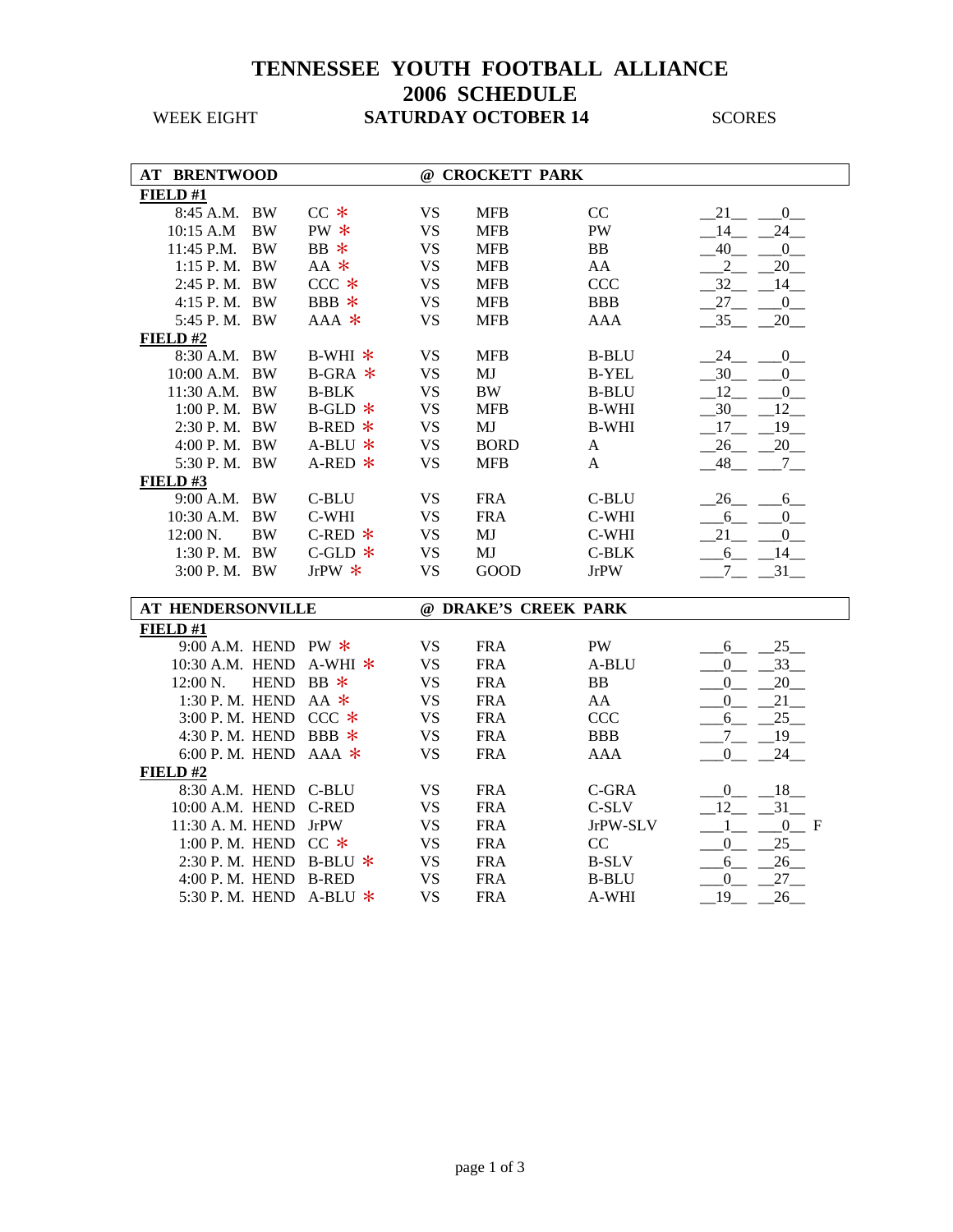# TENNESSEE YOUTH FOOTBALL ALLIANCE
# 2006 SCHEDULE

WEEK EIGHT **SATURDAY OCTOBER 14** SCORES

| **AT BRENTWOOD** | | | | | | | | |
|---|---|---|---|---|---|---|---|---|
| **@ CROCKETT PARK** | | | | | | | | |
| **FIELD #1** | | | | | | | | |
| 8:45 A.M. | BW | CC * | VS | MFB | CC | 21 | 0 | |
| 10:15 A.M | BW | PW * | VS | MFB | PW | 14 | 24 | |
| 11:45 P.M. | BW | BB * | VS | MFB | BB | 40 | 0 | |
| 1:15 P. M. | BW | AA * | VS | MFB | AA | 2 | 20 | |
| 2:45 P. M. | BW | CCC * | VS | MFB | CCC | 32 | 14 | |
| 4:15 P. M. | BW | BBB * | VS | MFB | BBB | 27 | 0 | |
| 5:45 P. M. | BW | AAA * | VS | MFB | AAA | 35 | 20 | |
| **FIELD #2** | | | | | | | | |
| 8:30 A.M. | BW | B-WHI * | VS | MFB | B-BLU | 24 | 0 | |
| 10:00 A.M. | BW | B-GRA * | VS | MJ | B-YEL | 30 | 0 | |
| 11:30 A.M. | BW | B-BLK | VS | BW | B-BLU | 12 | 0 | |
| 1:00 P. M. | BW | B-GLD * | VS | MFB | B-WHI | 30 | 12 | |
| 2:30 P. M. | BW | B-RED * | VS | MJ | B-WHI | 17 | 19 | |
| 4:00 P. M. | BW | A-BLU * | VS | BORD | A | 26 | 20 | |
| 5:30 P. M. | BW | A-RED * | VS | MFB | A | 48 | 7 | |
| **FIELD #3** | | | | | | | | |
| 9:00 A.M. | BW | C-BLU | VS | FRA | C-BLU | 26 | 6 | |
| 10:30 A.M. | BW | C-WHI | VS | FRA | C-WHI | 6 | 0 | |
| 12:00 N. | BW | C-RED * | VS | MJ | C-WHI | 21 | 0 | |
| 1:30 P. M. | BW | C-GLD * | VS | MJ | C-BLK | 6 | 14 | |
| 3:00 P. M. | BW | JrPW * | VS | GOOD | JrPW | 7 | 31 | |

| **AT HENDERSONVILLE** | | | | | | | | |
|---|---|---|---|---|---|---|---|---|
| **@ DRAKE'S CREEK PARK** | | | | | | | | |
| **FIELD #1** | | | | | | | | |
| 9:00 A.M. | HEND | PW * | VS | FRA | PW | 6 | 25 | |
| 10:30 A.M. | HEND | A-WHI * | VS | FRA | A-BLU | 0 | 33 | |
| 12:00 N. | HEND | BB * | VS | FRA | BB | 0 | 20 | |
| 1:30 P. M. | HEND | AA * | VS | FRA | AA | 0 | 21 | |
| 3:00 P. M. | HEND | CCC * | VS | FRA | CCC | 6 | 25 | |
| 4:30 P. M. | HEND | BBB * | VS | FRA | BBB | 7 | 19 | |
| 6:00 P. M. | HEND | AAA * | VS | FRA | AAA | 0 | 24 | |
| **FIELD #2** | | | | | | | | |
| 8:30 A.M. | HEND | C-BLU | VS | FRA | C-GRA | 0 | 18 | |
| 10:00 A.M. | HEND | C-RED | VS | FRA | C-SLV | 12 | 31 | |
| 11:30 A. M. | HEND | JrPW | VS | FRA | JrPW-SLV | 1 | 0 | F |
| 1:00 P. M. | HEND | CC * | VS | FRA | CC | 0 | 25 | |
| 2:30 P. M. | HEND | B-BLU * | VS | FRA | B-SLV | 6 | 26 | |
| 4:00 P. M. | HEND | B-RED | VS | FRA | B-BLU | 0 | 27 | |
| 5:30 P. M. | HEND | A-BLU * | VS | FRA | A-WHI | 19 | 26 | |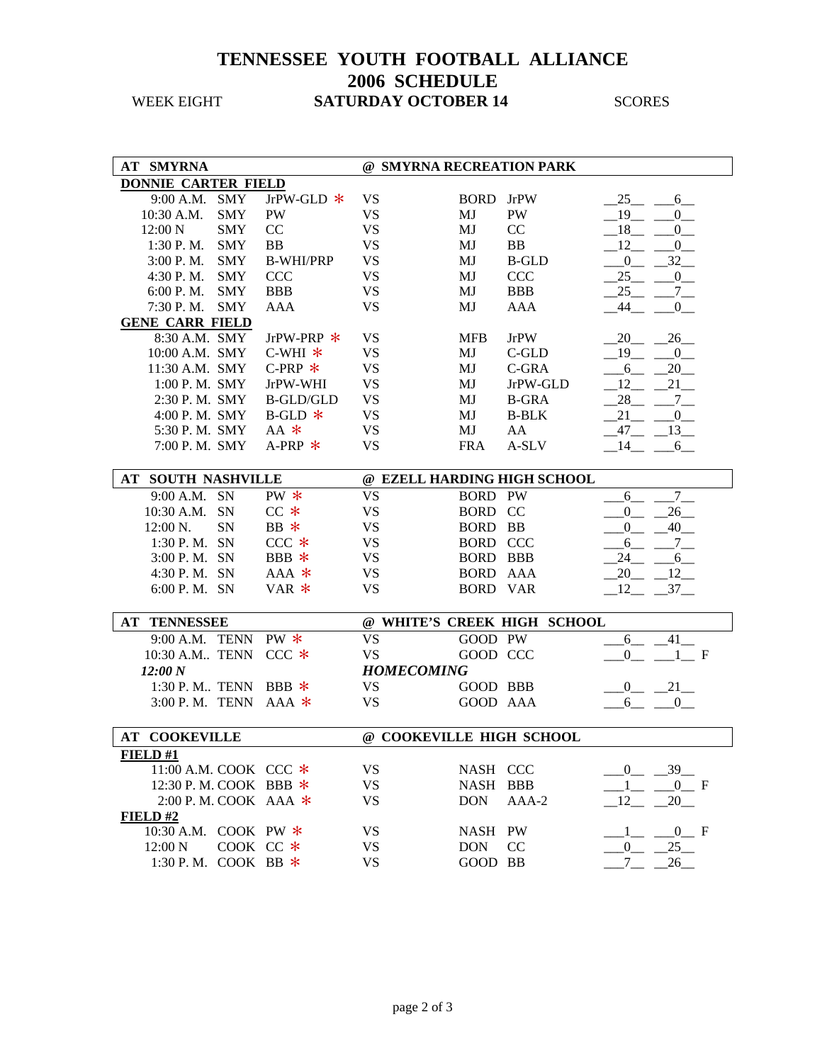# TENNESSEE YOUTH FOOTBALL ALLIANCE
# 2006 SCHEDULE

WEEK EIGHT **SATURDAY OCTOBER 14** SCORES

| **AT SMYRNA** | | | | **@ SMYRNA RECREATION PARK** | | | |
|---|---|---|---|---|---|---|---|
| **DONNIE CARTER FIELD** | | | | | | | |
| 9:00 A.M. | SMY | JrPW-GLD * | VS | BORD | JrPW | 25 | 6 |
| 10:30 A.M. | SMY | PW | VS | MJ | PW | 19 | 0 |
| 12:00 N | SMY | CC | VS | MJ | CC | 18 | 0 |
| 1:30 P. M. | SMY | BB | VS | MJ | BB | 12 | 0 |
| 3:00 P. M. | SMY | B-WHI/PRP | VS | MJ | B-GLD | 0 | 32 |
| 4:30 P. M. | SMY | CCC | VS | MJ | CCC | 25 | 0 |
| 6:00 P. M. | SMY | BBB | VS | MJ | BBB | 25 | 7 |
| 7:30 P. M. | SMY | AAA | VS | MJ | AAA | 44 | 0 |
| **GENE CARR FIELD** | | | | | | | |
| 8:30 A.M. | SMY | JrPW-PRP * | VS | MFB | JrPW | 20 | 26 |
| 10:00 A.M. | SMY | C-WHI * | VS | MJ | C-GLD | 19 | 0 |
| 11:30 A.M. | SMY | C-PRP * | VS | MJ | C-GRA | 6 | 20 |
| 1:00 P. M. | SMY | JrPW-WHI | VS | MJ | JrPW-GLD | 12 | 21 |
| 2:30 P. M. | SMY | B-GLD/GLD | VS | MJ | B-GRA | 28 | 7 |
| 4:00 P. M. | SMY | B-GLD * | VS | MJ | B-BLK | 21 | 0 |
| 5:30 P. M. | SMY | AA * | VS | MJ | AA | 47 | 13 |
| 7:00 P. M. | SMY | A-PRP * | VS | FRA | A-SLV | 14 | 6 |

| **AT SOUTH NASHVILLE** | | | | **@ EZELL HARDING HIGH SCHOOL** | | | |
|---|---|---|---|---|---|---|---|
| 9:00 A.M. | SN | PW * | VS | BORD | PW | 6 | 7 |
| 10:30 A.M. | SN | CC * | VS | BORD | CC | 0 | 26 |
| 12:00 N. | SN | BB * | VS | BORD | BB | 0 | 40 |
| 1:30 P. M. | SN | CCC * | VS | BORD | CCC | 6 | 7 |
| 3:00 P. M. | SN | BBB * | VS | BORD | BBB | 24 | 6 |
| 4:30 P. M. | SN | AAA * | VS | BORD | AAA | 20 | 12 |
| 6:00 P. M. | SN | VAR * | VS | BORD | VAR | 12 | 37 |

| **AT TENNESSEE** | | | | **@ WHITE'S CREEK HIGH SCHOOL** | | | |
|---|---|---|---|---|---|---|---|
| 9:00 A.M. | TENN | PW * | VS | GOOD | PW | 6 | 41 |
| 10:30 A.M.. | TENN | CCC * | VS | GOOD | CCC | 0 | 1 F |
| ***12:00 N*** | | | ***HOMECOMING*** | | | | |
| 1:30 P. M.. | TENN | BBB * | VS | GOOD | BBB | 0 | 21 |
| 3:00 P. M. | TENN | AAA * | VS | GOOD | AAA | 6 | 0 |

| **AT COOKEVILLE** | | | | **@ COOKEVILLE HIGH SCHOOL** | | | |
|---|---|---|---|---|---|---|---|
| **FIELD #1** | | | | | | | |
| 11:00 A.M. | COOK | CCC * | VS | NASH | CCC | 0 | 39 |
| 12:30 P. M. | COOK | BBB * | VS | NASH | BBB | 1 | 0 F |
| 2:00 P. M. | COOK | AAA * | VS | DON | AAA-2 | 12 | 20 |
| **FIELD #2** | | | | | | | |
| 10:30 A.M. | COOK | PW * | VS | NASH | PW | 1 | 0 F |
| 12:00 N | COOK | CC * | VS | DON | CC | 0 | 25 |
| 1:30 P. M. | COOK | BB * | VS | GOOD | BB | 7 | 26 |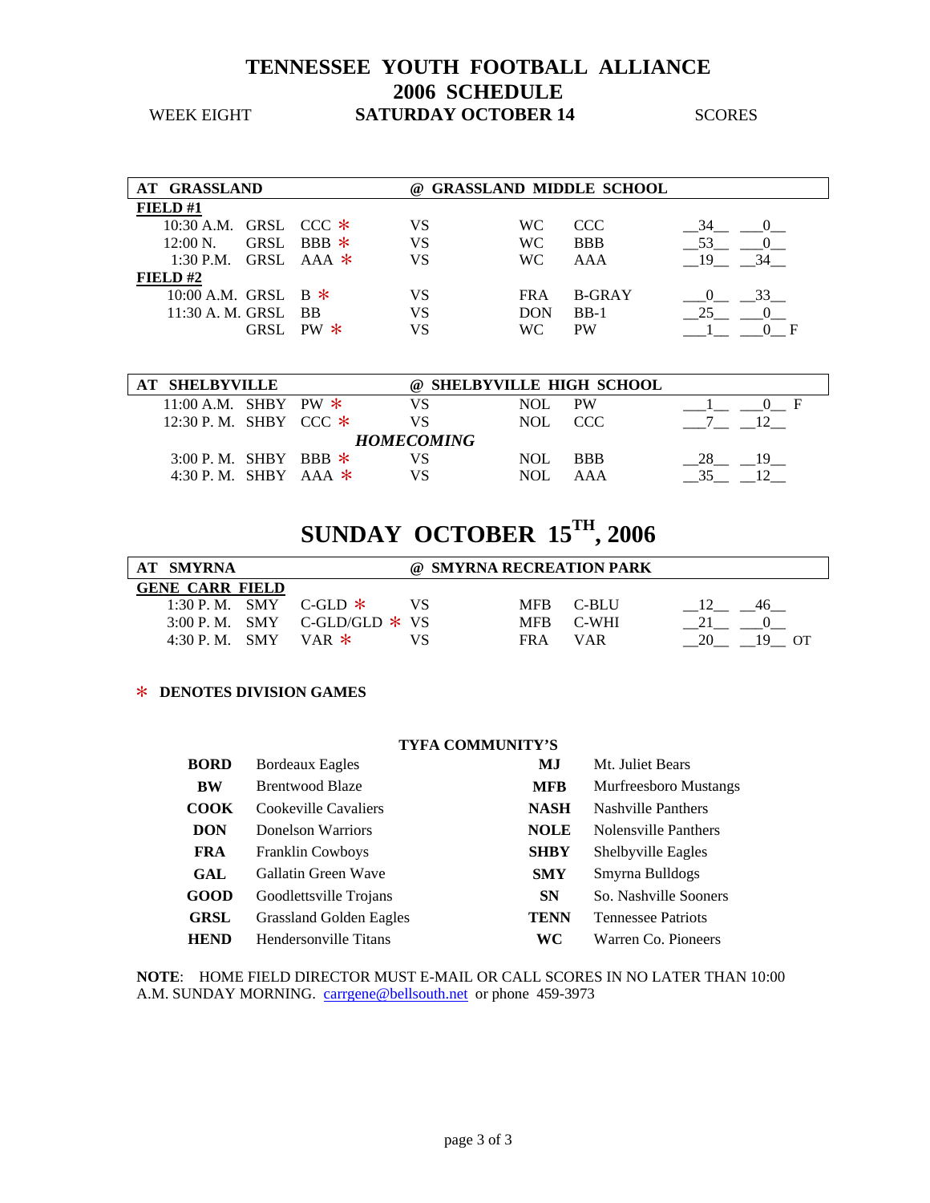# TENNESSEE YOUTH FOOTBALL ALLIANCE
## 2006 SCHEDULE

WEEK EIGHT **SATURDAY OCTOBER 14** SCORES

| **AT GRASSLAND** | | | | **@ GRASSLAND MIDDLE SCHOOL** | | | |
|---|---|---|---|---|---|---|---|
| **FIELD #1** | | | | | | | |
| 10:30 A.M. | GRSL | CCC * | VS | WC | CCC | 34 | 0 |
| 12:00 N. | GRSL | BBB * | VS | WC | BBB | 53 | 0 |
| 1:30 P.M. | GRSL | AAA * | VS | WC | AAA | 19 | 34 |
| **FIELD #2** | | | | | | | |
| 10:00 A.M. | GRSL | B * | VS | FRA | B-GRAY | 0 | 33 |
| 11:30 A. M. | GRSL | BB | VS | DON | BB-1 | 25 | 0 |
| | GRSL | PW * | VS | WC | PW | 1 | 0 F |

| **AT SHELBYVILLE** | | | | **@ SHELBYVILLE HIGH SCHOOL** | | | |
|---|---|---|---|---|---|---|---|
| 11:00 A.M. | SHBY | PW * | VS | NOL | PW | 1 | 0 F |
| 12:30 P. M. | SHBY | CCC * | VS | NOL | CCC | 7 | 12 |
| | | | ***HOMECOMING*** | | | | |
| 3:00 P. M. | SHBY | BBB * | VS | NOL | BBB | 28 | 19 |
| 4:30 P. M. | SHBY | AAA * | VS | NOL | AAA | 35 | 12 |

# SUNDAY OCTOBER 15TH, 2006

| **AT SMYRNA** | | | | **@ SMYRNA RECREATION PARK** | | | |
|---|---|---|---|---|---|---|---|
| **GENE CARR FIELD** | | | | | | | |
| 1:30 P. M. | SMY | C-GLD * | VS | MFB | C-BLU | 12 | 46 |
| 3:00 P. M. | SMY | C-GLD/GLD * | VS | MFB | C-WHI | 21 | 0 |
| 4:30 P. M. | SMY | VAR * | VS | FRA | VAR | 20 | 19 OT |

\* **DENOTES DIVISION GAMES**

**TYFA COMMUNITY'S**

| | | | |
|---|---|---|---|
| **BORD** | Bordeaux Eagles | **MJ** | Mt. Juliet Bears |
| **BW** | Brentwood Blaze | **MFB** | Murfreesboro Mustangs |
| **COOK** | Cookeville Cavaliers | **NASH** | Nashville Panthers |
| **DON** | Donelson Warriors | **NOLE** | Nolensville Panthers |
| **FRA** | Franklin Cowboys | **SHBY** | Shelbyville Eagles |
| **GAL** | Gallatin Green Wave | **SMY** | Smyrna Bulldogs |
| **GOOD** | Goodlettsville Trojans | **SN** | So. Nashville Sooners |
| **GRSL** | Grassland Golden Eagles | **TENN** | Tennessee Patriots |
| **HEND** | Hendersonville Titans | **WC** | Warren Co. Pioneers |

**NOTE**: HOME FIELD DIRECTOR MUST E-MAIL OR CALL SCORES IN NO LATER THAN 10:00 A.M. SUNDAY MORNING. carrgene@bellsouth.net or phone 459-3973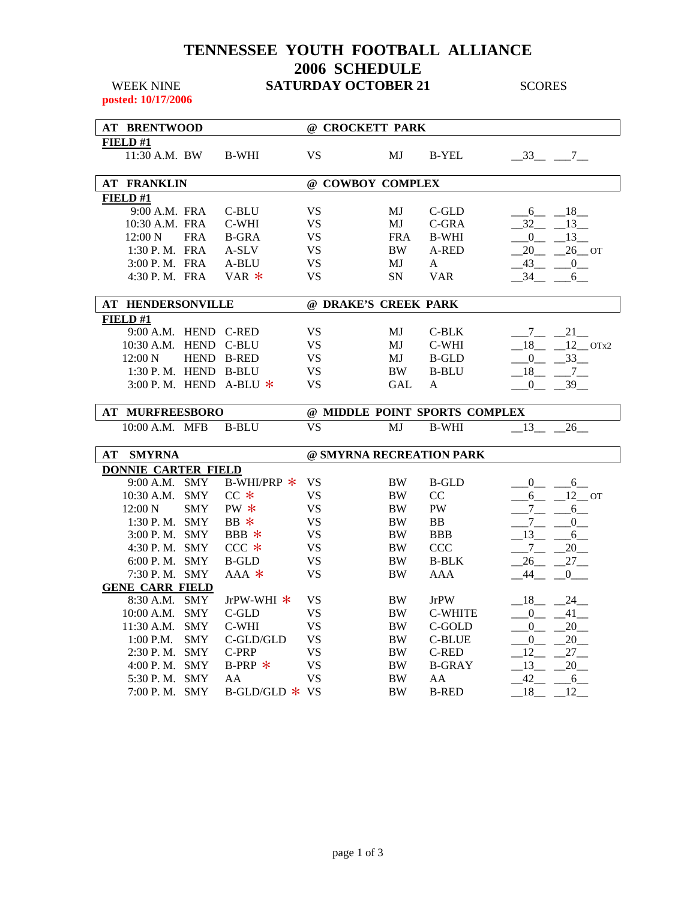# TENNESSEE YOUTH FOOTBALL ALLIANCE
## 2006 SCHEDULE

WEEK NINE — **SATURDAY OCTOBER 21** — SCORES

**posted: 10/17/2006**

### AT BRENTWOOD @ CROCKETT PARK

**FIELD #1**

| Time | Home | Team | | Away | Team | Score | Score |
|---|---|---|---|---|---|---|---|
| 11:30 A.M. | BW | B-WHI | VS | MJ | B-YEL | 33 | 7 |

### AT FRANKLIN @ COWBOY COMPLEX

**FIELD #1**

| Time | Home | Team | | Away | Team | Score | Score |
|---|---|---|---|---|---|---|---|
| 9:00 A.M. | FRA | C-BLU | VS | MJ | C-GLD | 6 | 18 |
| 10:30 A.M. | FRA | C-WHI | VS | MJ | C-GRA | 32 | 13 |
| 12:00 N | FRA | B-GRA | VS | FRA | B-WHI | 0 | 13 |
| 1:30 P. M. | FRA | A-SLV | VS | BW | A-RED | 20 | 26 OT |
| 3:00 P. M. | FRA | A-BLU | VS | MJ | A | 43 | 0 |
| 4:30 P. M. | FRA | VAR * | VS | SN | VAR | 34 | 6 |

### AT HENDERSONVILLE @ DRAKE'S CREEK PARK

**FIELD #1**

| Time | Home | Team | | Away | Team | Score | Score |
|---|---|---|---|---|---|---|---|
| 9:00 A.M. | HEND | C-RED | VS | MJ | C-BLK | 7 | 21 |
| 10:30 A.M. | HEND | C-BLU | VS | MJ | C-WHI | 18 | 12 OTx2 |
| 12:00 N | HEND | B-RED | VS | MJ | B-GLD | 0 | 33 |
| 1:30 P. M. | HEND | B-BLU | VS | BW | B-BLU | 18 | 7 |
| 3:00 P. M. | HEND | A-BLU * | VS | GAL | A | 0 | 39 |

### AT MURFREESBORO @ MIDDLE POINT SPORTS COMPLEX

| Time | Home | Team | | Away | Team | Score | Score |
|---|---|---|---|---|---|---|---|
| 10:00 A.M. | MFB | B-BLU | VS | MJ | B-WHI | 13 | 26 |

### AT SMYRNA @ SMYRNA RECREATION PARK

**DONNIE CARTER FIELD**

| Time | Home | Team | | Away | Team | Score | Score |
|---|---|---|---|---|---|---|---|
| 9:00 A.M. | SMY | B-WHI/PRP * | VS | BW | B-GLD | 0 | 6 |
| 10:30 A.M. | SMY | CC * | VS | BW | CC | 6 | 12 OT |
| 12:00 N | SMY | PW * | VS | BW | PW | 7 | 6 |
| 1:30 P. M. | SMY | BB * | VS | BW | BB | 7 | 0 |
| 3:00 P. M. | SMY | BBB * | VS | BW | BBB | 13 | 6 |
| 4:30 P. M. | SMY | CCC * | VS | BW | CCC | 7 | 20 |
| 6:00 P. M. | SMY | B-GLD | VS | BW | B-BLK | 26 | 27 |
| 7:30 P. M. | SMY | AAA * | VS | BW | AAA | 44 | 0 |

**GENE CARR FIELD**

| Time | Home | Team | | Away | Team | Score | Score |
|---|---|---|---|---|---|---|---|
| 8:30 A.M. | SMY | JrPW-WHI * | VS | BW | JrPW | 18 | 24 |
| 10:00 A.M. | SMY | C-GLD | VS | BW | C-WHITE | 0 | 41 |
| 11:30 A.M. | SMY | C-WHI | VS | BW | C-GOLD | 0 | 20 |
| 1:00 P.M. | SMY | C-GLD/GLD | VS | BW | C-BLUE | 0 | 20 |
| 2:30 P. M. | SMY | C-PRP | VS | BW | C-RED | 12 | 27 |
| 4:00 P. M. | SMY | B-PRP * | VS | BW | B-GRAY | 13 | 20 |
| 5:30 P. M. | SMY | AA | VS | BW | AA | 42 | 6 |
| 7:00 P. M. | SMY | B-GLD/GLD * | VS | BW | B-RED | 18 | 12 |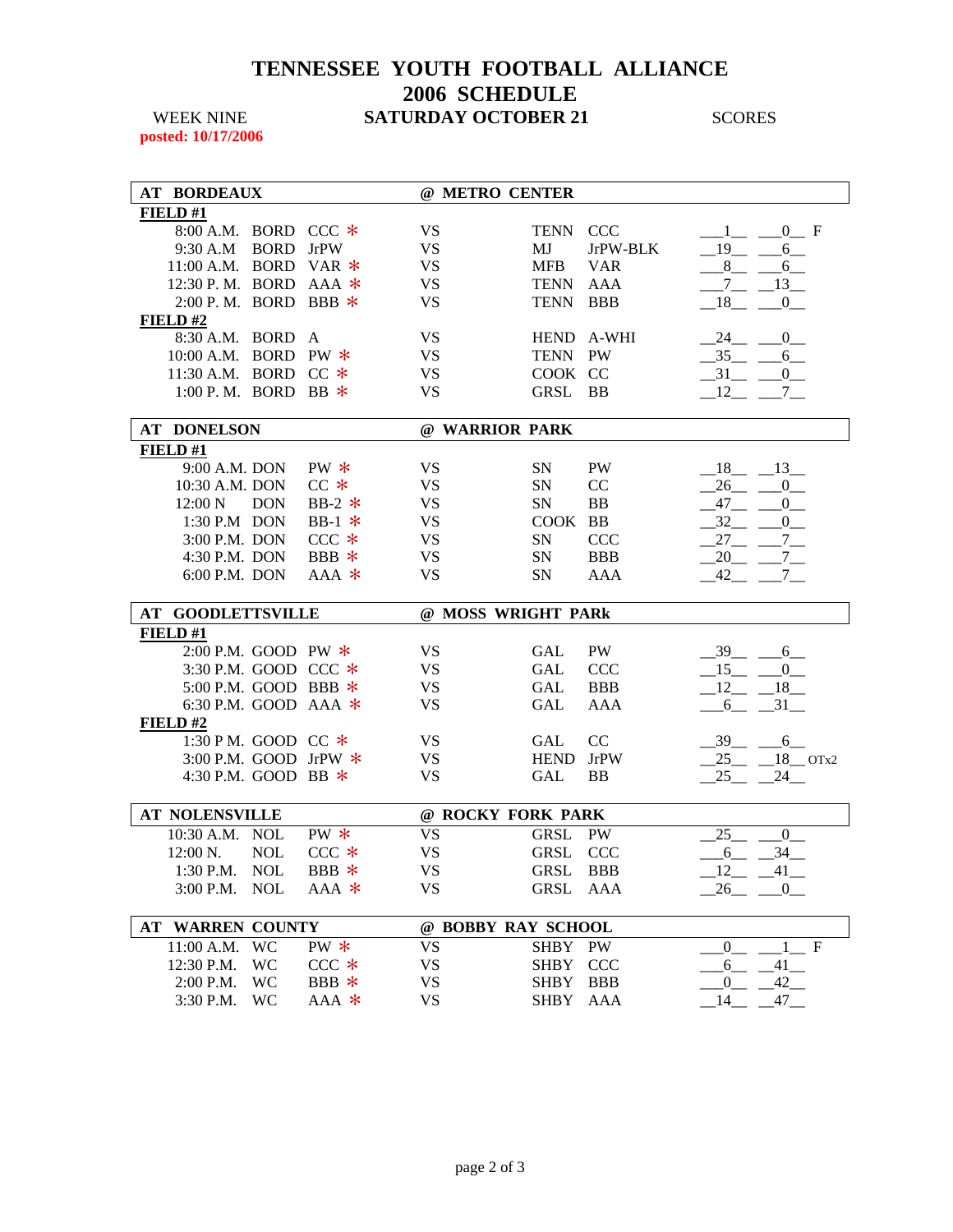# TENNESSEE YOUTH FOOTBALL ALLIANCE
# 2006 SCHEDULE

WEEK NINE **SATURDAY OCTOBER 21** SCORES

**posted: 10/17/2006**

| **AT BORDEAUX** | | | | **@ METRO CENTER** | | | |
|---|---|---|---|---|---|---|---|
| **FIELD #1** | | | | | | | |
| 8:00 A.M. | BORD | CCC * | VS | TENN | CCC | 1 | 0 F |
| 9:30 A.M | BORD | JrPW | VS | MJ | JrPW-BLK | 19 | 6 |
| 11:00 A.M. | BORD | VAR * | VS | MFB | VAR | 8 | 6 |
| 12:30 P. M. | BORD | AAA * | VS | TENN | AAA | 7 | 13 |
| 2:00 P. M. | BORD | BBB * | VS | TENN | BBB | 18 | 0 |
| **FIELD #2** | | | | | | | |
| 8:30 A.M. | BORD | A | VS | HEND | A-WHI | 24 | 0 |
| 10:00 A.M. | BORD | PW * | VS | TENN | PW | 35 | 6 |
| 11:30 A.M. | BORD | CC * | VS | COOK | CC | 31 | 0 |
| 1:00 P. M. | BORD | BB * | VS | GRSL | BB | 12 | 7 |

| **AT DONELSON** | | | | **@ WARRIOR PARK** | | | |
|---|---|---|---|---|---|---|---|
| **FIELD #1** | | | | | | | |
| 9:00 A.M. | DON | PW * | VS | SN | PW | 18 | 13 |
| 10:30 A.M. | DON | CC * | VS | SN | CC | 26 | 0 |
| 12:00 N | DON | BB-2 * | VS | SN | BB | 47 | 0 |
| 1:30 P.M | DON | BB-1 * | VS | COOK | BB | 32 | 0 |
| 3:00 P.M. | DON | CCC * | VS | SN | CCC | 27 | 7 |
| 4:30 P.M. | DON | BBB * | VS | SN | BBB | 20 | 7 |
| 6:00 P.M. | DON | AAA * | VS | SN | AAA | 42 | 7 |

| **AT GOODLETTSVILLE** | | | | **@ MOSS WRIGHT PARk** | | | |
|---|---|---|---|---|---|---|---|
| **FIELD #1** | | | | | | | |
| 2:00 P.M. | GOOD | PW * | VS | GAL | PW | 39 | 6 |
| 3:30 P.M. | GOOD | CCC * | VS | GAL | CCC | 15 | 0 |
| 5:00 P.M. | GOOD | BBB * | VS | GAL | BBB | 12 | 18 |
| 6:30 P.M. | GOOD | AAA * | VS | GAL | AAA | 6 | 31 |
| **FIELD #2** | | | | | | | |
| 1:30 P M. | GOOD | CC * | VS | GAL | CC | 39 | 6 |
| 3:00 P.M. | GOOD | JrPW * | VS | HEND | JrPW | 25 | 18 OTx2 |
| 4:30 P.M. | GOOD | BB * | VS | GAL | BB | 25 | 24 |

| **AT NOLENSVILLE** | | | | **@ ROCKY FORK PARK** | | | |
|---|---|---|---|---|---|---|---|
| 10:30 A.M. | NOL | PW * | VS | GRSL | PW | 25 | 0 |
| 12:00 N. | NOL | CCC * | VS | GRSL | CCC | 6 | 34 |
| 1:30 P.M. | NOL | BBB * | VS | GRSL | BBB | 12 | 41 |
| 3:00 P.M. | NOL | AAA * | VS | GRSL | AAA | 26 | 0 |

| **AT WARREN COUNTY** | | | | **@ BOBBY RAY SCHOOL** | | | |
|---|---|---|---|---|---|---|---|
| 11:00 A.M. | WC | PW * | VS | SHBY | PW | 0 | 1 F |
| 12:30 P.M. | WC | CCC * | VS | SHBY | CCC | 6 | 41 |
| 2:00 P.M. | WC | BBB * | VS | SHBY | BBB | 0 | 42 |
| 3:30 P.M. | WC | AAA * | VS | SHBY | AAA | 14 | 47 |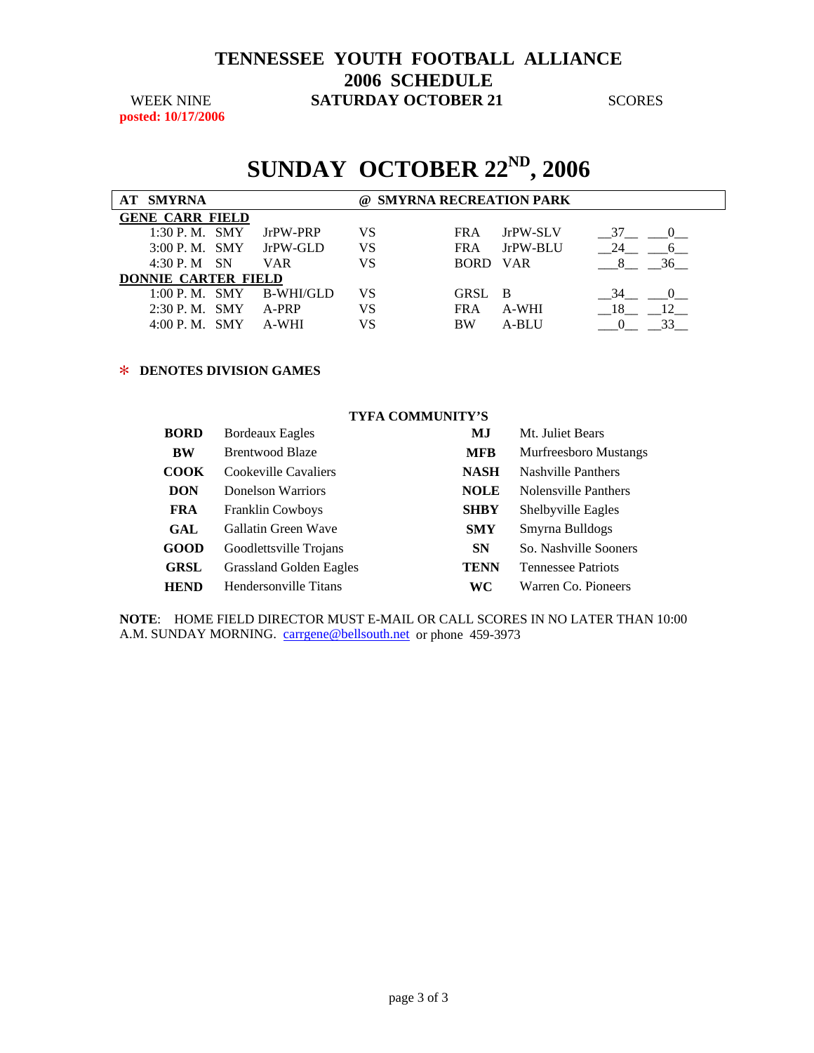# TENNESSEE YOUTH FOOTBALL ALLIANCE
# 2006 SCHEDULE

WEEK NINE **SATURDAY OCTOBER 21** SCORES

**posted: 10/17/2006**

# SUNDAY OCTOBER 22ND, 2006

| **AT SMYRNA** | | | | **@ SMYRNA RECREATION PARK** | | | |
|---|---|---|---|---|---|---|---|
| **GENE CARR FIELD** | | | | | | | |
| 1:30 P. M. | SMY | JrPW-PRP | VS | FRA | JrPW-SLV | 37 | 0 |
| 3:00 P. M. | SMY | JrPW-GLD | VS | FRA | JrPW-BLU | 24 | 6 |
| 4:30 P. M | SN | VAR | VS | BORD | VAR | 8 | 36 |
| **DONNIE CARTER FIELD** | | | | | | | |
| 1:00 P. M. | SMY | B-WHI/GLD | VS | GRSL | B | 34 | 0 |
| 2:30 P. M. | SMY | A-PRP | VS | FRA | A-WHI | 18 | 12 |
| 4:00 P. M. | SMY | A-WHI | VS | BW | A-BLU | 0 | 33 |

\* **DENOTES DIVISION GAMES**

**TYFA COMMUNITY'S**

| | | | |
|---|---|---|---|
| **BORD** | Bordeaux Eagles | **MJ** | Mt. Juliet Bears |
| **BW** | Brentwood Blaze | **MFB** | Murfreesboro Mustangs |
| **COOK** | Cookeville Cavaliers | **NASH** | Nashville Panthers |
| **DON** | Donelson Warriors | **NOLE** | Nolensville Panthers |
| **FRA** | Franklin Cowboys | **SHBY** | Shelbyville Eagles |
| **GAL** | Gallatin Green Wave | **SMY** | Smyrna Bulldogs |
| **GOOD** | Goodlettsville Trojans | **SN** | So. Nashville Sooners |
| **GRSL** | Grassland Golden Eagles | **TENN** | Tennessee Patriots |
| **HEND** | Hendersonville Titans | **WC** | Warren Co. Pioneers |

**NOTE**: HOME FIELD DIRECTOR MUST E-MAIL OR CALL SCORES IN NO LATER THAN 10:00 A.M. SUNDAY MORNING. carrgene@bellsouth.net or phone 459-3973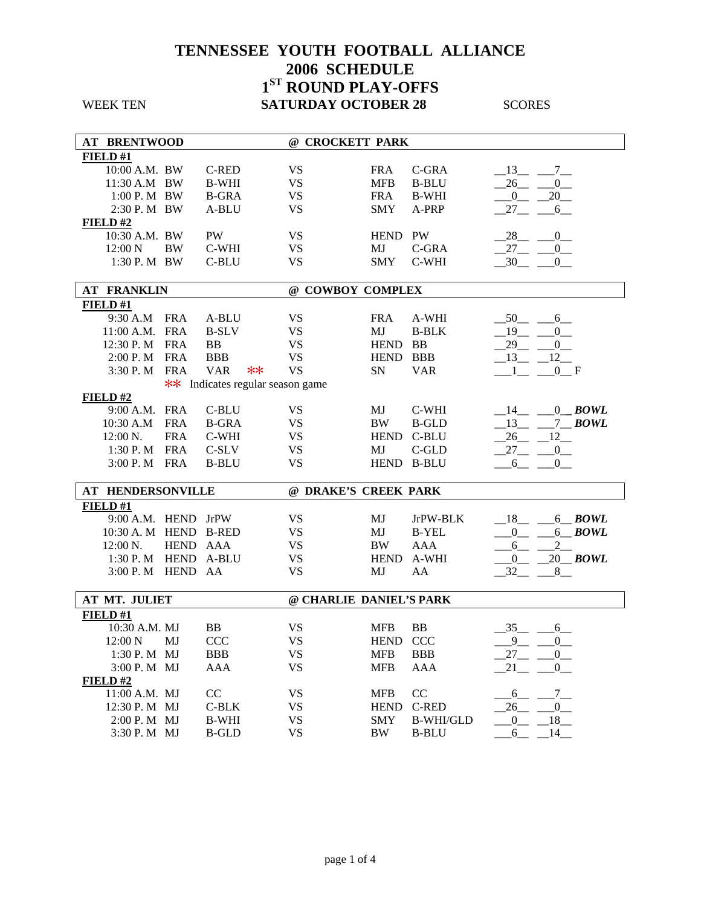# TENNESSEE YOUTH FOOTBALL ALLIANCE
## 2006 SCHEDULE
## 1ST ROUND PLAY-OFFS

WEEK TEN **SATURDAY OCTOBER 28** SCORES

| **AT BRENTWOOD** | | | | **@ CROCKETT PARK** | | | | |
|---|---|---|---|---|---|---|---|---|
| **FIELD #1** | | | | | | | | |
| 10:00 A.M. | BW | C-RED | VS | FRA | C-GRA | 13 | 7 | |
| 11:30 A.M | BW | B-WHI | VS | MFB | B-BLU | 26 | 0 | |
| 1:00 P. M | BW | B-GRA | VS | FRA | B-WHI | 0 | 20 | |
| 2:30 P. M | BW | A-BLU | VS | SMY | A-PRP | 27 | 6 | |
| **FIELD #2** | | | | | | | | |
| 10:30 A.M. | BW | PW | VS | HEND | PW | 28 | 0 | |
| 12:00 N | BW | C-WHI | VS | MJ | C-GRA | 27 | 0 | |
| 1:30 P. M | BW | C-BLU | VS | SMY | C-WHI | 30 | 0 | |

| **AT FRANKLIN** | | | | **@ COWBOY COMPLEX** | | | | |
|---|---|---|---|---|---|---|---|---|
| **FIELD #1** | | | | | | | | |
| 9:30 A.M | FRA | A-BLU | VS | FRA | A-WHI | 50 | 6 | |
| 11:00 A.M. | FRA | B-SLV | VS | MJ | B-BLK | 19 | 0 | |
| 12:30 P. M | FRA | BB | VS | HEND | BB | 29 | 0 | |
| 2:00 P. M | FRA | BBB | VS | HEND | BBB | 13 | 12 | |
| 3:30 P. M | FRA | VAR ** | VS | SN | VAR | 1 | 0 | F |
| | ** Indicates regular season game | | | | | | | |
| **FIELD #2** | | | | | | | | |
| 9:00 A.M. | FRA | C-BLU | VS | MJ | C-WHI | 14 | 0 | ***BOWL*** |
| 10:30 A.M | FRA | B-GRA | VS | BW | B-GLD | 13 | 7 | ***BOWL*** |
| 12:00 N. | FRA | C-WHI | VS | HEND | C-BLU | 26 | 12 | |
| 1:30 P. M | FRA | C-SLV | VS | MJ | C-GLD | 27 | 0 | |
| 3:00 P. M | FRA | B-BLU | VS | HEND | B-BLU | 6 | 0 | |

| **AT HENDERSONVILLE** | | | | **@ DRAKE'S CREEK PARK** | | | | |
|---|---|---|---|---|---|---|---|---|
| **FIELD #1** | | | | | | | | |
| 9:00 A.M. | HEND | JrPW | VS | MJ | JrPW-BLK | 18 | 6 | ***BOWL*** |
| 10:30 A. M | HEND | B-RED | VS | MJ | B-YEL | 0 | 6 | ***BOWL*** |
| 12:00 N. | HEND | AAA | VS | BW | AAA | 6 | 2 | |
| 1:30 P. M | HEND | A-BLU | VS | HEND | A-WHI | 0 | 20 | ***BOWL*** |
| 3:00 P. M | HEND | AA | VS | MJ | AA | 32 | 8 | |

| **AT MT. JULIET** | | | | **@ CHARLIE DANIEL'S PARK** | | | | |
|---|---|---|---|---|---|---|---|---|
| **FIELD #1** | | | | | | | | |
| 10:30 A.M. | MJ | BB | VS | MFB | BB | 35 | 6 | |
| 12:00 N | MJ | CCC | VS | HEND | CCC | 9 | 0 | |
| 1:30 P. M | MJ | BBB | VS | MFB | BBB | 27 | 0 | |
| 3:00 P. M | MJ | AAA | VS | MFB | AAA | 21 | 0 | |
| **FIELD #2** | | | | | | | | |
| 11:00 A.M. | MJ | CC | VS | MFB | CC | 6 | 7 | |
| 12:30 P. M | MJ | C-BLK | VS | HEND | C-RED | 26 | 0 | |
| 2:00 P. M | MJ | B-WHI | VS | SMY | B-WHI/GLD | 0 | 18 | |
| 3:30 P. M | MJ | B-GLD | VS | BW | B-BLU | 6 | 14 | |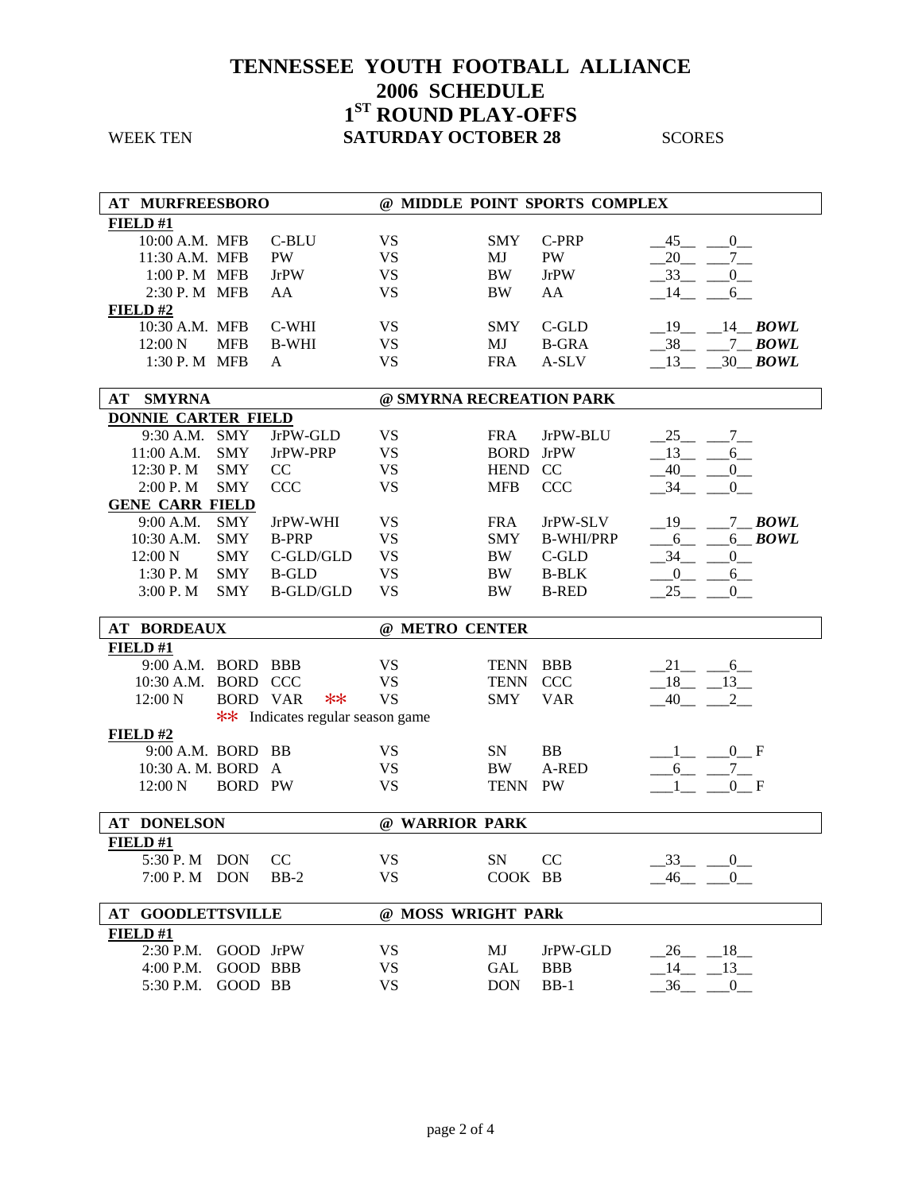# TENNESSEE YOUTH FOOTBALL ALLIANCE
## 2006 SCHEDULE
## 1ST ROUND PLAY-OFFS

WEEK TEN **SATURDAY OCTOBER 28** SCORES

| AT MURFREESBORO | | | | @ MIDDLE POINT SPORTS COMPLEX | | | | |
|---|---|---|---|---|---|---|---|---|
| **FIELD #1** | | | | | | | | |
| 10:00 A.M. | MFB | C-BLU | VS | SMY | C-PRP | 45 | 0 | |
| 11:30 A.M. | MFB | PW | VS | MJ | PW | 20 | 7 | |
| 1:00 P. M | MFB | JrPW | VS | BW | JrPW | 33 | 0 | |
| 2:30 P. M | MFB | AA | VS | BW | AA | 14 | 6 | |
| **FIELD #2** | | | | | | | | |
| 10:30 A.M. | MFB | C-WHI | VS | SMY | C-GLD | 19 | 14 | ***BOWL*** |
| 12:00 N | MFB | B-WHI | VS | MJ | B-GRA | 38 | 7 | ***BOWL*** |
| 1:30 P. M | MFB | A | VS | FRA | A-SLV | 13 | 30 | ***BOWL*** |

| AT SMYRNA | | | | @ SMYRNA RECREATION PARK | | | | |
|---|---|---|---|---|---|---|---|---|
| **DONNIE CARTER FIELD** | | | | | | | | |
| 9:30 A.M. | SMY | JrPW-GLD | VS | FRA | JrPW-BLU | 25 | 7 | |
| 11:00 A.M. | SMY | JrPW-PRP | VS | BORD | JrPW | 13 | 6 | |
| 12:30 P. M | SMY | CC | VS | HEND | CC | 40 | 0 | |
| 2:00 P. M | SMY | CCC | VS | MFB | CCC | 34 | 0 | |
| **GENE CARR FIELD** | | | | | | | | |
| 9:00 A.M. | SMY | JrPW-WHI | VS | FRA | JrPW-SLV | 19 | 7 | ***BOWL*** |
| 10:30 A.M. | SMY | B-PRP | VS | SMY | B-WHI/PRP | 6 | 6 | ***BOWL*** |
| 12:00 N | SMY | C-GLD/GLD | VS | BW | C-GLD | 34 | 0 | |
| 1:30 P. M | SMY | B-GLD | VS | BW | B-BLK | 0 | 6 | |
| 3:00 P. M | SMY | B-GLD/GLD | VS | BW | B-RED | 25 | 0 | |

| AT BORDEAUX | | | | @ METRO CENTER | | | | |
|---|---|---|---|---|---|---|---|---|
| **FIELD #1** | | | | | | | | |
| 9:00 A.M. | BORD | BBB | VS | TENN | BBB | 21 | 6 | |
| 10:30 A.M. | BORD | CCC | VS | TENN | CCC | 18 | 13 | |
| 12:00 N | BORD | VAR ** | VS | SMY | VAR | 40 | 2 | |
| | ** Indicates regular season game | | | | | | | |
| **FIELD #2** | | | | | | | | |
| 9:00 A.M. | BORD | BB | VS | SN | BB | 1 | 0 | F |
| 10:30 A. M. | BORD | A | VS | BW | A-RED | 6 | 7 | |
| 12:00 N | BORD | PW | VS | TENN | PW | 1 | 0 | F |

| AT DONELSON | | | | @ WARRIOR PARK | | | | |
|---|---|---|---|---|---|---|---|---|
| **FIELD #1** | | | | | | | | |
| 5:30 P. M | DON | CC | VS | SN | CC | 33 | 0 | |
| 7:00 P. M | DON | BB-2 | VS | COOK | BB | 46 | 0 | |

| AT GOODLETTSVILLE | | | | @ MOSS WRIGHT PARk | | | | |
|---|---|---|---|---|---|---|---|---|
| **FIELD #1** | | | | | | | | |
| 2:30 P.M. | GOOD | JrPW | VS | MJ | JrPW-GLD | 26 | 18 | |
| 4:00 P.M. | GOOD | BBB | VS | GAL | BBB | 14 | 13 | |
| 5:30 P.M. | GOOD | BB | VS | DON | BB-1 | 36 | 0 | |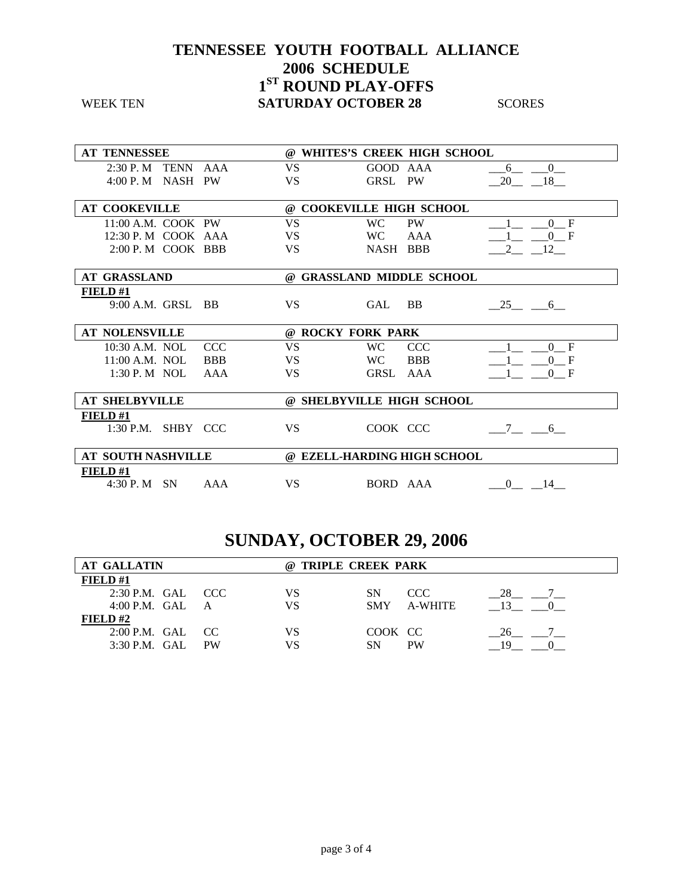# TENNESSEE YOUTH FOOTBALL ALLIANCE
## 2006 SCHEDULE
## 1ST ROUND PLAY-OFFS

WEEK TEN **SATURDAY OCTOBER 28** SCORES

| AT TENNESSEE | | | @ WHITES'S CREEK HIGH SCHOOL | | | |
|---|---|---|---|---|---|---|
| 2:30 P. M | TENN | AAA | VS | GOOD | AAA | 6 0 |
| 4:00 P. M | NASH | PW | VS | GRSL | PW | 20 18 |

| AT COOKEVILLE | | | @ COOKEVILLE HIGH SCHOOL | | | |
|---|---|---|---|---|---|---|
| 11:00 A.M. | COOK | PW | VS | WC | PW | 1 0 F |
| 12:30 P. M | COOK | AAA | VS | WC | AAA | 1 0 F |
| 2:00 P. M | COOK | BBB | VS | NASH | BBB | 2 12 |

| AT GRASSLAND | | | @ GRASSLAND MIDDLE SCHOOL | | | |
|---|---|---|---|---|---|---|
| **FIELD #1** | | | | | | |
| 9:00 A.M. | GRSL | BB | VS | GAL | BB | 25 6 |

| AT NOLENSVILLE | | | @ ROCKY FORK PARK | | | |
|---|---|---|---|---|---|---|
| 10:30 A.M. | NOL | CCC | VS | WC | CCC | 1 0 F |
| 11:00 A.M. | NOL | BBB | VS | WC | BBB | 1 0 F |
| 1:30 P. M | NOL | AAA | VS | GRSL | AAA | 1 0 F |

| AT SHELBYVILLE | | | @ SHELBYVILLE HIGH SCHOOL | | | |
|---|---|---|---|---|---|---|
| **FIELD #1** | | | | | | |
| 1:30 P.M. | SHBY | CCC | VS | COOK | CCC | 7 6 |

| AT SOUTH NASHVILLE | | | @ EZELL-HARDING HIGH SCHOOL | | | |
|---|---|---|---|---|---|---|
| **FIELD #1** | | | | | | |
| 4:30 P. M | SN | AAA | VS | BORD | AAA | 0 14 |

# SUNDAY, OCTOBER 29, 2006

| AT GALLATIN | | | @ TRIPLE CREEK PARK | | | |
|---|---|---|---|---|---|---|
| **FIELD #1** | | | | | | |
| 2:30 P.M. | GAL | CCC | VS | SN | CCC | 28 7 |
| 4:00 P.M. | GAL | A | VS | SMY | A-WHITE | 13 0 |
| **FIELD #2** | | | | | | |
| 2:00 P.M. | GAL | CC | VS | COOK | CC | 26 7 |
| 3:30 P.M. | GAL | PW | VS | SN | PW | 19 0 |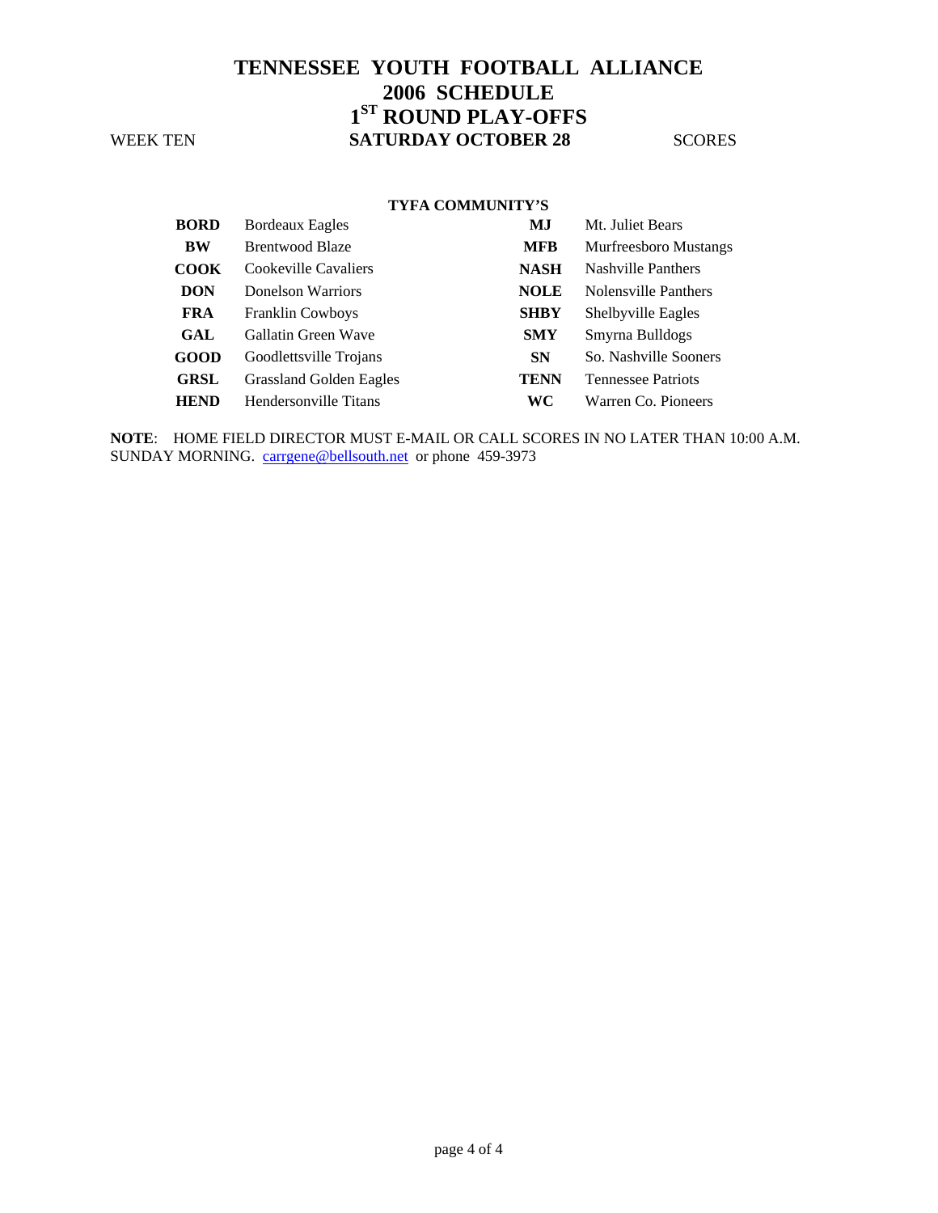# TENNESSEE YOUTH FOOTBALL ALLIANCE
## 2006 SCHEDULE
## 1ST ROUND PLAY-OFFS

WEEK TEN **SATURDAY OCTOBER 28** SCORES

**TYFA COMMUNITY'S**

| | | | |
|---|---|---|---|
| **BORD** | Bordeaux Eagles | **MJ** | Mt. Juliet Bears |
| **BW** | Brentwood Blaze | **MFB** | Murfreesboro Mustangs |
| **COOK** | Cookeville Cavaliers | **NASH** | Nashville Panthers |
| **DON** | Donelson Warriors | **NOLE** | Nolensville Panthers |
| **FRA** | Franklin Cowboys | **SHBY** | Shelbyville Eagles |
| **GAL** | Gallatin Green Wave | **SMY** | Smyrna Bulldogs |
| **GOOD** | Goodlettsville Trojans | **SN** | So. Nashville Sooners |
| **GRSL** | Grassland Golden Eagles | **TENN** | Tennessee Patriots |
| **HEND** | Hendersonville Titans | **WC** | Warren Co. Pioneers |

**NOTE**: HOME FIELD DIRECTOR MUST E-MAIL OR CALL SCORES IN NO LATER THAN 10:00 A.M. SUNDAY MORNING. carrgene@bellsouth.net or phone 459-3973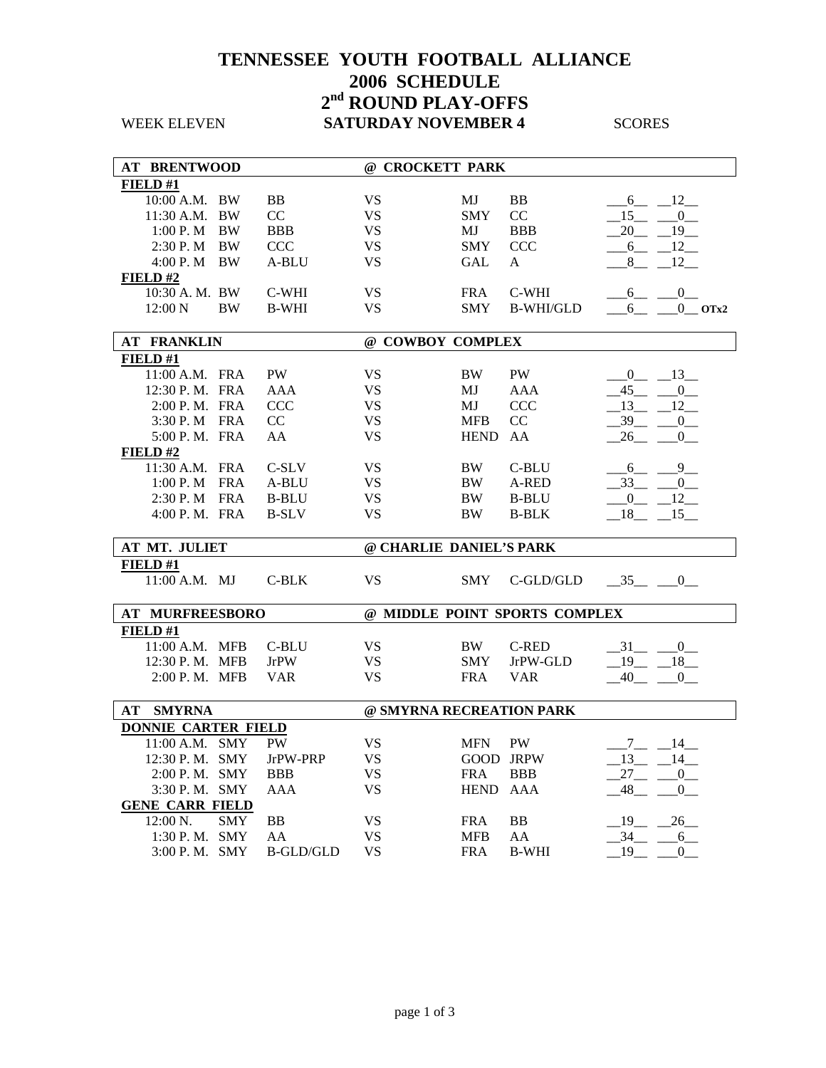# TENNESSEE YOUTH FOOTBALL ALLIANCE
# 2006 SCHEDULE
# 2nd ROUND PLAY-OFFS

WEEK ELEVEN **SATURDAY NOVEMBER 4** SCORES

| AT BRENTWOOD | | | @ CROCKETT PARK | | | |
|---|---|---|---|---|---|---|
| **FIELD #1** | | | | | | |
| 10:00 A.M. | BW | BB | VS | MJ | BB | 6 12 |
| 11:30 A.M. | BW | CC | VS | SMY | CC | 15 0 |
| 1:00 P. M | BW | BBB | VS | MJ | BBB | 20 19 |
| 2:30 P. M | BW | CCC | VS | SMY | CCC | 6 12 |
| 4:00 P. M | BW | A-BLU | VS | GAL | A | 8 12 |
| **FIELD #2** | | | | | | |
| 10:30 A. M. | BW | C-WHI | VS | FRA | C-WHI | 6 0 |
| 12:00 N | BW | B-WHI | VS | SMY | B-WHI/GLD | 6 0 **OTx2** |

| AT FRANKLIN | | | @ COWBOY COMPLEX | | | |
|---|---|---|---|---|---|---|
| **FIELD #1** | | | | | | |
| 11:00 A.M. | FRA | PW | VS | BW | PW | 0 13 |
| 12:30 P. M. | FRA | AAA | VS | MJ | AAA | 45 0 |
| 2:00 P. M. | FRA | CCC | VS | MJ | CCC | 13 12 |
| 3:30 P. M | FRA | CC | VS | MFB | CC | 39 0 |
| 5:00 P. M. | FRA | AA | VS | HEND | AA | 26 0 |
| **FIELD #2** | | | | | | |
| 11:30 A.M. | FRA | C-SLV | VS | BW | C-BLU | 6 9 |
| 1:00 P. M | FRA | A-BLU | VS | BW | A-RED | 33 0 |
| 2:30 P. M | FRA | B-BLU | VS | BW | B-BLU | 0 12 |
| 4:00 P. M. | FRA | B-SLV | VS | BW | B-BLK | 18 15 |

| AT MT. JULIET | | | @ CHARLIE DANIEL'S PARK | | | |
|---|---|---|---|---|---|---|
| **FIELD #1** | | | | | | |
| 11:00 A.M. | MJ | C-BLK | VS | SMY | C-GLD/GLD | 35 0 |

| AT MURFREESBORO | | | @ MIDDLE POINT SPORTS COMPLEX | | | |
|---|---|---|---|---|---|---|
| **FIELD #1** | | | | | | |
| 11:00 A.M. | MFB | C-BLU | VS | BW | C-RED | 31 0 |
| 12:30 P. M. | MFB | JrPW | VS | SMY | JrPW-GLD | 19 18 |
| 2:00 P. M. | MFB | VAR | VS | FRA | VAR | 40 0 |

| AT SMYRNA | | | @ SMYRNA RECREATION PARK | | | |
|---|---|---|---|---|---|---|
| **DONNIE CARTER FIELD** | | | | | | |
| 11:00 A.M. | SMY | PW | VS | MFN | PW | 7 14 |
| 12:30 P. M. | SMY | JrPW-PRP | VS | GOOD | JRPW | 13 14 |
| 2:00 P. M. | SMY | BBB | VS | FRA | BBB | 27 0 |
| 3:30 P. M. | SMY | AAA | VS | HEND | AAA | 48 0 |
| **GENE CARR FIELD** | | | | | | |
| 12:00 N. | SMY | BB | VS | FRA | BB | 19 26 |
| 1:30 P. M. | SMY | AA | VS | MFB | AA | 34 6 |
| 3:00 P. M. | SMY | B-GLD/GLD | VS | FRA | B-WHI | 19 0 |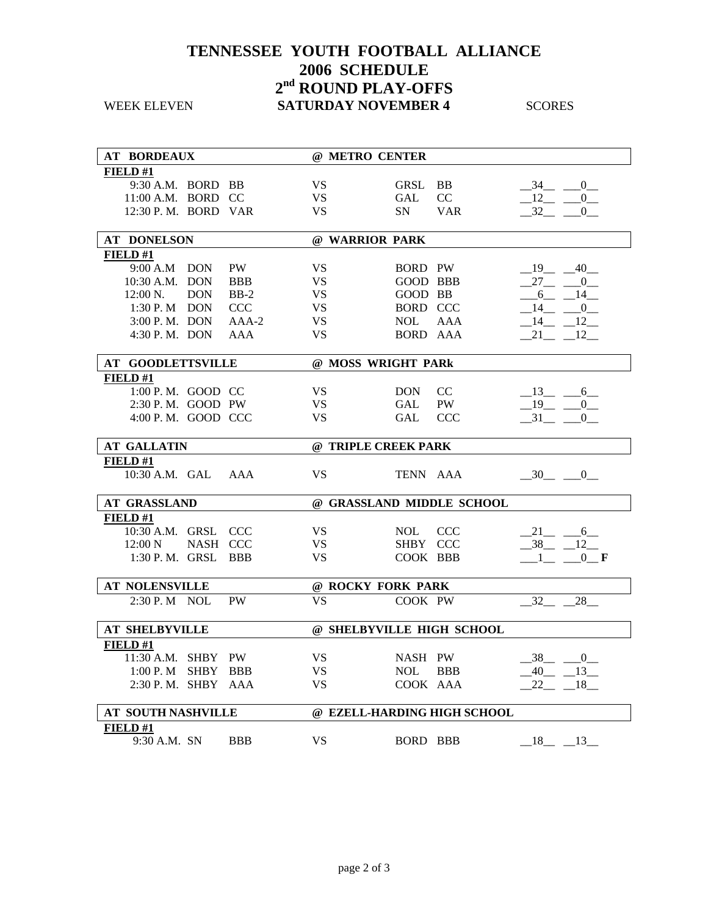# TENNESSEE YOUTH FOOTBALL ALLIANCE
# 2006 SCHEDULE
# 2nd ROUND PLAY-OFFS

WEEK ELEVEN **SATURDAY NOVEMBER 4** SCORES

| **AT BORDEAUX** | | | | **@ METRO CENTER** | | | |
|---|---|---|---|---|---|---|---|
| **FIELD #1** | | | | | | | |
| 9:30 A.M. | BORD | BB | VS | GRSL | BB | 34 | 0 |
| 11:00 A.M. | BORD | CC | VS | GAL | CC | 12 | 0 |
| 12:30 P. M. | BORD | VAR | VS | SN | VAR | 32 | 0 |
| **AT DONELSON** | | | | **@ WARRIOR PARK** | | | |
| **FIELD #1** | | | | | | | |
| 9:00 A.M | DON | PW | VS | BORD | PW | 19 | 40 |
| 10:30 A.M. | DON | BBB | VS | GOOD | BBB | 27 | 0 |
| 12:00 N. | DON | BB-2 | VS | GOOD | BB | 6 | 14 |
| 1:30 P. M | DON | CCC | VS | BORD | CCC | 14 | 0 |
| 3:00 P. M. | DON | AAA-2 | VS | NOL | AAA | 14 | 12 |
| 4:30 P. M. | DON | AAA | VS | BORD | AAA | 21 | 12 |
| **AT GOODLETTSVILLE** | | | | **@ MOSS WRIGHT PARk** | | | |
| **FIELD #1** | | | | | | | |
| 1:00 P. M. | GOOD | CC | VS | DON | CC | 13 | 6 |
| 2:30 P. M. | GOOD | PW | VS | GAL | PW | 19 | 0 |
| 4:00 P. M. | GOOD | CCC | VS | GAL | CCC | 31 | 0 |
| **AT GALLATIN** | | | | **@ TRIPLE CREEK PARK** | | | |
| **FIELD #1** | | | | | | | |
| 10:30 A.M. | GAL | AAA | VS | TENN | AAA | 30 | 0 |
| **AT GRASSLAND** | | | | **@ GRASSLAND MIDDLE SCHOOL** | | | |
| **FIELD #1** | | | | | | | |
| 10:30 A.M. | GRSL | CCC | VS | NOL | CCC | 21 | 6 |
| 12:00 N | NASH | CCC | VS | SHBY | CCC | 38 | 12 |
| 1:30 P. M. | GRSL | BBB | VS | COOK | BBB | 1 | 0 **F** |
| **AT NOLENSVILLE** | | | | **@ ROCKY FORK PARK** | | | |
| 2:30 P. M | NOL | PW | VS | COOK | PW | 32 | 28 |
| **AT SHELBYVILLE** | | | | **@ SHELBYVILLE HIGH SCHOOL** | | | |
| **FIELD #1** | | | | | | | |
| 11:30 A.M. | SHBY | PW | VS | NASH | PW | 38 | 0 |
| 1:00 P. M | SHBY | BBB | VS | NOL | BBB | 40 | 13 |
| 2:30 P. M. | SHBY | AAA | VS | COOK | AAA | 22 | 18 |
| **AT SOUTH NASHVILLE** | | | | **@ EZELL-HARDING HIGH SCHOOL** | | | |
| **FIELD #1** | | | | | | | |
| 9:30 A.M. | SN | BBB | VS | BORD | BBB | 18 | 13 |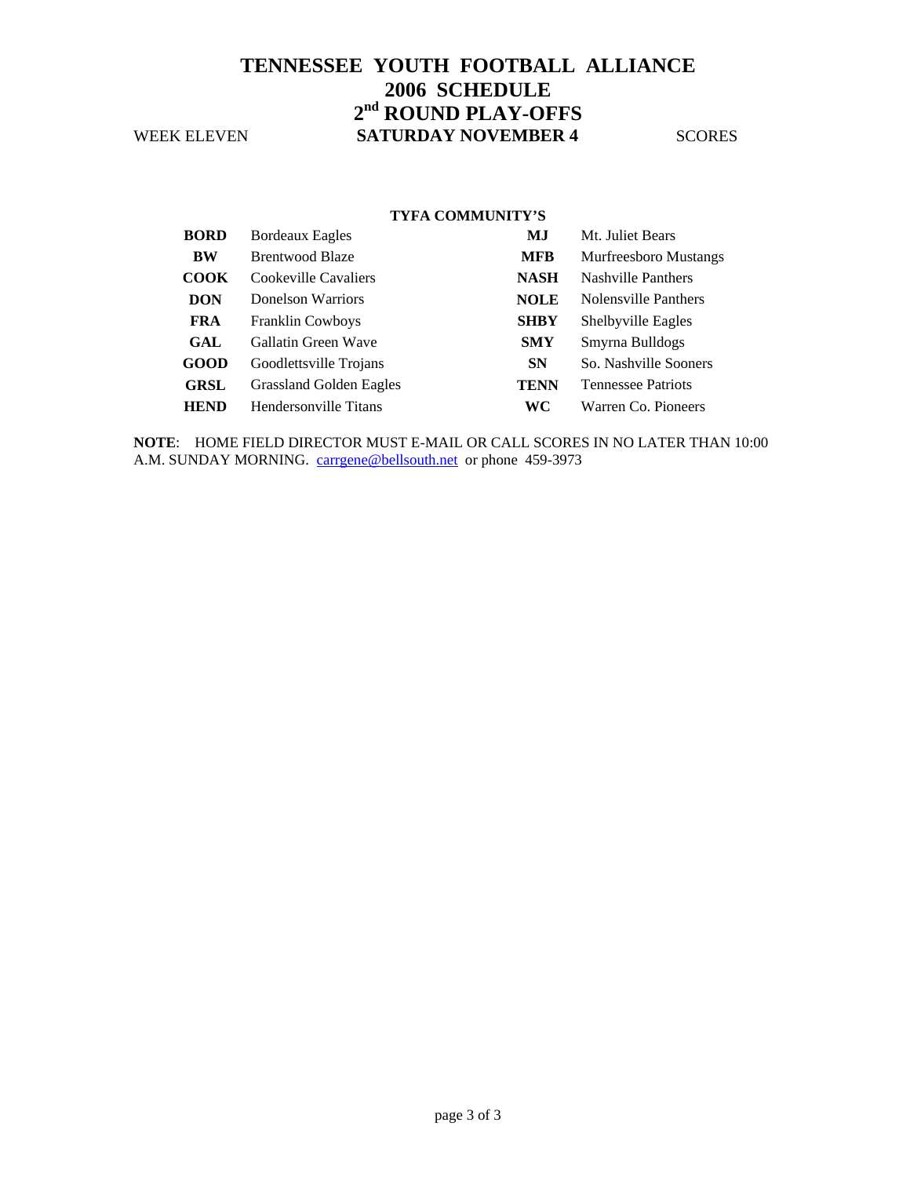# TENNESSEE YOUTH FOOTBALL ALLIANCE
# 2006 SCHEDULE
# 2nd ROUND PLAY-OFFS

WEEK ELEVEN **SATURDAY NOVEMBER 4** SCORES

**TYFA COMMUNITY'S**

| | | | |
|---|---|---|---|
| **BORD** | Bordeaux Eagles | **MJ** | Mt. Juliet Bears |
| **BW** | Brentwood Blaze | **MFB** | Murfreesboro Mustangs |
| **COOK** | Cookeville Cavaliers | **NASH** | Nashville Panthers |
| **DON** | Donelson Warriors | **NOLE** | Nolensville Panthers |
| **FRA** | Franklin Cowboys | **SHBY** | Shelbyville Eagles |
| **GAL** | Gallatin Green Wave | **SMY** | Smyrna Bulldogs |
| **GOOD** | Goodlettsville Trojans | **SN** | So. Nashville Sooners |
| **GRSL** | Grassland Golden Eagles | **TENN** | Tennessee Patriots |
| **HEND** | Hendersonville Titans | **WC** | Warren Co. Pioneers |

**NOTE**: HOME FIELD DIRECTOR MUST E-MAIL OR CALL SCORES IN NO LATER THAN 10:00 A.M. SUNDAY MORNING. carrgene@bellsouth.net or phone 459-3973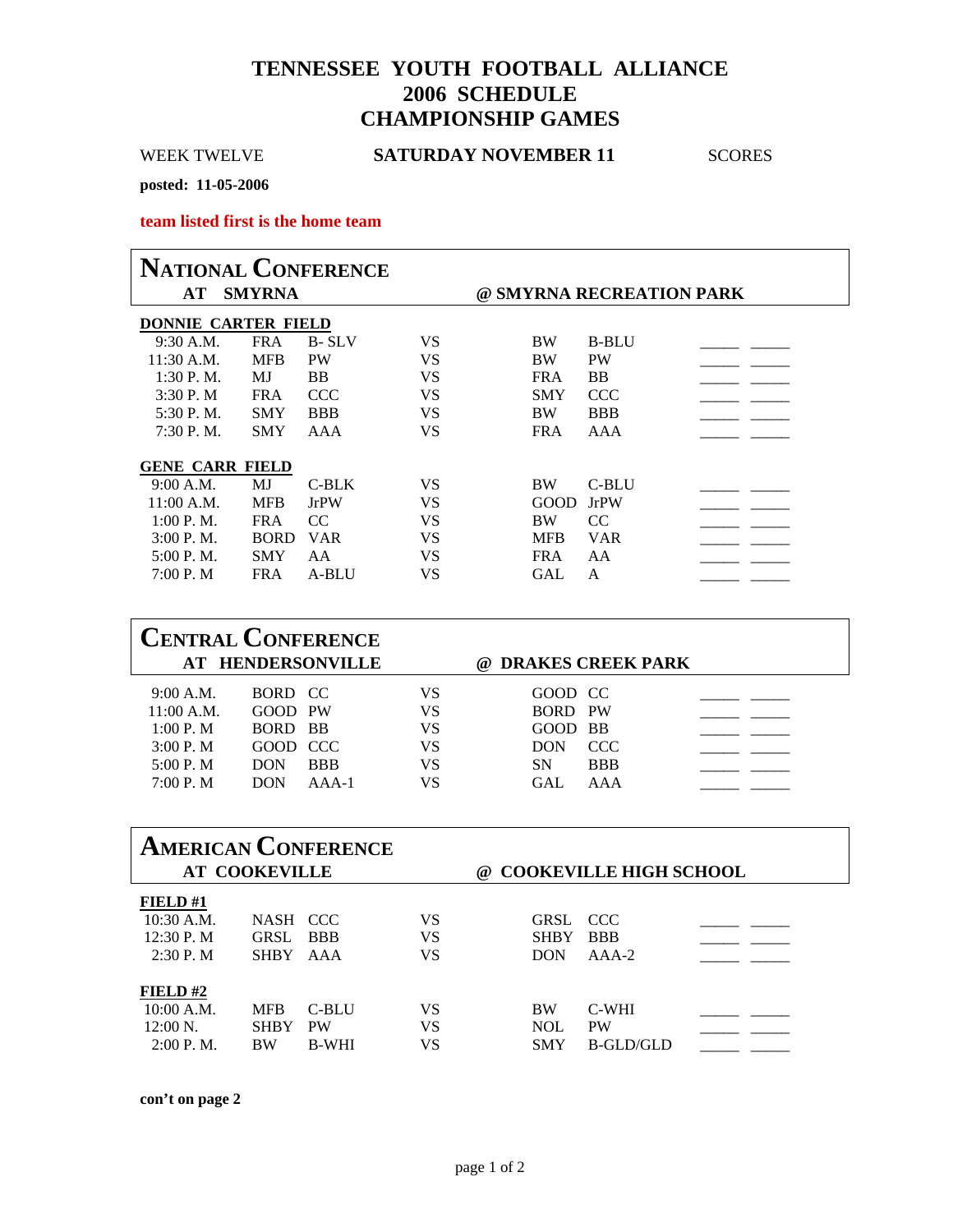# TENNESSEE YOUTH FOOTBALL ALLIANCE
# 2006 SCHEDULE
# CHAMPIONSHIP GAMES

WEEK TWELVE **SATURDAY NOVEMBER 11** SCORES

**posted: 11-05-2006**

**team listed first is the home team**

## NATIONAL CONFERENCE

**AT SMYRNA** **@ SMYRNA RECREATION PARK**

**DONNIE CARTER FIELD**

| Time | Home | | | Visitor | | Scores | |
|---|---|---|---|---|---|---|---|
| 9:30 A.M. | FRA | B- SLV | VS | BW | B-BLU | _____ | _____ |
| 11:30 A.M. | MFB | PW | VS | BW | PW | _____ | _____ |
| 1:30 P. M. | MJ | BB | VS | FRA | BB | _____ | _____ |
| 3:30 P. M | FRA | CCC | VS | SMY | CCC | _____ | _____ |
| 5:30 P. M. | SMY | BBB | VS | BW | BBB | _____ | _____ |
| 7:30 P. M. | SMY | AAA | VS | FRA | AAA | _____ | _____ |

**GENE CARR FIELD**

| Time | Home | | | Visitor | | Scores | |
|---|---|---|---|---|---|---|---|
| 9:00 A.M. | MJ | C-BLK | VS | BW | C-BLU | _____ | _____ |
| 11:00 A.M. | MFB | JrPW | VS | GOOD | JrPW | _____ | _____ |
| 1:00 P. M. | FRA | CC | VS | BW | CC | _____ | _____ |
| 3:00 P. M. | BORD | VAR | VS | MFB | VAR | _____ | _____ |
| 5:00 P. M. | SMY | AA | VS | FRA | AA | _____ | _____ |
| 7:00 P. M | FRA | A-BLU | VS | GAL | A | _____ | _____ |

## CENTRAL CONFERENCE

**AT HENDERSONVILLE** **@ DRAKES CREEK PARK**

| Time | Home | | | Visitor | | Scores | |
|---|---|---|---|---|---|---|---|
| 9:00 A.M. | BORD | CC | VS | GOOD | CC | _____ | _____ |
| 11:00 A.M. | GOOD | PW | VS | BORD | PW | _____ | _____ |
| 1:00 P. M | BORD | BB | VS | GOOD | BB | _____ | _____ |
| 3:00 P. M | GOOD | CCC | VS | DON | CCC | _____ | _____ |
| 5:00 P. M | DON | BBB | VS | SN | BBB | _____ | _____ |
| 7:00 P. M | DON | AAA-1 | VS | GAL | AAA | _____ | _____ |

## AMERICAN CONFERENCE

**AT COOKEVILLE** **@ COOKEVILLE HIGH SCHOOL**

**FIELD #1**

| Time | Home | | | Visitor | | Scores | |
|---|---|---|---|---|---|---|---|
| 10:30 A.M. | NASH | CCC | VS | GRSL | CCC | _____ | _____ |
| 12:30 P. M | GRSL | BBB | VS | SHBY | BBB | _____ | _____ |
| 2:30 P. M | SHBY | AAA | VS | DON | AAA-2 | _____ | _____ |

**FIELD #2**

| Time | Home | | | Visitor | | Scores | |
|---|---|---|---|---|---|---|---|
| 10:00 A.M. | MFB | C-BLU | VS | BW | C-WHI | _____ | _____ |
| 12:00 N. | SHBY | PW | VS | NOL | PW | _____ | _____ |
| 2:00 P. M. | BW | B-WHI | VS | SMY | B-GLD/GLD | _____ | _____ |

**con't on page 2**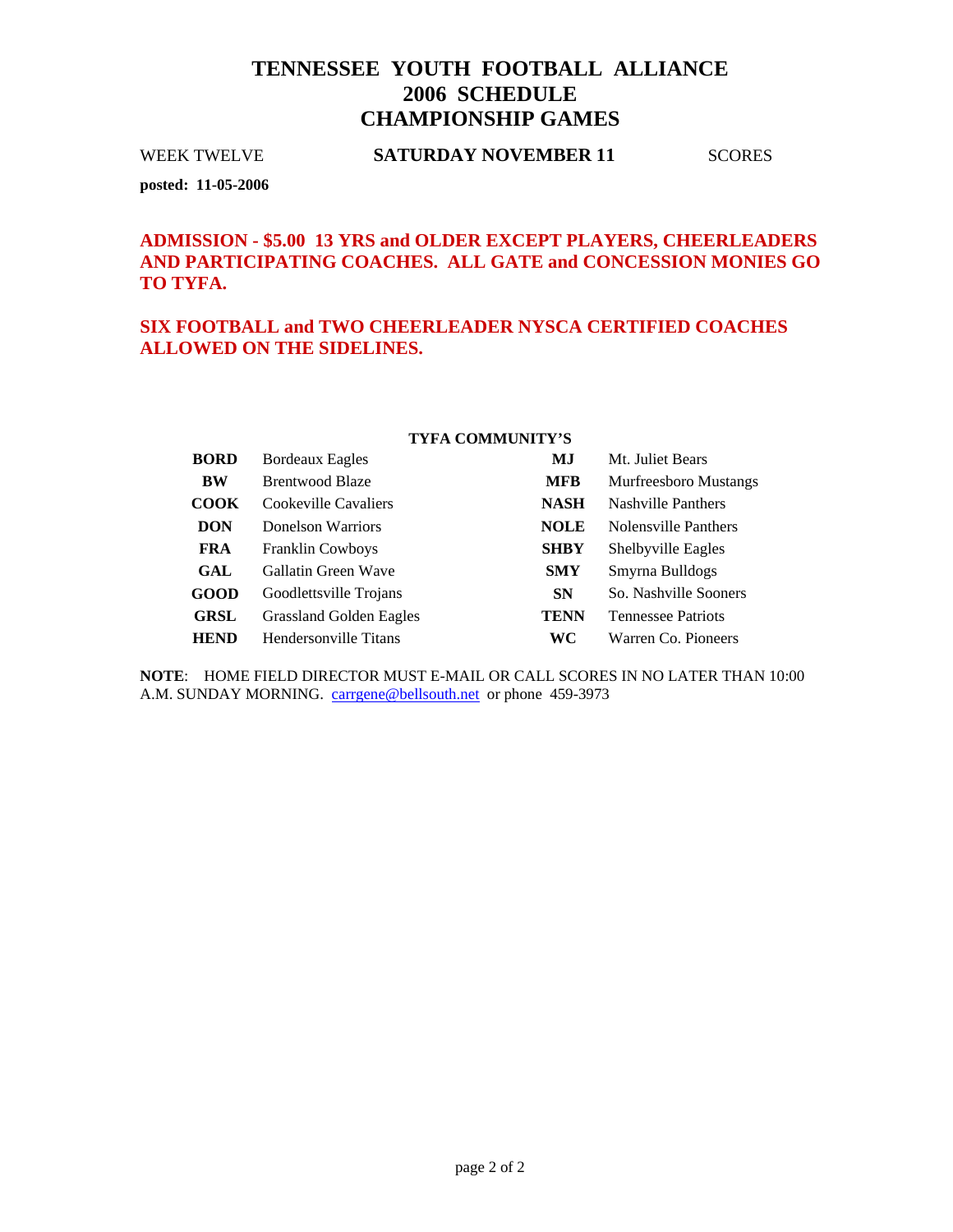# TENNESSEE YOUTH FOOTBALL ALLIANCE
# 2006 SCHEDULE
# CHAMPIONSHIP GAMES

WEEK TWELVE **SATURDAY NOVEMBER 11** SCORES

**posted: 11-05-2006**

**ADMISSION - $5.00 13 YRS and OLDER EXCEPT PLAYERS, CHEERLEADERS AND PARTICIPATING COACHES. ALL GATE and CONCESSION MONIES GO TO TYFA.**

**SIX FOOTBALL and TWO CHEERLEADER NYSCA CERTIFIED COACHES ALLOWED ON THE SIDELINES.**

**TYFA COMMUNITY'S**

| | | | |
|---|---|---|---|
| **BORD** | Bordeaux Eagles | **MJ** | Mt. Juliet Bears |
| **BW** | Brentwood Blaze | **MFB** | Murfreesboro Mustangs |
| **COOK** | Cookeville Cavaliers | **NASH** | Nashville Panthers |
| **DON** | Donelson Warriors | **NOLE** | Nolensville Panthers |
| **FRA** | Franklin Cowboys | **SHBY** | Shelbyville Eagles |
| **GAL** | Gallatin Green Wave | **SMY** | Smyrna Bulldogs |
| **GOOD** | Goodlettsville Trojans | **SN** | So. Nashville Sooners |
| **GRSL** | Grassland Golden Eagles | **TENN** | Tennessee Patriots |
| **HEND** | Hendersonville Titans | **WC** | Warren Co. Pioneers |

**NOTE**: HOME FIELD DIRECTOR MUST E-MAIL OR CALL SCORES IN NO LATER THAN 10:00 A.M. SUNDAY MORNING. carrgene@bellsouth.net or phone 459-3973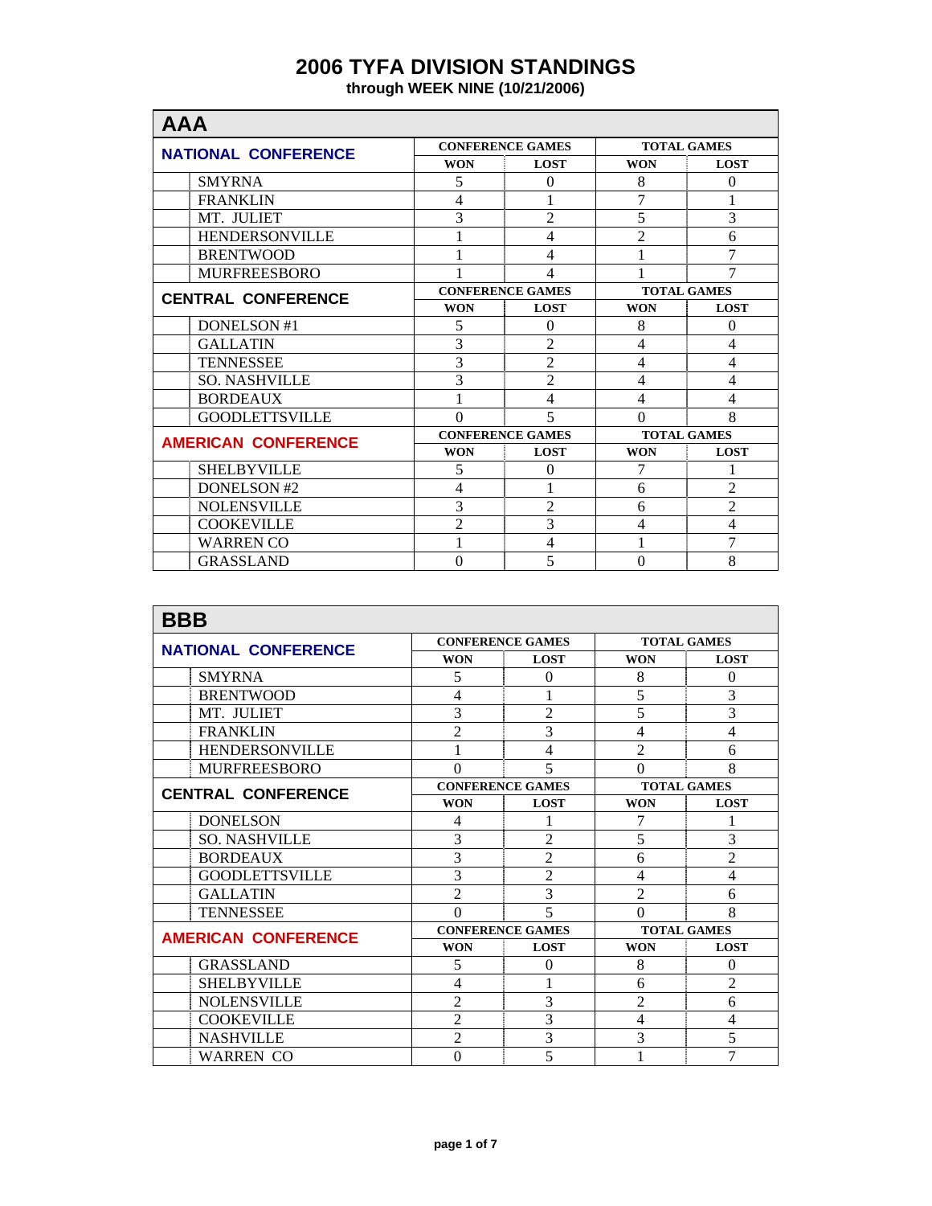# 2006 TYFA DIVISION STANDINGS

**through WEEK NINE (10/21/2006)**

## AAA

| NATIONAL CONFERENCE | CONFERENCE GAMES | | TOTAL GAMES | |
|---|---|---|---|---|
| | WON | LOST | WON | LOST |
| SMYRNA | 5 | 0 | 8 | 0 |
| FRANKLIN | 4 | 1 | 7 | 1 |
| MT. JULIET | 3 | 2 | 5 | 3 |
| HENDERSONVILLE | 1 | 4 | 2 | 6 |
| BRENTWOOD | 1 | 4 | 1 | 7 |
| MURFREESBORO | 1 | 4 | 1 | 7 |

| CENTRAL CONFERENCE | CONFERENCE GAMES | | TOTAL GAMES | |
|---|---|---|---|---|
| | WON | LOST | WON | LOST |
| DONELSON #1 | 5 | 0 | 8 | 0 |
| GALLATIN | 3 | 2 | 4 | 4 |
| TENNESSEE | 3 | 2 | 4 | 4 |
| SO. NASHVILLE | 3 | 2 | 4 | 4 |
| BORDEAUX | 1 | 4 | 4 | 4 |
| GOODLETTSVILLE | 0 | 5 | 0 | 8 |

| AMERICAN CONFERENCE | CONFERENCE GAMES | | TOTAL GAMES | |
|---|---|---|---|---|
| | WON | LOST | WON | LOST |
| SHELBYVILLE | 5 | 0 | 7 | 1 |
| DONELSON #2 | 4 | 1 | 6 | 2 |
| NOLENSVILLE | 3 | 2 | 6 | 2 |
| COOKEVILLE | 2 | 3 | 4 | 4 |
| WARREN CO | 1 | 4 | 1 | 7 |
| GRASSLAND | 0 | 5 | 0 | 8 |

## BBB

| NATIONAL CONFERENCE | CONFERENCE GAMES | | TOTAL GAMES | |
|---|---|---|---|---|
| | WON | LOST | WON | LOST |
| SMYRNA | 5 | 0 | 8 | 0 |
| BRENTWOOD | 4 | 1 | 5 | 3 |
| MT. JULIET | 3 | 2 | 5 | 3 |
| FRANKLIN | 2 | 3 | 4 | 4 |
| HENDERSONVILLE | 1 | 4 | 2 | 6 |
| MURFREESBORO | 0 | 5 | 0 | 8 |

| CENTRAL CONFERENCE | CONFERENCE GAMES | | TOTAL GAMES | |
|---|---|---|---|---|
| | WON | LOST | WON | LOST |
| DONELSON | 4 | 1 | 7 | 1 |
| SO. NASHVILLE | 3 | 2 | 5 | 3 |
| BORDEAUX | 3 | 2 | 6 | 2 |
| GOODLETTSVILLE | 3 | 2 | 4 | 4 |
| GALLATIN | 2 | 3 | 2 | 6 |
| TENNESSEE | 0 | 5 | 0 | 8 |

| AMERICAN CONFERENCE | CONFERENCE GAMES | | TOTAL GAMES | |
|---|---|---|---|---|
| | WON | LOST | WON | LOST |
| GRASSLAND | 5 | 0 | 8 | 0 |
| SHELBYVILLE | 4 | 1 | 6 | 2 |
| NOLENSVILLE | 2 | 3 | 2 | 6 |
| COOKEVILLE | 2 | 3 | 4 | 4 |
| NASHVILLE | 2 | 3 | 3 | 5 |
| WARREN CO | 0 | 5 | 1 | 7 |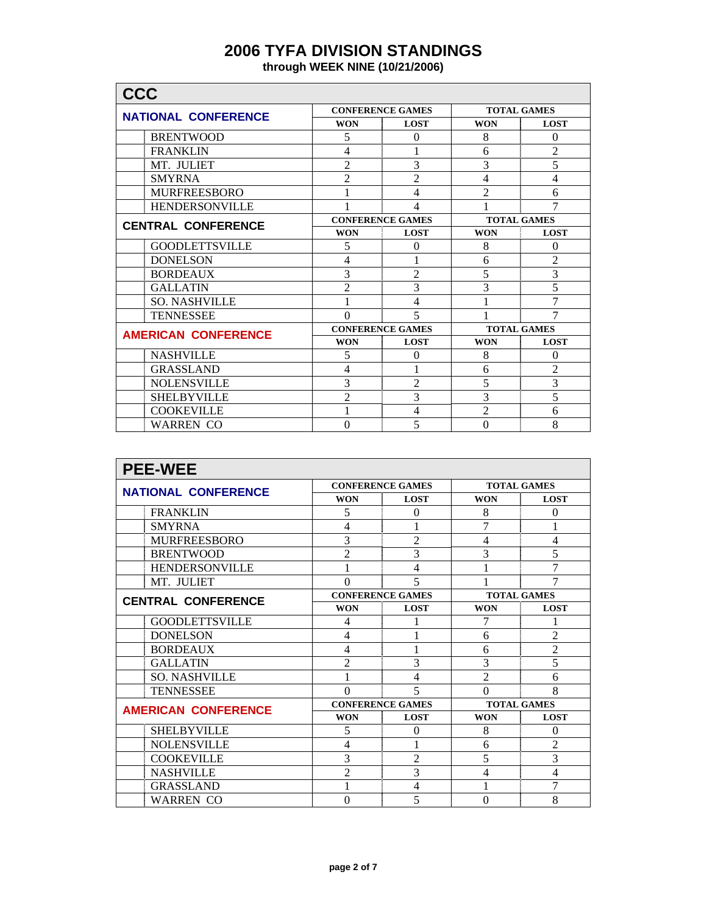# 2006 TYFA DIVISION STANDINGS

**through WEEK NINE (10/21/2006)**

## CCC

| NATIONAL CONFERENCE | CONFERENCE GAMES | | TOTAL GAMES | |
|---|---|---|---|---|
| | WON | LOST | WON | LOST |
| BRENTWOOD | 5 | 0 | 8 | 0 |
| FRANKLIN | 4 | 1 | 6 | 2 |
| MT. JULIET | 2 | 3 | 3 | 5 |
| SMYRNA | 2 | 2 | 4 | 4 |
| MURFREESBORO | 1 | 4 | 2 | 6 |
| HENDERSONVILLE | 1 | 4 | 1 | 7 |
| **CENTRAL CONFERENCE** | **CONFERENCE GAMES** | | **TOTAL GAMES** | |
| | WON | LOST | WON | LOST |
| GOODLETTSVILLE | 5 | 0 | 8 | 0 |
| DONELSON | 4 | 1 | 6 | 2 |
| BORDEAUX | 3 | 2 | 5 | 3 |
| GALLATIN | 2 | 3 | 3 | 5 |
| SO. NASHVILLE | 1 | 4 | 1 | 7 |
| TENNESSEE | 0 | 5 | 1 | 7 |
| **AMERICAN CONFERENCE** | **CONFERENCE GAMES** | | **TOTAL GAMES** | |
| | WON | LOST | WON | LOST |
| NASHVILLE | 5 | 0 | 8 | 0 |
| GRASSLAND | 4 | 1 | 6 | 2 |
| NOLENSVILLE | 3 | 2 | 5 | 3 |
| SHELBYVILLE | 2 | 3 | 3 | 5 |
| COOKEVILLE | 1 | 4 | 2 | 6 |
| WARREN CO | 0 | 5 | 0 | 8 |

## PEE-WEE

| NATIONAL CONFERENCE | CONFERENCE GAMES | | TOTAL GAMES | |
|---|---|---|---|---|
| | WON | LOST | WON | LOST |
| FRANKLIN | 5 | 0 | 8 | 0 |
| SMYRNA | 4 | 1 | 7 | 1 |
| MURFREESBORO | 3 | 2 | 4 | 4 |
| BRENTWOOD | 2 | 3 | 3 | 5 |
| HENDERSONVILLE | 1 | 4 | 1 | 7 |
| MT. JULIET | 0 | 5 | 1 | 7 |
| **CENTRAL CONFERENCE** | **CONFERENCE GAMES** | | **TOTAL GAMES** | |
| | WON | LOST | WON | LOST |
| GOODLETTSVILLE | 4 | 1 | 7 | 1 |
| DONELSON | 4 | 1 | 6 | 2 |
| BORDEAUX | 4 | 1 | 6 | 2 |
| GALLATIN | 2 | 3 | 3 | 5 |
| SO. NASHVILLE | 1 | 4 | 2 | 6 |
| TENNESSEE | 0 | 5 | 0 | 8 |
| **AMERICAN CONFERENCE** | **CONFERENCE GAMES** | | **TOTAL GAMES** | |
| | WON | LOST | WON | LOST |
| SHELBYVILLE | 5 | 0 | 8 | 0 |
| NOLENSVILLE | 4 | 1 | 6 | 2 |
| COOKEVILLE | 3 | 2 | 5 | 3 |
| NASHVILLE | 2 | 3 | 4 | 4 |
| GRASSLAND | 1 | 4 | 1 | 7 |
| WARREN CO | 0 | 5 | 0 | 8 |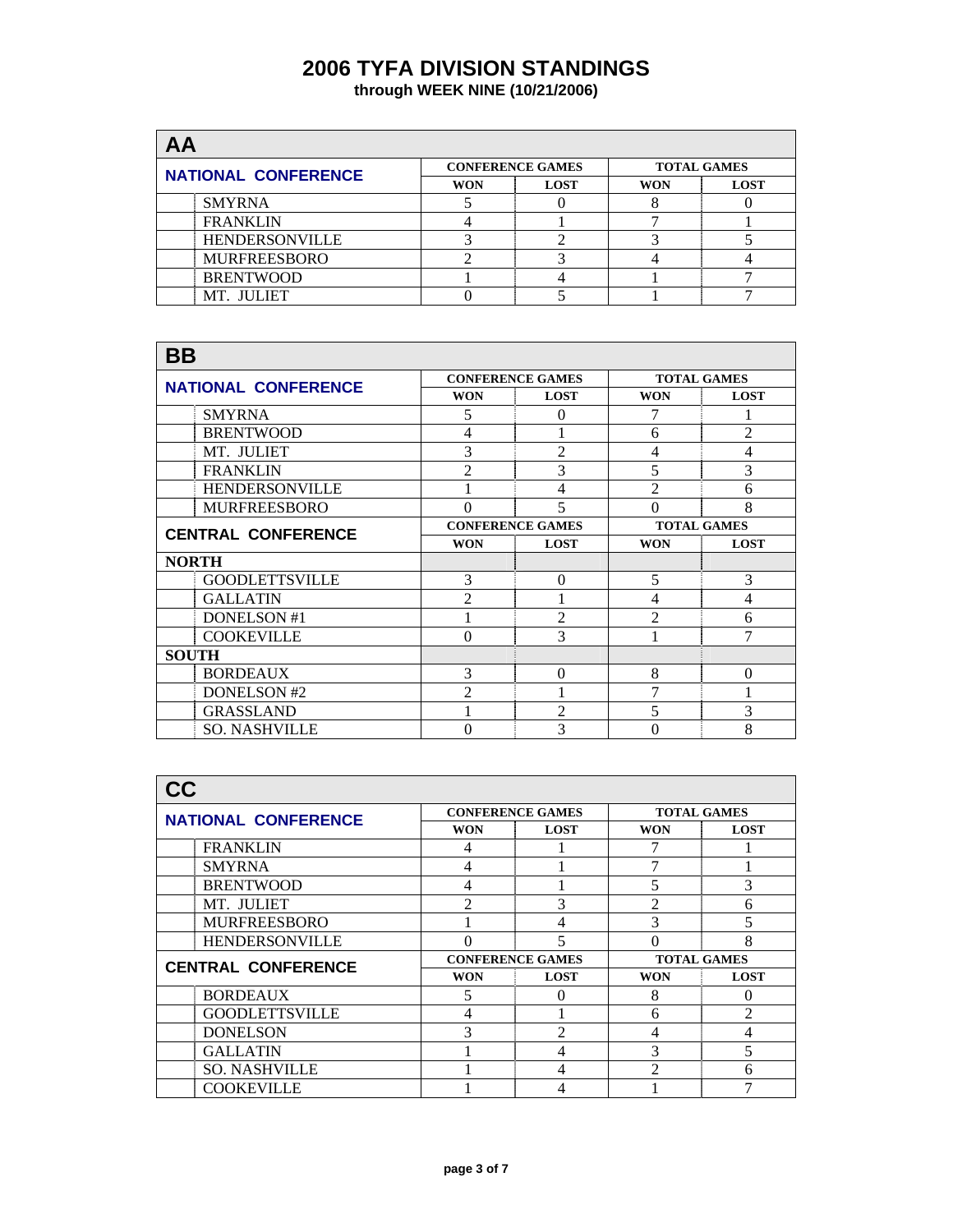# 2006 TYFA DIVISION STANDINGS

**through WEEK NINE (10/21/2006)**

## AA

| NATIONAL CONFERENCE | CONFERENCE GAMES | | TOTAL GAMES | |
|---|---|---|---|---|
| | WON | LOST | WON | LOST |
| SMYRNA | 5 | 0 | 8 | 0 |
| FRANKLIN | 4 | 1 | 7 | 1 |
| HENDERSONVILLE | 3 | 2 | 3 | 5 |
| MURFREESBORO | 2 | 3 | 4 | 4 |
| BRENTWOOD | 1 | 4 | 1 | 7 |
| MT. JULIET | 0 | 5 | 1 | 7 |

## BB

| NATIONAL CONFERENCE | CONFERENCE GAMES | | TOTAL GAMES | |
|---|---|---|---|---|
| | WON | LOST | WON | LOST |
| SMYRNA | 5 | 0 | 7 | 1 |
| BRENTWOOD | 4 | 1 | 6 | 2 |
| MT. JULIET | 3 | 2 | 4 | 4 |
| FRANKLIN | 2 | 3 | 5 | 3 |
| HENDERSONVILLE | 1 | 4 | 2 | 6 |
| MURFREESBORO | 0 | 5 | 0 | 8 |
| **CENTRAL CONFERENCE** | **CONFERENCE GAMES** | | **TOTAL GAMES** | |
| | WON | LOST | WON | LOST |
| **NORTH** | | | | |
| GOODLETTSVILLE | 3 | 0 | 5 | 3 |
| GALLATIN | 2 | 1 | 4 | 4 |
| DONELSON #1 | 1 | 2 | 2 | 6 |
| COOKEVILLE | 0 | 3 | 1 | 7 |
| **SOUTH** | | | | |
| BORDEAUX | 3 | 0 | 8 | 0 |
| DONELSON #2 | 2 | 1 | 7 | 1 |
| GRASSLAND | 1 | 2 | 5 | 3 |
| SO. NASHVILLE | 0 | 3 | 0 | 8 |

## CC

| NATIONAL CONFERENCE | CONFERENCE GAMES | | TOTAL GAMES | |
|---|---|---|---|---|
| | WON | LOST | WON | LOST |
| FRANKLIN | 4 | 1 | 7 | 1 |
| SMYRNA | 4 | 1 | 7 | 1 |
| BRENTWOOD | 4 | 1 | 5 | 3 |
| MT. JULIET | 2 | 3 | 2 | 6 |
| MURFREESBORO | 1 | 4 | 3 | 5 |
| HENDERSONVILLE | 0 | 5 | 0 | 8 |
| **CENTRAL CONFERENCE** | **CONFERENCE GAMES** | | **TOTAL GAMES** | |
| | WON | LOST | WON | LOST |
| BORDEAUX | 5 | 0 | 8 | 0 |
| GOODLETTSVILLE | 4 | 1 | 6 | 2 |
| DONELSON | 3 | 2 | 4 | 4 |
| GALLATIN | 1 | 4 | 3 | 5 |
| SO. NASHVILLE | 1 | 4 | 2 | 6 |
| COOKEVILLE | 1 | 4 | 1 | 7 |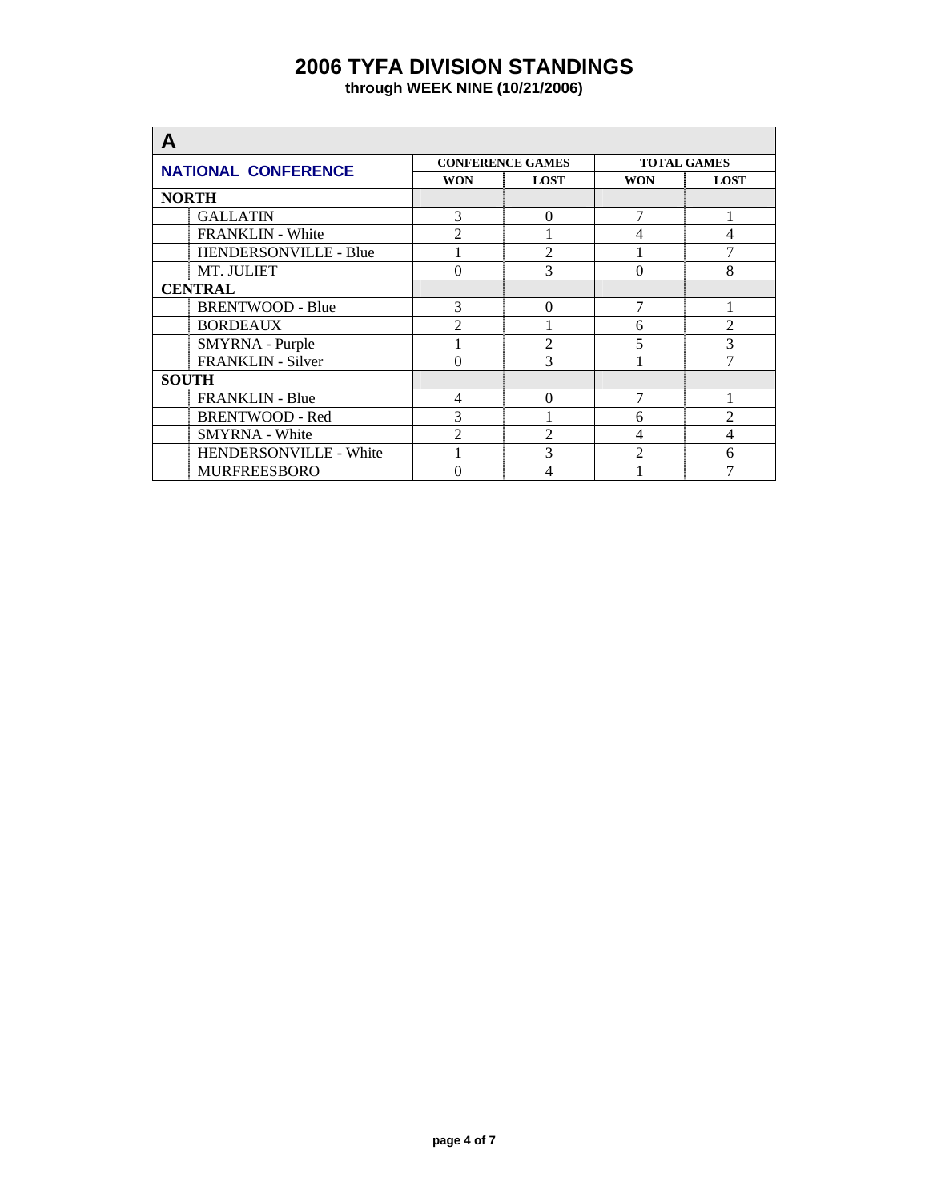# 2006 TYFA DIVISION STANDINGS

**through WEEK NINE (10/21/2006)**

## A

| NATIONAL CONFERENCE | CONFERENCE GAMES | | TOTAL GAMES | |
|---|---|---|---|---|
| | WON | LOST | WON | LOST |
| **NORTH** | | | | |
| GALLATIN | 3 | 0 | 7 | 1 |
| FRANKLIN - White | 2 | 1 | 4 | 4 |
| HENDERSONVILLE - Blue | 1 | 2 | 1 | 7 |
| MT. JULIET | 0 | 3 | 0 | 8 |
| **CENTRAL** | | | | |
| BRENTWOOD - Blue | 3 | 0 | 7 | 1 |
| BORDEAUX | 2 | 1 | 6 | 2 |
| SMYRNA - Purple | 1 | 2 | 5 | 3 |
| FRANKLIN - Silver | 0 | 3 | 1 | 7 |
| **SOUTH** | | | | |
| FRANKLIN - Blue | 4 | 0 | 7 | 1 |
| BRENTWOOD - Red | 3 | 1 | 6 | 2 |
| SMYRNA - White | 2 | 2 | 4 | 4 |
| HENDERSONVILLE - White | 1 | 3 | 2 | 6 |
| MURFREESBORO | 0 | 4 | 1 | 7 |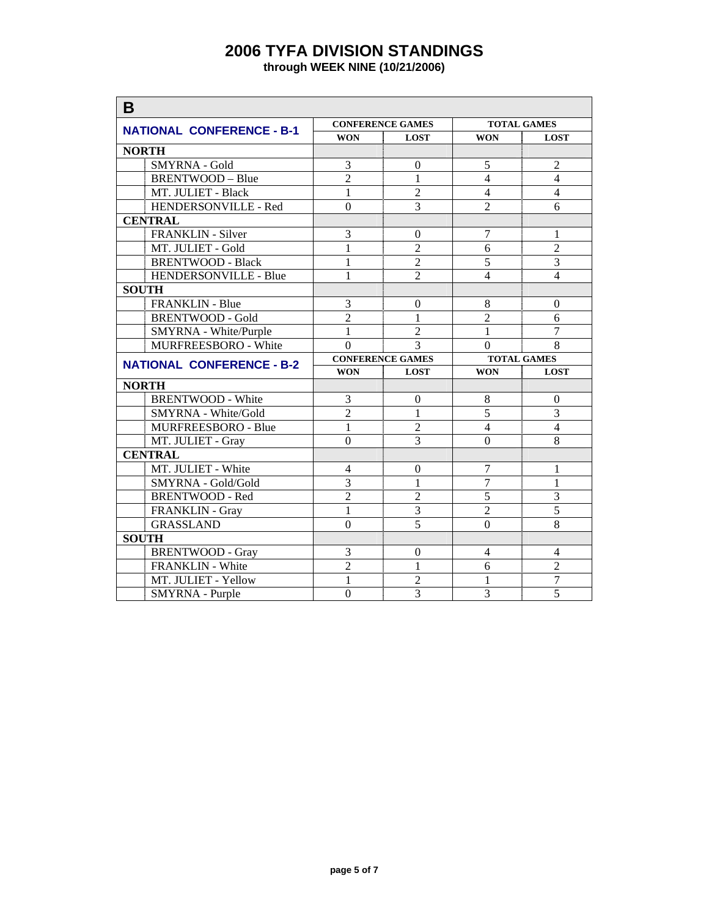# 2006 TYFA DIVISION STANDINGS

**through WEEK NINE (10/21/2006)**

## B

| NATIONAL CONFERENCE - B-1 | CONFERENCE GAMES | | TOTAL GAMES | |
|---|---|---|---|---|
| | WON | LOST | WON | LOST |
| **NORTH** | | | | |
| SMYRNA - Gold | 3 | 0 | 5 | 2 |
| BRENTWOOD – Blue | 2 | 1 | 4 | 4 |
| MT. JULIET - Black | 1 | 2 | 4 | 4 |
| HENDERSONVILLE - Red | 0 | 3 | 2 | 6 |
| **CENTRAL** | | | | |
| FRANKLIN - Silver | 3 | 0 | 7 | 1 |
| MT. JULIET - Gold | 1 | 2 | 6 | 2 |
| BRENTWOOD - Black | 1 | 2 | 5 | 3 |
| HENDERSONVILLE - Blue | 1 | 2 | 4 | 4 |
| **SOUTH** | | | | |
| FRANKLIN - Blue | 3 | 0 | 8 | 0 |
| BRENTWOOD - Gold | 2 | 1 | 2 | 6 |
| SMYRNA - White/Purple | 1 | 2 | 1 | 7 |
| MURFREESBORO - White | 0 | 3 | 0 | 8 |

| NATIONAL CONFERENCE - B-2 | CONFERENCE GAMES | | TOTAL GAMES | |
|---|---|---|---|---|
| | WON | LOST | WON | LOST |
| **NORTH** | | | | |
| BRENTWOOD - White | 3 | 0 | 8 | 0 |
| SMYRNA - White/Gold | 2 | 1 | 5 | 3 |
| MURFREESBORO - Blue | 1 | 2 | 4 | 4 |
| MT. JULIET - Gray | 0 | 3 | 0 | 8 |
| **CENTRAL** | | | | |
| MT. JULIET - White | 4 | 0 | 7 | 1 |
| SMYRNA - Gold/Gold | 3 | 1 | 7 | 1 |
| BRENTWOOD - Red | 2 | 2 | 5 | 3 |
| FRANKLIN - Gray | 1 | 3 | 2 | 5 |
| GRASSLAND | 0 | 5 | 0 | 8 |
| **SOUTH** | | | | |
| BRENTWOOD - Gray | 3 | 0 | 4 | 4 |
| FRANKLIN - White | 2 | 1 | 6 | 2 |
| MT. JULIET - Yellow | 1 | 2 | 1 | 7 |
| SMYRNA - Purple | 0 | 3 | 3 | 5 |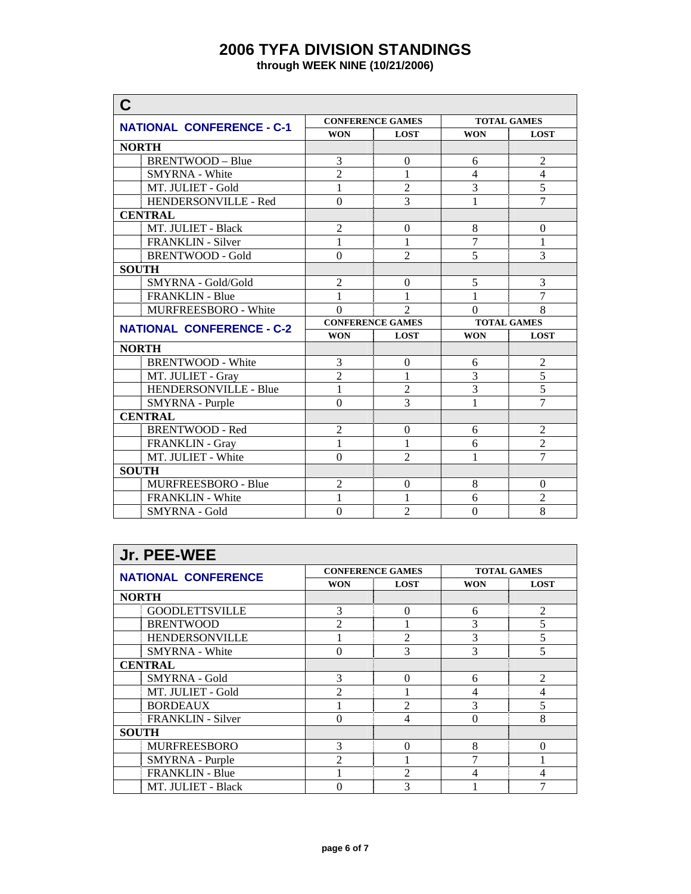# 2006 TYFA DIVISION STANDINGS

**through WEEK NINE (10/21/2006)**

## C

| NATIONAL CONFERENCE - C-1 | CONFERENCE GAMES | | TOTAL GAMES | |
|---|---|---|---|---|
| | WON | LOST | WON | LOST |
| **NORTH** | | | | |
| BRENTWOOD – Blue | 3 | 0 | 6 | 2 |
| SMYRNA - White | 2 | 1 | 4 | 4 |
| MT. JULIET - Gold | 1 | 2 | 3 | 5 |
| HENDERSONVILLE - Red | 0 | 3 | 1 | 7 |
| **CENTRAL** | | | | |
| MT. JULIET - Black | 2 | 0 | 8 | 0 |
| FRANKLIN - Silver | 1 | 1 | 7 | 1 |
| BRENTWOOD - Gold | 0 | 2 | 5 | 3 |
| **SOUTH** | | | | |
| SMYRNA - Gold/Gold | 2 | 0 | 5 | 3 |
| FRANKLIN - Blue | 1 | 1 | 1 | 7 |
| MURFREESBORO - White | 0 | 2 | 0 | 8 |

| NATIONAL CONFERENCE - C-2 | CONFERENCE GAMES | | TOTAL GAMES | |
|---|---|---|---|---|
| | WON | LOST | WON | LOST |
| **NORTH** | | | | |
| BRENTWOOD - White | 3 | 0 | 6 | 2 |
| MT. JULIET - Gray | 2 | 1 | 3 | 5 |
| HENDERSONVILLE - Blue | 1 | 2 | 3 | 5 |
| SMYRNA - Purple | 0 | 3 | 1 | 7 |
| **CENTRAL** | | | | |
| BRENTWOOD - Red | 2 | 0 | 6 | 2 |
| FRANKLIN - Gray | 1 | 1 | 6 | 2 |
| MT. JULIET - White | 0 | 2 | 1 | 7 |
| **SOUTH** | | | | |
| MURFREESBORO - Blue | 2 | 0 | 8 | 0 |
| FRANKLIN - White | 1 | 1 | 6 | 2 |
| SMYRNA - Gold | 0 | 2 | 0 | 8 |

## Jr. PEE-WEE

| NATIONAL CONFERENCE | CONFERENCE GAMES | | TOTAL GAMES | |
|---|---|---|---|---|
| | WON | LOST | WON | LOST |
| **NORTH** | | | | |
| GOODLETTSVILLE | 3 | 0 | 6 | 2 |
| BRENTWOOD | 2 | 1 | 3 | 5 |
| HENDERSONVILLE | 1 | 2 | 3 | 5 |
| SMYRNA - White | 0 | 3 | 3 | 5 |
| **CENTRAL** | | | | |
| SMYRNA - Gold | 3 | 0 | 6 | 2 |
| MT. JULIET - Gold | 2 | 1 | 4 | 4 |
| BORDEAUX | 1 | 2 | 3 | 5 |
| FRANKLIN - Silver | 0 | 4 | 0 | 8 |
| **SOUTH** | | | | |
| MURFREESBORO | 3 | 0 | 8 | 0 |
| SMYRNA - Purple | 2 | 1 | 7 | 1 |
| FRANKLIN - Blue | 1 | 2 | 4 | 4 |
| MT. JULIET - Black | 0 | 3 | 1 | 7 |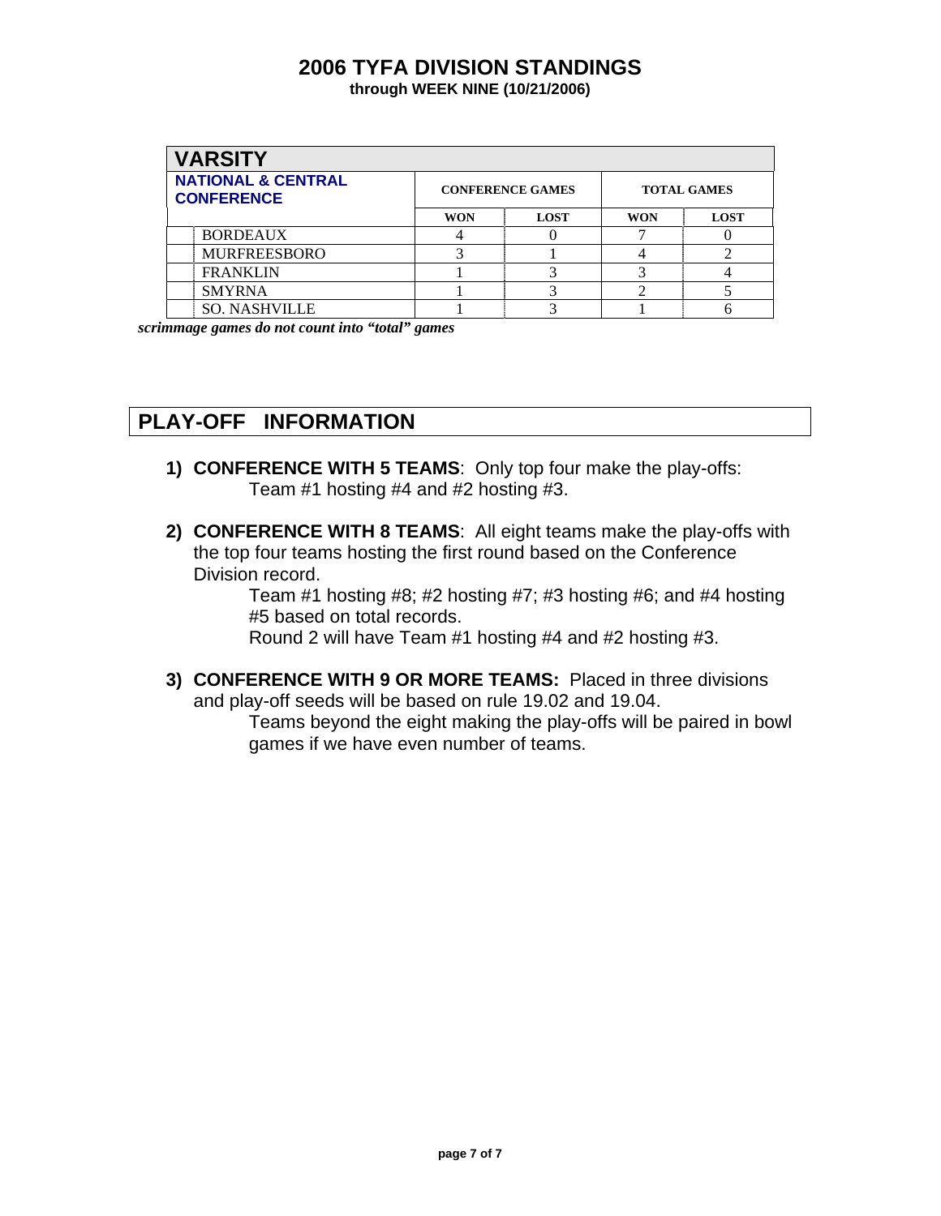# 2006 TYFA DIVISION STANDINGS

**through WEEK NINE (10/21/2006)**

## VARSITY

| NATIONAL & CENTRAL CONFERENCE | CONFERENCE GAMES | | TOTAL GAMES | |
|---|---|---|---|---|
| | WON | LOST | WON | LOST |
| BORDEAUX | 4 | 0 | 7 | 0 |
| MURFREESBORO | 3 | 1 | 4 | 2 |
| FRANKLIN | 1 | 3 | 3 | 4 |
| SMYRNA | 1 | 3 | 2 | 5 |
| SO. NASHVILLE | 1 | 3 | 1 | 6 |

***scrimmage games do not count into "total" games***

## PLAY-OFF INFORMATION

1) **CONFERENCE WITH 5 TEAMS**: Only top four make the play-offs:
   Team #1 hosting #4 and #2 hosting #3.

2) **CONFERENCE WITH 8 TEAMS**: All eight teams make the play-offs with the top four teams hosting the first round based on the Conference Division record.
   Team #1 hosting #8; #2 hosting #7; #3 hosting #6; and #4 hosting #5 based on total records.
   Round 2 will have Team #1 hosting #4 and #2 hosting #3.

3) **CONFERENCE WITH 9 OR MORE TEAMS:** Placed in three divisions and play-off seeds will be based on rule 19.02 and 19.04.
   Teams beyond the eight making the play-offs will be paired in bowl games if we have even number of teams.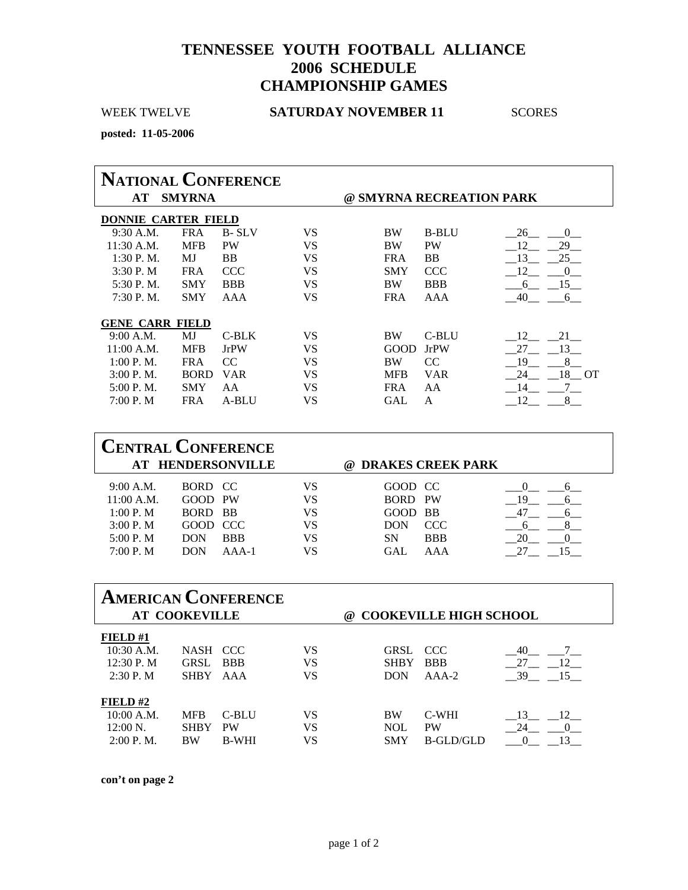# TENNESSEE YOUTH FOOTBALL ALLIANCE
# 2006 SCHEDULE
# CHAMPIONSHIP GAMES

WEEK TWELVE **SATURDAY NOVEMBER 11** SCORES

**posted: 11-05-2006**

## NATIONAL CONFERENCE

**AT SMYRNA** **@ SMYRNA RECREATION PARK**

**DONNIE CARTER FIELD**

| Time | Team | Div | | Team | Div | Score | Score |
|---|---|---|---|---|---|---|---|
| 9:30 A.M. | FRA | B- SLV | VS | BW | B-BLU | 26 | 0 |
| 11:30 A.M. | MFB | PW | VS | BW | PW | 12 | 29 |
| 1:30 P. M. | MJ | BB | VS | FRA | BB | 13 | 25 |
| 3:30 P. M | FRA | CCC | VS | SMY | CCC | 12 | 0 |
| 5:30 P. M. | SMY | BBB | VS | BW | BBB | 6 | 15 |
| 7:30 P. M. | SMY | AAA | VS | FRA | AAA | 40 | 6 |

**GENE CARR FIELD**

| Time | Team | Div | | Team | Div | Score | Score |
|---|---|---|---|---|---|---|---|
| 9:00 A.M. | MJ | C-BLK | VS | BW | C-BLU | 12 | 21 |
| 11:00 A.M. | MFB | JrPW | VS | GOOD | JrPW | 27 | 13 |
| 1:00 P. M. | FRA | CC | VS | BW | CC | 19 | 8 |
| 3:00 P. M. | BORD | VAR | VS | MFB | VAR | 24 | 18 OT |
| 5:00 P. M. | SMY | AA | VS | FRA | AA | 14 | 7 |
| 7:00 P. M | FRA | A-BLU | VS | GAL | A | 12 | 8 |

## CENTRAL CONFERENCE

**AT HENDERSONVILLE** **@ DRAKES CREEK PARK**

| Time | Team | Div | | Team | Div | Score | Score |
|---|---|---|---|---|---|---|---|
| 9:00 A.M. | BORD | CC | VS | GOOD | CC | 0 | 6 |
| 11:00 A.M. | GOOD | PW | VS | BORD | PW | 19 | 6 |
| 1:00 P. M | BORD | BB | VS | GOOD | BB | 47 | 6 |
| 3:00 P. M | GOOD | CCC | VS | DON | CCC | 6 | 8 |
| 5:00 P. M | DON | BBB | VS | SN | BBB | 20 | 0 |
| 7:00 P. M | DON | AAA-1 | VS | GAL | AAA | 27 | 15 |

## AMERICAN CONFERENCE

**AT COOKEVILLE** **@ COOKEVILLE HIGH SCHOOL**

**FIELD #1**

| Time | Team | Div | | Team | Div | Score | Score |
|---|---|---|---|---|---|---|---|
| 10:30 A.M. | NASH | CCC | VS | GRSL | CCC | 40 | 7 |
| 12:30 P. M | GRSL | BBB | VS | SHBY | BBB | 27 | 12 |
| 2:30 P. M | SHBY | AAA | VS | DON | AAA-2 | 39 | 15 |

**FIELD #2**

| Time | Team | Div | | Team | Div | Score | Score |
|---|---|---|---|---|---|---|---|
| 10:00 A.M. | MFB | C-BLU | VS | BW | C-WHI | 13 | 12 |
| 12:00 N. | SHBY | PW | VS | NOL | PW | 24 | 0 |
| 2:00 P. M. | BW | B-WHI | VS | SMY | B-GLD/GLD | 0 | 13 |

**con't on page 2**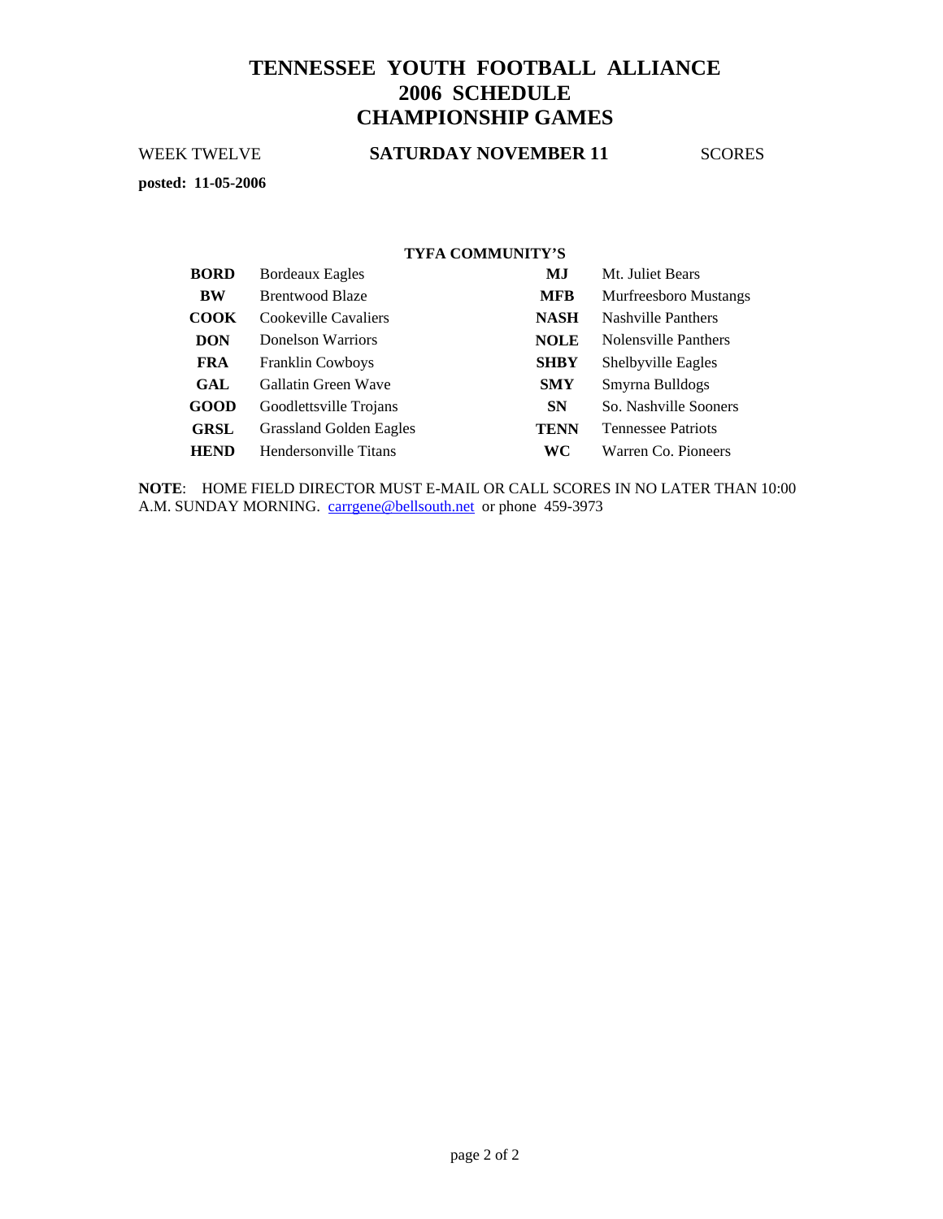# TENNESSEE YOUTH FOOTBALL ALLIANCE
# 2006 SCHEDULE
# CHAMPIONSHIP GAMES

WEEK TWELVE **SATURDAY NOVEMBER 11** SCORES

**posted: 11-05-2006**

**TYFA COMMUNITY'S**

| | | | |
|---|---|---|---|
| **BORD** | Bordeaux Eagles | **MJ** | Mt. Juliet Bears |
| **BW** | Brentwood Blaze | **MFB** | Murfreesboro Mustangs |
| **COOK** | Cookeville Cavaliers | **NASH** | Nashville Panthers |
| **DON** | Donelson Warriors | **NOLE** | Nolensville Panthers |
| **FRA** | Franklin Cowboys | **SHBY** | Shelbyville Eagles |
| **GAL** | Gallatin Green Wave | **SMY** | Smyrna Bulldogs |
| **GOOD** | Goodlettsville Trojans | **SN** | So. Nashville Sooners |
| **GRSL** | Grassland Golden Eagles | **TENN** | Tennessee Patriots |
| **HEND** | Hendersonville Titans | **WC** | Warren Co. Pioneers |

**NOTE**: HOME FIELD DIRECTOR MUST E-MAIL OR CALL SCORES IN NO LATER THAN 10:00 A.M. SUNDAY MORNING. carrgene@bellsouth.net or phone 459-3973